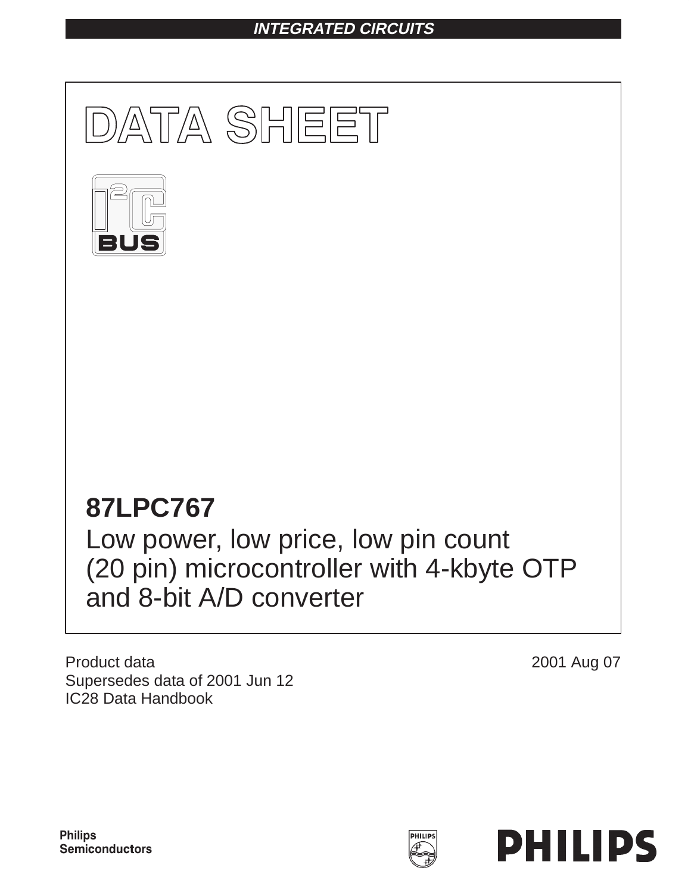INTEGRATED CIRCUITS

# DATA SHEET

## 87LPC767

Low power, low price, low pin count (20 pin) microcontroller with 4-kbyte OTP and 8-bit A/D converter

Product data
Supersedes data of 2001 Jun 12
IC28 Data Handbook

2001 Aug 07

Philips Semiconductors

PHILIPS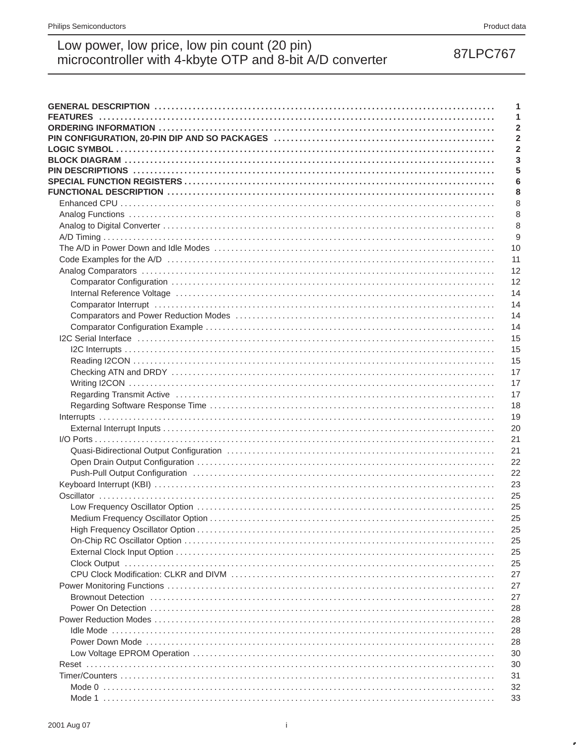| | |
|---|---|
| **GENERAL DESCRIPTION** | **1** |
| **FEATURES** | **1** |
| **ORDERING INFORMATION** | **2** |
| **PIN CONFIGURATION, 20-PIN DIP AND SO PACKAGES** | **2** |
| **LOGIC SYMBOL** | **2** |
| **BLOCK DIAGRAM** | **3** |
| **PIN DESCRIPTIONS** | **5** |
| **SPECIAL FUNCTION REGISTERS** | **6** |
| **FUNCTIONAL DESCRIPTION** | **8** |
| Enhanced CPU | 8 |
| Analog Functions | 8 |
| Analog to Digital Converter | 8 |
| A/D Timing | 9 |
| The A/D in Power Down and Idle Modes | 10 |
| Code Examples for the A/D | 11 |
| Analog Comparators | 12 |
| Comparator Configuration | 12 |
| Internal Reference Voltage | 14 |
| Comparator Interrupt | 14 |
| Comparators and Power Reduction Modes | 14 |
| Comparator Configuration Example | 14 |
| I2C Serial Interface | 15 |
| I2C Interrupts | 15 |
| Reading I2CON | 15 |
| Checking ATN and DRDY | 17 |
| Writing I2CON | 17 |
| Regarding Transmit Active | 17 |
| Regarding Software Response Time | 18 |
| Interrupts | 19 |
| External Interrupt Inputs | 20 |
| I/O Ports | 21 |
| Quasi-Bidirectional Output Configuration | 21 |
| Open Drain Output Configuration | 22 |
| Push-Pull Output Configuration | 22 |
| Keyboard Interrupt (KBI) | 23 |
| Oscillator | 25 |
| Low Frequency Oscillator Option | 25 |
| Medium Frequency Oscillator Option | 25 |
| High Frequency Oscillator Option | 25 |
| On-Chip RC Oscillator Option | 25 |
| External Clock Input Option | 25 |
| Clock Output | 25 |
| CPU Clock Modification: CLKR and DIVM | 27 |
| Power Monitoring Functions | 27 |
| Brownout Detection | 27 |
| Power On Detection | 28 |
| Power Reduction Modes | 28 |
| Idle Mode | 28 |
| Power Down Mode | 28 |
| Low Voltage EPROM Operation | 30 |
| Reset | 30 |
| Timer/Counters | 31 |
| Mode 0 | 32 |
| Mode 1 | 33 |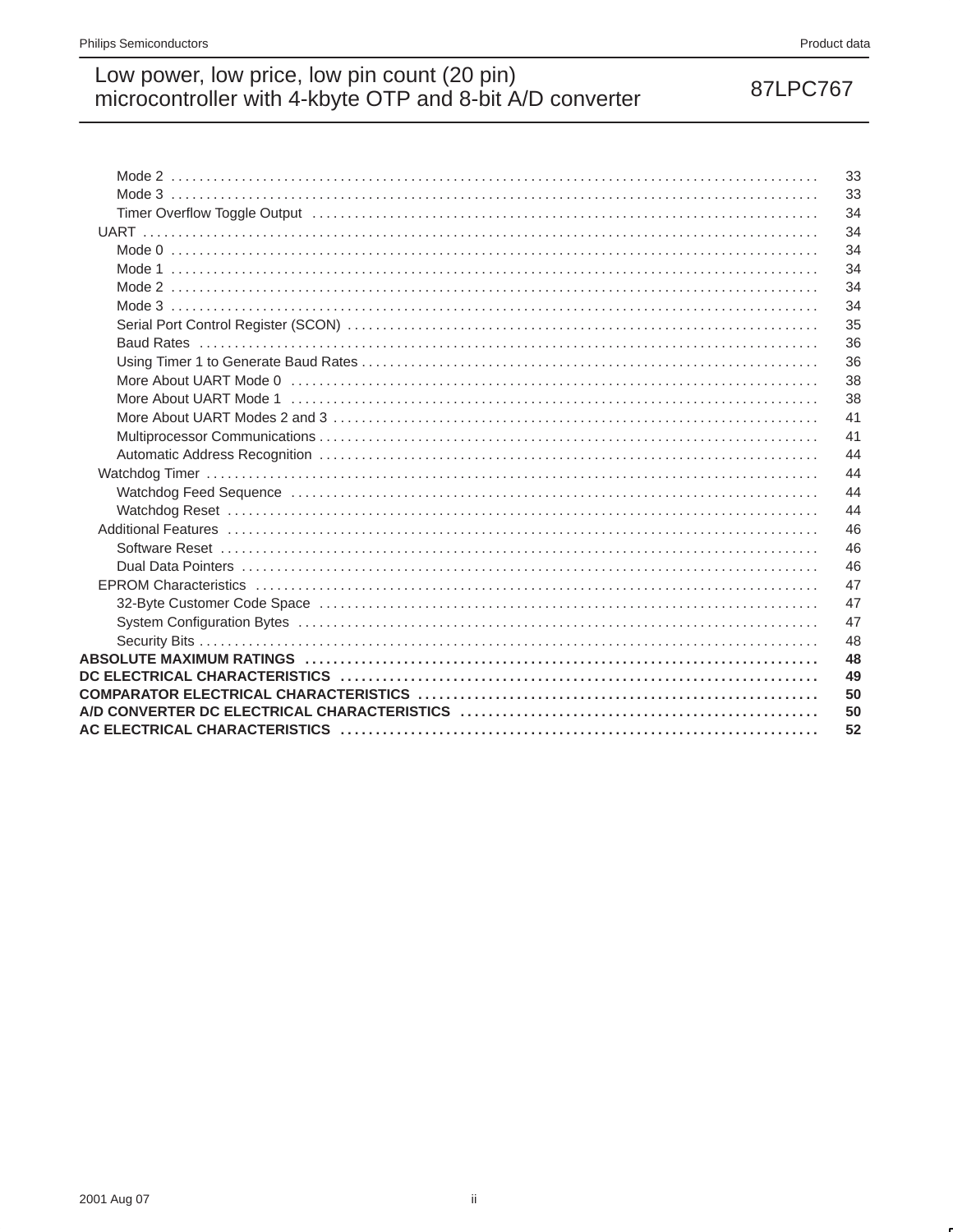Mode 2 . . . . . . . . . . . . . . . . . . . . . . . . . . . . . . . . . . . . . . . . . . . . . . . . . . . . . . . . . . . . . . . . . . . . 33
Mode 3 . . . . . . . . . . . . . . . . . . . . . . . . . . . . . . . . . . . . . . . . . . . . . . . . . . . . . . . . . . . . . . . . . . . . 33
Timer Overflow Toggle Output . . . . . . . . . . . . . . . . . . . . . . . . . . . . . . . . . . . . . . . . . . . . . . . . . . . 34
UART . . . . . . . . . . . . . . . . . . . . . . . . . . . . . . . . . . . . . . . . . . . . . . . . . . . . . . . . . . . . . . . . . . . . . . . . 34
Mode 0 . . . . . . . . . . . . . . . . . . . . . . . . . . . . . . . . . . . . . . . . . . . . . . . . . . . . . . . . . . . . . . . . . . . . 34
Mode 1 . . . . . . . . . . . . . . . . . . . . . . . . . . . . . . . . . . . . . . . . . . . . . . . . . . . . . . . . . . . . . . . . . . . . 34
Mode 2 . . . . . . . . . . . . . . . . . . . . . . . . . . . . . . . . . . . . . . . . . . . . . . . . . . . . . . . . . . . . . . . . . . . . 34
Mode 3 . . . . . . . . . . . . . . . . . . . . . . . . . . . . . . . . . . . . . . . . . . . . . . . . . . . . . . . . . . . . . . . . . . . . 34
Serial Port Control Register (SCON) . . . . . . . . . . . . . . . . . . . . . . . . . . . . . . . . . . . . . . . . . . . . . . . 35
Baud Rates . . . . . . . . . . . . . . . . . . . . . . . . . . . . . . . . . . . . . . . . . . . . . . . . . . . . . . . . . . . . . . . . . . 36
Using Timer 1 to Generate Baud Rates . . . . . . . . . . . . . . . . . . . . . . . . . . . . . . . . . . . . . . . . . . . . . 36
More About UART Mode 0 . . . . . . . . . . . . . . . . . . . . . . . . . . . . . . . . . . . . . . . . . . . . . . . . . . . . . . 38
More About UART Mode 1 . . . . . . . . . . . . . . . . . . . . . . . . . . . . . . . . . . . . . . . . . . . . . . . . . . . . . . 38
More About UART Modes 2 and 3 . . . . . . . . . . . . . . . . . . . . . . . . . . . . . . . . . . . . . . . . . . . . . . . . . 41
Multiprocessor Communications . . . . . . . . . . . . . . . . . . . . . . . . . . . . . . . . . . . . . . . . . . . . . . . . . . 41
Automatic Address Recognition . . . . . . . . . . . . . . . . . . . . . . . . . . . . . . . . . . . . . . . . . . . . . . . . . . 44
Watchdog Timer . . . . . . . . . . . . . . . . . . . . . . . . . . . . . . . . . . . . . . . . . . . . . . . . . . . . . . . . . . . . . . . . . 44
Watchdog Feed Sequence . . . . . . . . . . . . . . . . . . . . . . . . . . . . . . . . . . . . . . . . . . . . . . . . . . . . . . 44
Watchdog Reset . . . . . . . . . . . . . . . . . . . . . . . . . . . . . . . . . . . . . . . . . . . . . . . . . . . . . . . . . . . . . . 44
Additional Features . . . . . . . . . . . . . . . . . . . . . . . . . . . . . . . . . . . . . . . . . . . . . . . . . . . . . . . . . . . . . . . 46
Software Reset . . . . . . . . . . . . . . . . . . . . . . . . . . . . . . . . . . . . . . . . . . . . . . . . . . . . . . . . . . . . . . . 46
Dual Data Pointers . . . . . . . . . . . . . . . . . . . . . . . . . . . . . . . . . . . . . . . . . . . . . . . . . . . . . . . . . . . . 46
EPROM Characteristics . . . . . . . . . . . . . . . . . . . . . . . . . . . . . . . . . . . . . . . . . . . . . . . . . . . . . . . . . . . 47
32-Byte Customer Code Space . . . . . . . . . . . . . . . . . . . . . . . . . . . . . . . . . . . . . . . . . . . . . . . . . . . 47
System Configuration Bytes . . . . . . . . . . . . . . . . . . . . . . . . . . . . . . . . . . . . . . . . . . . . . . . . . . . . . 47
Security Bits . . . . . . . . . . . . . . . . . . . . . . . . . . . . . . . . . . . . . . . . . . . . . . . . . . . . . . . . . . . . . . . . . 48

**ABSOLUTE MAXIMUM RATINGS . . . . . . . . . . . . . . . . . . . . . . . . . . . . . . . . . . . . . . . . . . . . . . . . . . . . 48**
**DC ELECTRICAL CHARACTERISTICS . . . . . . . . . . . . . . . . . . . . . . . . . . . . . . . . . . . . . . . . . . . . . . . . . 49**
**COMPARATOR ELECTRICAL CHARACTERISTICS . . . . . . . . . . . . . . . . . . . . . . . . . . . . . . . . . . . . . . . . 50**
**A/D CONVERTER DC ELECTRICAL CHARACTERISTICS . . . . . . . . . . . . . . . . . . . . . . . . . . . . . . . . . . . 50**
**AC ELECTRICAL CHARACTERISTICS . . . . . . . . . . . . . . . . . . . . . . . . . . . . . . . . . . . . . . . . . . . . . . . . . 52**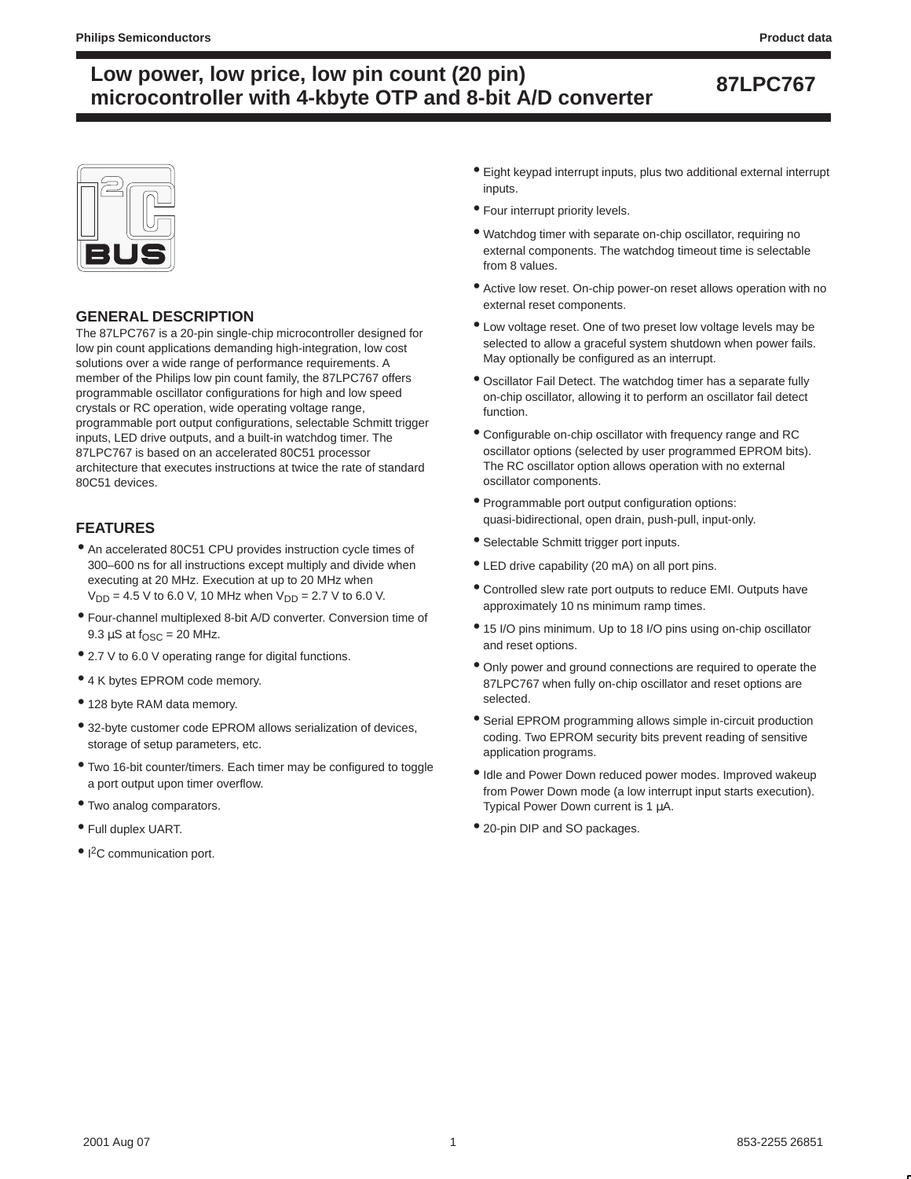# Low power, low price, low pin count (20 pin) microcontroller with 4-kbyte OTP and 8-bit A/D converter

## GENERAL DESCRIPTION

The 87LPC767 is a 20-pin single-chip microcontroller designed for low pin count applications demanding high-integration, low cost solutions over a wide range of performance requirements. A member of the Philips low pin count family, the 87LPC767 offers programmable oscillator configurations for high and low speed crystals or RC operation, wide operating voltage range, programmable port output configurations, selectable Schmitt trigger inputs, LED drive outputs, and a built-in watchdog timer. The 87LPC767 is based on an accelerated 80C51 processor architecture that executes instructions at twice the rate of standard 80C51 devices.

## FEATURES

- An accelerated 80C51 CPU provides instruction cycle times of 300–600 ns for all instructions except multiply and divide when executing at 20 MHz. Execution at up to 20 MHz when $V_{DD}$ = 4.5 V to 6.0 V, 10 MHz when $V_{DD}$ = 2.7 V to 6.0 V.
- Four-channel multiplexed 8-bit A/D converter. Conversion time of 9.3 µS at $f_{OSC}$ = 20 MHz.
- 2.7 V to 6.0 V operating range for digital functions.
- 4 K bytes EPROM code memory.
- 128 byte RAM data memory.
- 32-byte customer code EPROM allows serialization of devices, storage of setup parameters, etc.
- Two 16-bit counter/timers. Each timer may be configured to toggle a port output upon timer overflow.
- Two analog comparators.
- Full duplex UART.
- $I^2C$ communication port.
- Eight keypad interrupt inputs, plus two additional external interrupt inputs.
- Four interrupt priority levels.
- Watchdog timer with separate on-chip oscillator, requiring no external components. The watchdog timeout time is selectable from 8 values.
- Active low reset. On-chip power-on reset allows operation with no external reset components.
- Low voltage reset. One of two preset low voltage levels may be selected to allow a graceful system shutdown when power fails. May optionally be configured as an interrupt.
- Oscillator Fail Detect. The watchdog timer has a separate fully on-chip oscillator, allowing it to perform an oscillator fail detect function.
- Configurable on-chip oscillator with frequency range and RC oscillator options (selected by user programmed EPROM bits). The RC oscillator option allows operation with no external oscillator components.
- Programmable port output configuration options: quasi-bidirectional, open drain, push-pull, input-only.
- Selectable Schmitt trigger port inputs.
- LED drive capability (20 mA) on all port pins.
- Controlled slew rate port outputs to reduce EMI. Outputs have approximately 10 ns minimum ramp times.
- 15 I/O pins minimum. Up to 18 I/O pins using on-chip oscillator and reset options.
- Only power and ground connections are required to operate the 87LPC767 when fully on-chip oscillator and reset options are selected.
- Serial EPROM programming allows simple in-circuit production coding. Two EPROM security bits prevent reading of sensitive application programs.
- Idle and Power Down reduced power modes. Improved wakeup from Power Down mode (a low interrupt input starts execution). Typical Power Down current is 1 µA.
- 20-pin DIP and SO packages.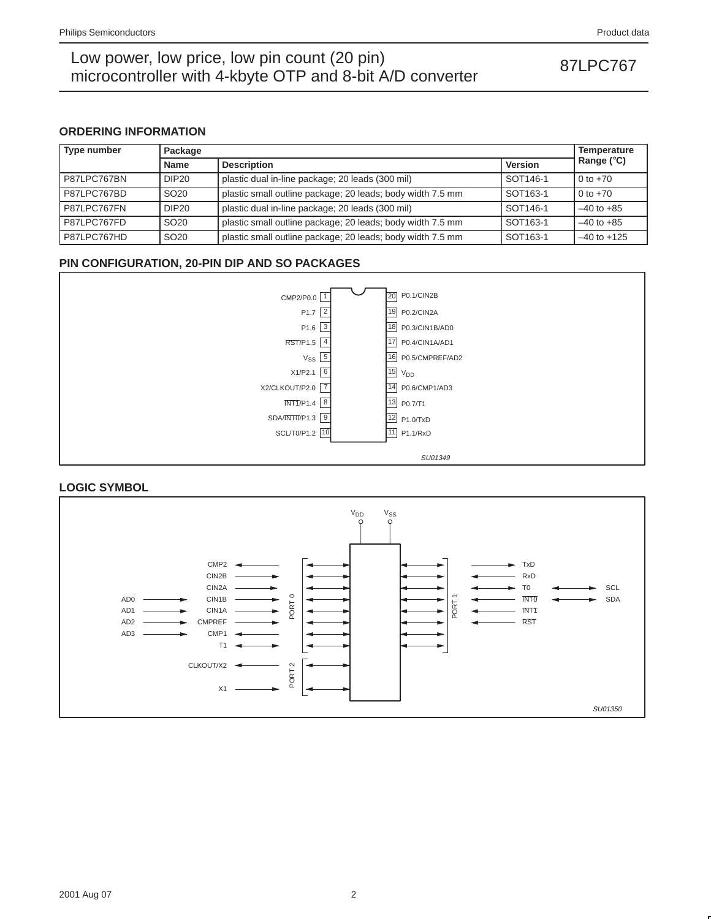## ORDERING INFORMATION

| Type number | Package | | | Temperature Range (°C) |
|---|---|---|---|---|
| | Name | Description | Version | |
| P87LPC767BN | DIP20 | plastic dual in-line package; 20 leads (300 mil) | SOT146-1 | 0 to +70 |
| P87LPC767BD | SO20 | plastic small outline package; 20 leads; body width 7.5 mm | SOT163-1 | 0 to +70 |
| P87LPC767FN | DIP20 | plastic dual in-line package; 20 leads (300 mil) | SOT146-1 | –40 to +85 |
| P87LPC767FD | SO20 | plastic small outline package; 20 leads; body width 7.5 mm | SOT163-1 | –40 to +85 |
| P87LPC767HD | SO20 | plastic small outline package; 20 leads; body width 7.5 mm | SOT163-1 | –40 to +125 |

## PIN CONFIGURATION, 20-PIN DIP AND SO PACKAGES

CMP2/P0.0 1
P1.7 2
P1.6 3
RST/P1.5 4
$V_{SS}$ 5
X1/P2.1 6
X2/CLKOUT/P2.0 7
INT1/P1.4 8
SDA/INT0/P1.3 9
SCL/T0/P1.2 10
20 P0.1/CIN2B
19 P0.2/CIN2A
18 P0.3/CIN1B/AD0
17 P0.4/CIN1A/AD1
16 P0.5/CMPREF/AD2
15 $V_{DD}$
14 P0.6/CMP1/AD3
13 P0.7/T1
12 P1.0/TxD
11 P1.1/RxD

SU01349

## LOGIC SYMBOL

$V_{DD}$ $V_{SS}$

AD0 AD1 AD2 AD3
CMP2 CIN2B CIN2A CIN1B CIN1A CMPREF CMP1 T1
CLKOUT/X2
X1
PORT 0
PORT 2
PORT 1
TxD RxD T0 INT0 INT1 RST
SCL SDA

SU01350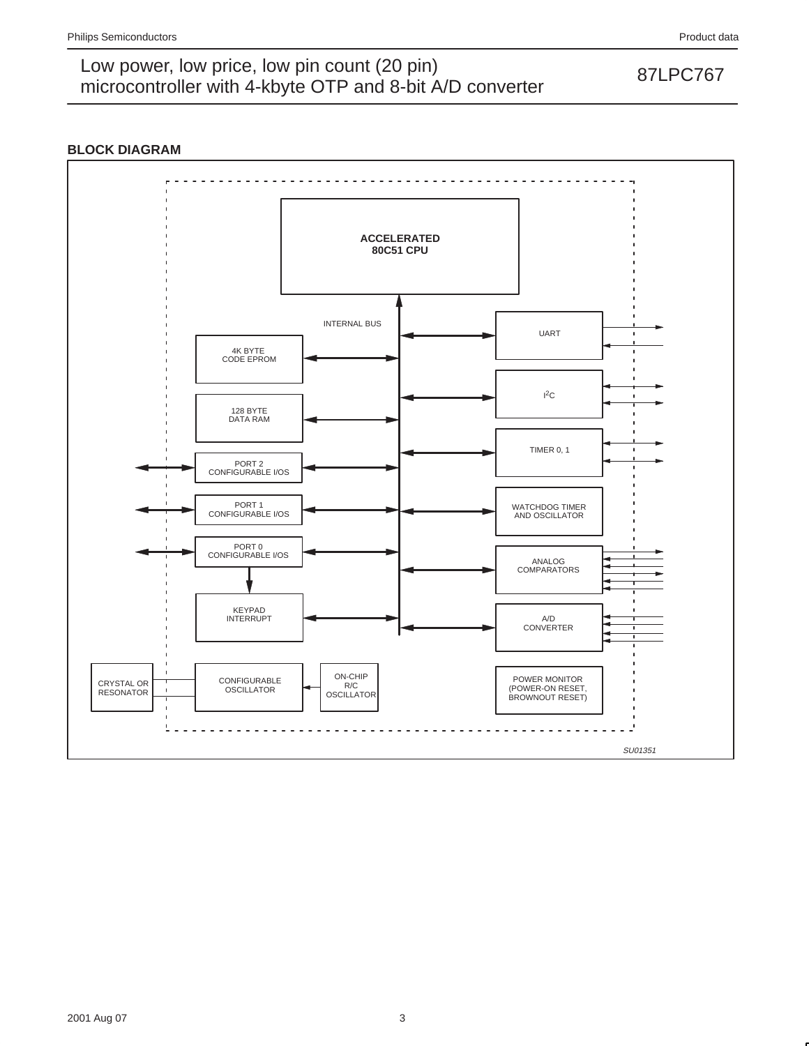## BLOCK DIAGRAM

ACCELERATED
80C51 CPU

INTERNAL BUS

4K BYTE
CODE EPROM

128 BYTE
DATA RAM

PORT 2
CONFIGURABLE I/OS

PORT 1
CONFIGURABLE I/OS

PORT 0
CONFIGURABLE I/OS

KEYPAD
INTERRUPT

UART

I²C

TIMER 0, 1

WATCHDOG TIMER
AND OSCILLATOR

ANALOG
COMPARATORS

A/D
CONVERTER

CRYSTAL OR
RESONATOR

CONFIGURABLE
OSCILLATOR

ON-CHIP
R/C
OSCILLATOR

POWER MONITOR
(POWER-ON RESET,
BROWNOUT RESET)

SU01351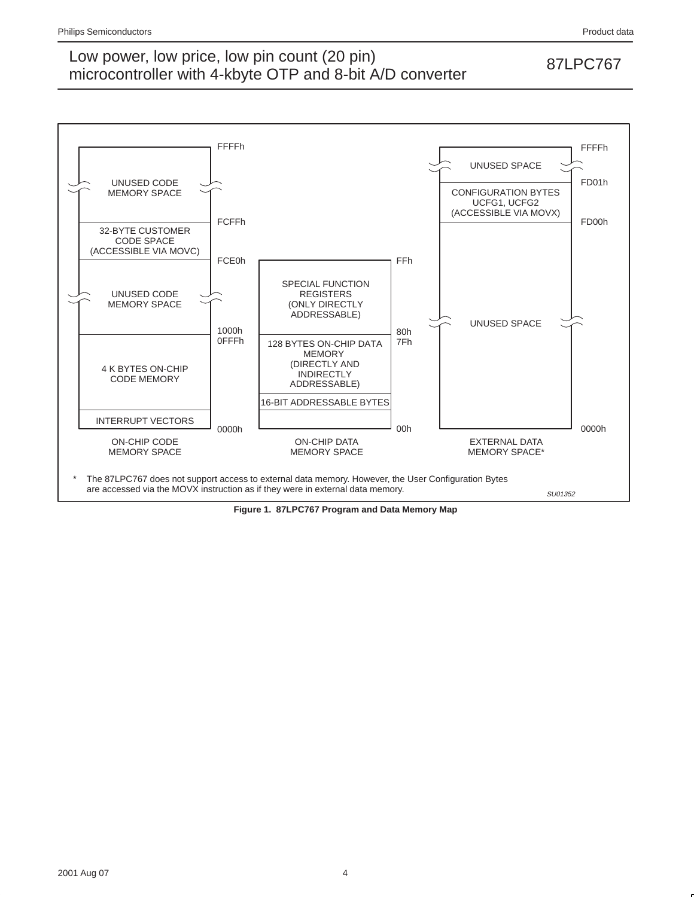ON-CHIP CODE MEMORY SPACE

| Address | Region |
|---|---|
| FFFFh – FD00h (approx.) | UNUSED CODE MEMORY SPACE |
| FCFFh – FCE0h | 32-BYTE CUSTOMER CODE SPACE (ACCESSIBLE VIA MOVC) |
| FCE0h – 1000h | UNUSED CODE MEMORY SPACE |
| 0FFFh – 0000h | 4 K BYTES ON-CHIP CODE MEMORY |
| 0000h | INTERRUPT VECTORS |

ON-CHIP DATA MEMORY SPACE

| Address | Region |
|---|---|
| FFh – 80h | SPECIAL FUNCTION REGISTERS (ONLY DIRECTLY ADDRESSABLE) |
| 7Fh – 00h | 128 BYTES ON-CHIP DATA MEMORY (DIRECTLY AND INDIRECTLY ADDRESSABLE) |
| | 16-BIT ADDRESSABLE BYTES |

EXTERNAL DATA MEMORY SPACE*

| Address | Region |
|---|---|
| FFFFh – FD01h | UNUSED SPACE |
| FD01h – FD00h | CONFIGURATION BYTES UCFG1, UCFG2 (ACCESSIBLE VIA MOVX) |
| FD00h – 0000h | UNUSED SPACE |

* The 87LPC767 does not support access to external data memory. However, the User Configuration Bytes are accessed via the MOVX instruction as if they were in external data memory.

SU01352

**Figure 1. 87LPC767 Program and Data Memory Map**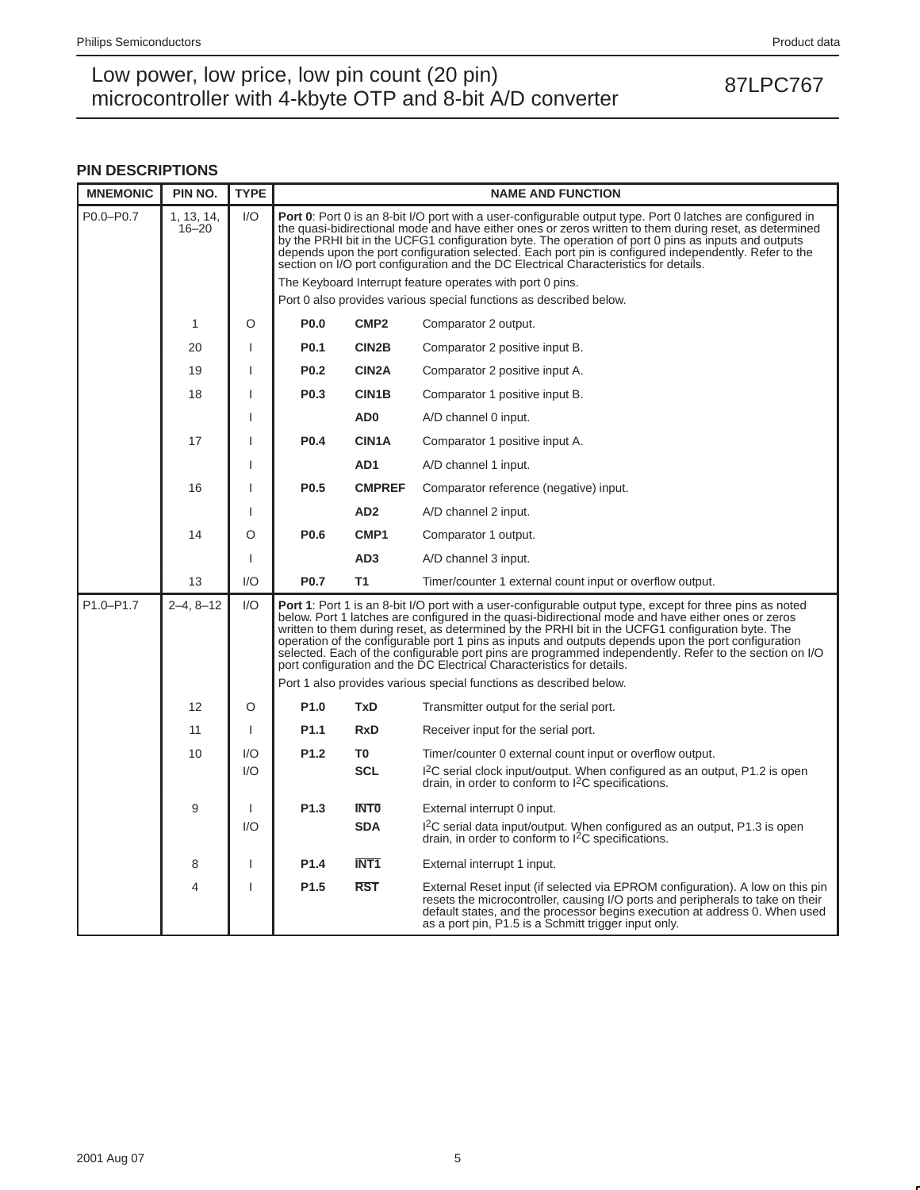## PIN DESCRIPTIONS

| MNEMONIC | PIN NO. | TYPE | NAME AND FUNCTION | | |
|---|---|---|---|---|---|
| P0.0–P0.7 | 1, 13, 14, 16–20 | I/O | **Port 0**: Port 0 is an 8-bit I/O port with a user-configurable output type. Port 0 latches are configured in the quasi-bidirectional mode and have either ones or zeros written to them during reset, as determined by the PRHI bit in the UCFG1 configuration byte. The operation of port 0 pins as inputs and outputs depends upon the port configuration selected. Each port pin is configured independently. Refer to the section on I/O port configuration and the DC Electrical Characteristics for details. The Keyboard Interrupt feature operates with port 0 pins. Port 0 also provides various special functions as described below. | | |
| | 1 | O | **P0.0** | **CMP2** | Comparator 2 output. |
| | 20 | I | **P0.1** | **CIN2B** | Comparator 2 positive input B. |
| | 19 | I | **P0.2** | **CIN2A** | Comparator 2 positive input A. |
| | 18 | I | **P0.3** | **CIN1B** | Comparator 1 positive input B. |
| | | I | | **AD0** | A/D channel 0 input. |
| | 17 | I | **P0.4** | **CIN1A** | Comparator 1 positive input A. |
| | | I | | **AD1** | A/D channel 1 input. |
| | 16 | I | **P0.5** | **CMPREF** | Comparator reference (negative) input. |
| | | I | | **AD2** | A/D channel 2 input. |
| | 14 | O | **P0.6** | **CMP1** | Comparator 1 output. |
| | | I | | **AD3** | A/D channel 3 input. |
| | 13 | I/O | **P0.7** | **T1** | Timer/counter 1 external count input or overflow output. |
| P1.0–P1.7 | 2–4, 8–12 | I/O | **Port 1**: Port 1 is an 8-bit I/O port with a user-configurable output type, except for three pins as noted below. Port 1 latches are configured in the quasi-bidirectional mode and have either ones or zeros written to them during reset, as determined by the PRHI bit in the UCFG1 configuration byte. The operation of the configurable port 1 pins as inputs and outputs depends upon the port configuration selected. Each of the configurable port pins are programmed independently. Refer to the section on I/O port configuration and the DC Electrical Characteristics for details. Port 1 also provides various special functions as described below. | | |
| | 12 | O | **P1.0** | **TxD** | Transmitter output for the serial port. |
| | 11 | I | **P1.1** | **RxD** | Receiver input for the serial port. |
| | 10 | I/O | **P1.2** | **T0** | Timer/counter 0 external count input or overflow output. |
| | | I/O | | **SCL** | I²C serial clock input/output. When configured as an output, P1.2 is open drain, in order to conform to I²C specifications. |
| | 9 | I | **P1.3** | **$\overline{\text{INT0}}$** | External interrupt 0 input. |
| | | I/O | | **SDA** | I²C serial data input/output. When configured as an output, P1.3 is open drain, in order to conform to I²C specifications. |
| | 8 | I | **P1.4** | **$\overline{\text{INT1}}$** | External interrupt 1 input. |
| | 4 | I | **P1.5** | **$\overline{\text{RST}}$** | External Reset input (if selected via EPROM configuration). A low on this pin resets the microcontroller, causing I/O ports and peripherals to take on their default states, and the processor begins execution at address 0. When used as a port pin, P1.5 is a Schmitt trigger input only. |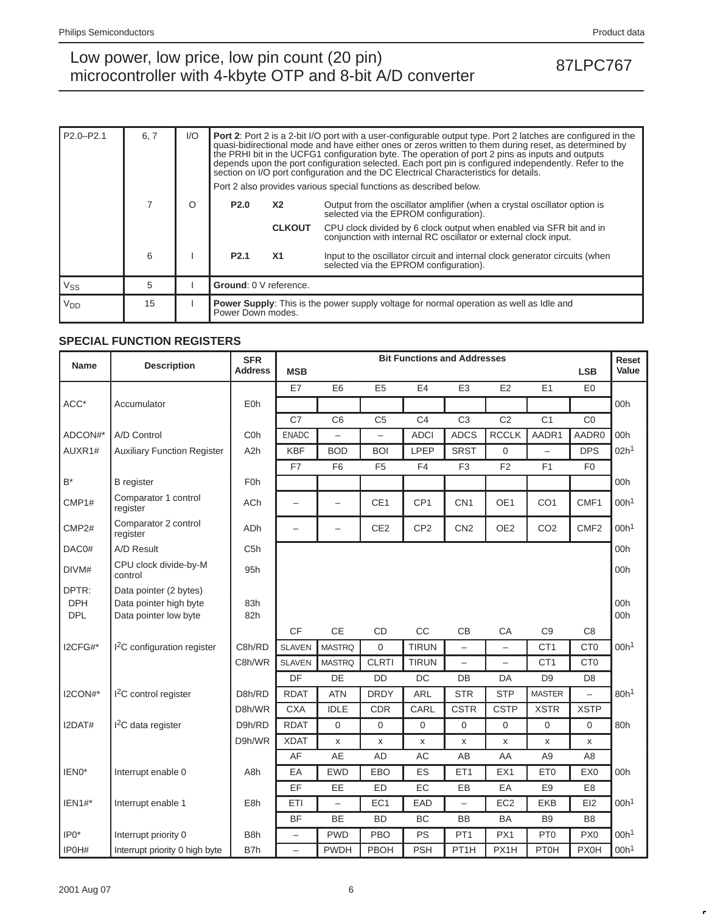| | | | | | |
|---|---|---|---|---|---|
| P2.0–P2.1 | 6, 7 | I/O | **Port 2**: Port 2 is a 2-bit I/O port with a user-configurable output type. Port 2 latches are configured in the quasi-bidirectional mode and have either ones or zeros written to them during reset, as determined by the PRHI bit in the UCFG1 configuration byte. The operation of port 2 pins as inputs and outputs depends upon the port configuration selected. Each port pin is configured independently. Refer to the section on I/O port configuration and the DC Electrical Characteristics for details. Port 2 also provides various special functions as described below. | | |
| | 7 | O | **P2.0** | **X2** | Output from the oscillator amplifier (when a crystal oscillator option is selected via the EPROM configuration). |
| | | | | **CLKOUT** | CPU clock divided by 6 clock output when enabled via SFR bit and in conjunction with internal RC oscillator or external clock input. |
| | 6 | I | **P2.1** | **X1** | Input to the oscillator circuit and internal clock generator circuits (when selected via the EPROM configuration). |
| $V_{SS}$ | 5 | I | **Ground**: 0 V reference. | | |
| $V_{DD}$ | 15 | I | **Power Supply**: This is the power supply voltage for normal operation as well as Idle and Power Down modes. | | |

## SPECIAL FUNCTION REGISTERS

| Name | Description | SFR Address | MSB | Bit Functions and Addresses | | | | | | LSB | Reset Value |
|---|---|---|---|---|---|---|---|---|---|---|---|
| | | | E7 | E6 | E5 | E4 | E3 | E2 | E1 | E0 | |
| ACC* | Accumulator | E0h | | | | | | | | | 00h |
| | | | C7 | C6 | C5 | C4 | C3 | C2 | C1 | C0 | |
| ADCON#* | A/D Control | C0h | ENADC | – | – | ADCI | ADCS | RCCLK | AADR1 | AADR0 | 00h |
| AUXR1# | Auxiliary Function Register | A2h | KBF | BOD | BOI | LPEP | SRST | 0 | – | DPS | 02h[1] |
| | | | F7 | F6 | F5 | F4 | F3 | F2 | F1 | F0 | |
| B* | B register | F0h | | | | | | | | | 00h |
| CMP1# | Comparator 1 control register | ACh | – | – | CE1 | CP1 | CN1 | OE1 | CO1 | CMF1 | 00h[1] |
| CMP2# | Comparator 2 control register | ADh | – | – | CE2 | CP2 | CN2 | OE2 | CO2 | CMF2 | 00h[1] |
| DAC0# | A/D Result | C5h | | | | | | | | | 00h |
| DIVM# | CPU clock divide-by-M control | 95h | | | | | | | | | 00h |
| DPTR: | Data pointer (2 bytes) | | | | | | | | | | |
| DPH | Data pointer high byte | 83h | | | | | | | | | 00h |
| DPL | Data pointer low byte | 82h | | | | | | | | | 00h |
| | | | CF | CE | CD | CC | CB | CA | C9 | C8 | |
| I2CFG#* | I²C configuration register | C8h/RD | SLAVEN | MASTRQ | 0 | TIRUN | – | – | CT1 | CT0 | 00h[1] |
| | | C8h/WR | SLAVEN | MASTRQ | CLRTI | TIRUN | – | – | CT1 | CT0 | |
| | | | DF | DE | DD | DC | DB | DA | D9 | D8 | |
| I2CON#* | I²C control register | D8h/RD | RDAT | ATN | DRDY | ARL | STR | STP | MASTER | – | 80h[1] |
| | | D8h/WR | CXA | IDLE | CDR | CARL | CSTR | CSTP | XSTR | XSTP | |
| I2DAT# | I²C data register | D9h/RD | RDAT | 0 | 0 | 0 | 0 | 0 | 0 | 0 | 80h |
| | | D9h/WR | XDAT | x | x | x | x | x | x | x | |
| | | | AF | AE | AD | AC | AB | AA | A9 | A8 | |
| IEN0* | Interrupt enable 0 | A8h | EA | EWD | EBO | ES | ET1 | EX1 | ET0 | EX0 | 00h |
| | | | EF | EE | ED | EC | EB | EA | E9 | E8 | |
| IEN1#* | Interrupt enable 1 | E8h | ETI | – | EC1 | EAD | – | EC2 | EKB | EI2 | 00h[1] |
| | | | BF | BE | BD | BC | BB | BA | B9 | B8 | |
| IP0* | Interrupt priority 0 | B8h | – | PWD | PBO | PS | PT1 | PX1 | PT0 | PX0 | 00h[1] |
| IP0H# | Interrupt priority 0 high byte | B7h | – | PWDH | PBOH | PSH | PT1H | PX1H | PT0H | PX0H | 00h[1] |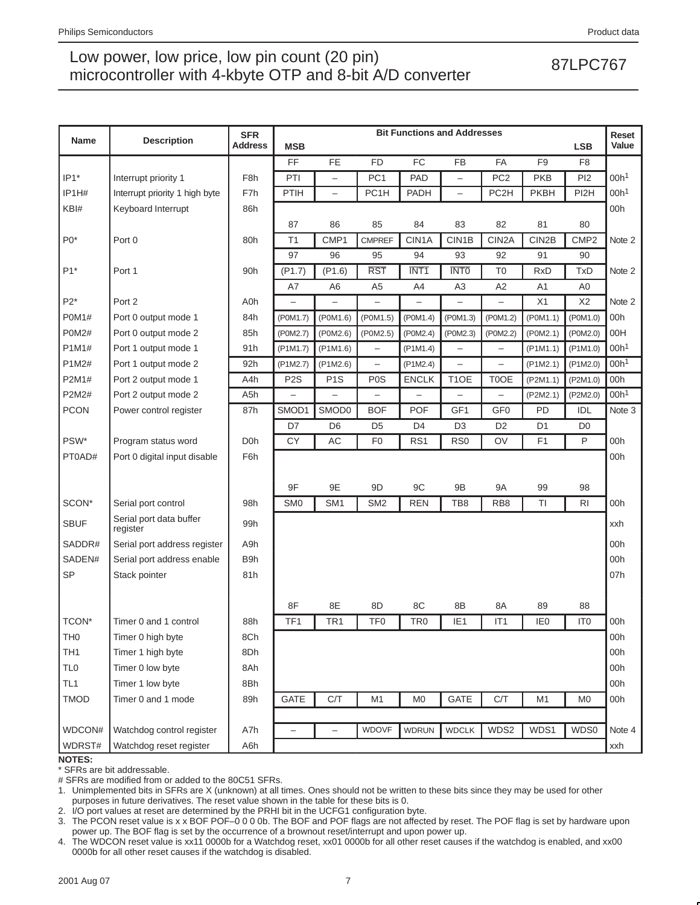| Name | Description | SFR Address | Bit Functions and Addresses MSB | | | | | | | LSB | Reset Value |
|---|---|---|---|---|---|---|---|---|---|---|---|
| | | | FF | FE | FD | FC | FB | FA | F9 | F8 | |
| IP1* | Interrupt priority 1 | F8h | PTI | – | PC1 | PAD | – | PC2 | PKB | PI2 | 00h[1] |
| IP1H# | Interrupt priority 1 high byte | F7h | PTIH | – | PC1H | PADH | – | PC2H | PKBH | PI2H | 00h[1] |
| KBI# | Keyboard Interrupt | 86h | | | | | | | | | 00h |
| | | | 87 | 86 | 85 | 84 | 83 | 82 | 81 | 80 | |
| P0* | Port 0 | 80h | T1 | CMP1 | CMPREF | CIN1A | CIN1B | CIN2A | CIN2B | CMP2 | Note 2 |
| | | | 97 | 96 | 95 | 94 | 93 | 92 | 91 | 90 | |
| P1* | Port 1 | 90h | (P1.7) | (P1.6) | $\overline{RST}$ | $\overline{INT1}$ | $\overline{INT0}$ | T0 | RxD | TxD | Note 2 |
| | | | A7 | A6 | A5 | A4 | A3 | A2 | A1 | A0 | |
| P2* | Port 2 | A0h | – | – | – | – | – | – | X1 | X2 | Note 2 |
| P0M1# | Port 0 output mode 1 | 84h | (P0M1.7) | (P0M1.6) | (P0M1.5) | (P0M1.4) | (P0M1.3) | (P0M1.2) | (P0M1.1) | (P0M1.0) | 00h |
| P0M2# | Port 0 output mode 2 | 85h | (P0M2.7) | (P0M2.6) | (P0M2.5) | (P0M2.4) | (P0M2.3) | (P0M2.2) | (P0M2.1) | (P0M2.0) | 00H |
| P1M1# | Port 1 output mode 1 | 91h | (P1M1.7) | (P1M1.6) | – | (P1M1.4) | – | – | (P1M1.1) | (P1M1.0) | 00h[1] |
| P1M2# | Port 1 output mode 2 | 92h | (P1M2.7) | (P1M2.6) | – | (P1M2.4) | – | – | (P1M2.1) | (P1M2.0) | 00h[1] |
| P2M1# | Port 2 output mode 1 | A4h | P2S | P1S | P0S | ENCLK | T1OE | T0OE | (P2M1.1) | (P2M1.0) | 00h |
| P2M2# | Port 2 output mode 2 | A5h | – | – | – | – | – | – | (P2M2.1) | (P2M2.0) | 00h[1] |
| PCON | Power control register | 87h | SMOD1 | SMOD0 | BOF | POF | GF1 | GF0 | PD | IDL | Note 3 |
| | | | D7 | D6 | D5 | D4 | D3 | D2 | D1 | D0 | |
| PSW* | Program status word | D0h | CY | AC | F0 | RS1 | RS0 | OV | F1 | P | 00h |
| PT0AD# | Port 0 digital input disable | F6h | | | | | | | | | 00h |
| | | | 9F | 9E | 9D | 9C | 9B | 9A | 99 | 98 | |
| SCON* | Serial port control | 98h | SM0 | SM1 | SM2 | REN | TB8 | RB8 | TI | RI | 00h |
| SBUF | Serial port data buffer register | 99h | | | | | | | | | xxh |
| SADDR# | Serial port address register | A9h | | | | | | | | | 00h |
| SADEN# | Serial port address enable | B9h | | | | | | | | | 00h |
| SP | Stack pointer | 81h | | | | | | | | | 07h |
| | | | 8F | 8E | 8D | 8C | 8B | 8A | 89 | 88 | |
| TCON* | Timer 0 and 1 control | 88h | TF1 | TR1 | TF0 | TR0 | IE1 | IT1 | IE0 | IT0 | 00h |
| TH0 | Timer 0 high byte | 8Ch | | | | | | | | | 00h |
| TH1 | Timer 1 high byte | 8Dh | | | | | | | | | 00h |
| TL0 | Timer 0 low byte | 8Ah | | | | | | | | | 00h |
| TL1 | Timer 1 low byte | 8Bh | | | | | | | | | 00h |
| TMOD | Timer 0 and 1 mode | 89h | GATE | C/T | M1 | M0 | GATE | C/T | M1 | M0 | 00h |
| WDCON# | Watchdog control register | A7h | – | – | WDOVF | WDRUN | WDCLK | WDS2 | WDS1 | WDS0 | Note 4 |
| WDRST# | Watchdog reset register | A6h | | | | | | | | | xxh |

**NOTES:**

\* SFRs are bit addressable.

\# SFRs are modified from or added to the 80C51 SFRs.

1. Unimplemented bits in SFRs are X (unknown) at all times. Ones should not be written to these bits since they may be used for other purposes in future derivatives. The reset value shown in the table for these bits is 0.
2. I/O port values at reset are determined by the PRHI bit in the UCFG1 configuration byte.
3. The PCON reset value is x x BOF POF–0 0 0 0b. The BOF and POF flags are not affected by reset. The POF flag is set by hardware upon power up. The BOF flag is set by the occurrence of a brownout reset/interrupt and upon power up.
4. The WDCON reset value is xx11 0000b for a Watchdog reset, xx01 0000b for all other reset causes if the watchdog is enabled, and xx00 0000b for all other reset causes if the watchdog is disabled.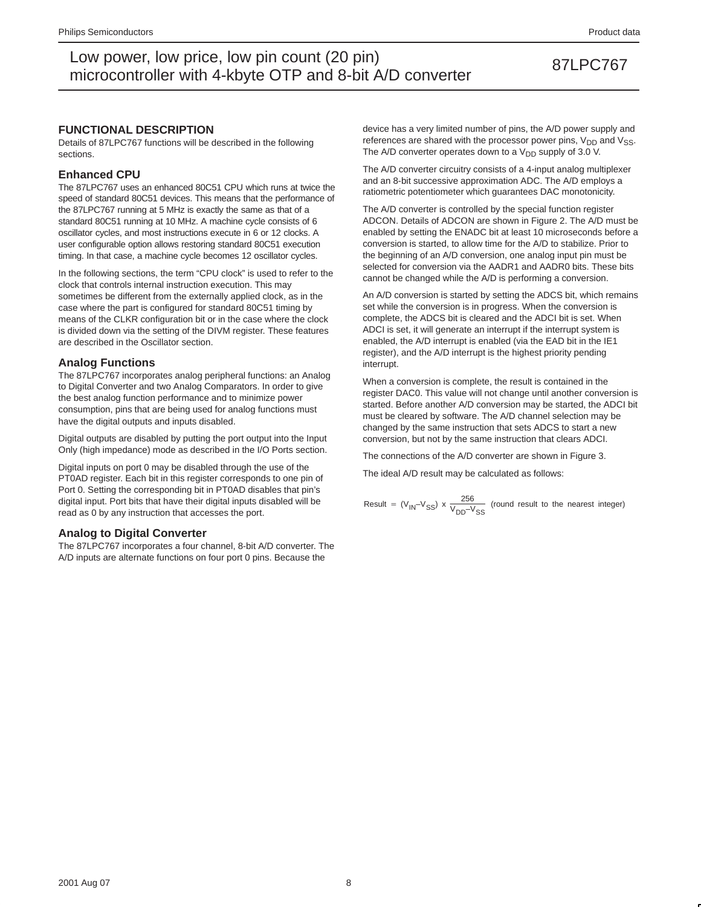## FUNCTIONAL DESCRIPTION

Details of 87LPC767 functions will be described in the following sections.

### Enhanced CPU

The 87LPC767 uses an enhanced 80C51 CPU which runs at twice the speed of standard 80C51 devices. This means that the performance of the 87LPC767 running at 5 MHz is exactly the same as that of a standard 80C51 running at 10 MHz. A machine cycle consists of 6 oscillator cycles, and most instructions execute in 6 or 12 clocks. A user configurable option allows restoring standard 80C51 execution timing. In that case, a machine cycle becomes 12 oscillator cycles.

In the following sections, the term "CPU clock" is used to refer to the clock that controls internal instruction execution. This may sometimes be different from the externally applied clock, as in the case where the part is configured for standard 80C51 timing by means of the CLKR configuration bit or in the case where the clock is divided down via the setting of the DIVM register. These features are described in the Oscillator section.

### Analog Functions

The 87LPC767 incorporates analog peripheral functions: an Analog to Digital Converter and two Analog Comparators. In order to give the best analog function performance and to minimize power consumption, pins that are being used for analog functions must have the digital outputs and inputs disabled.

Digital outputs are disabled by putting the port output into the Input Only (high impedance) mode as described in the I/O Ports section.

Digital inputs on port 0 may be disabled through the use of the PT0AD register. Each bit in this register corresponds to one pin of Port 0. Setting the corresponding bit in PT0AD disables that pin's digital input. Port bits that have their digital inputs disabled will be read as 0 by any instruction that accesses the port.

### Analog to Digital Converter

The 87LPC767 incorporates a four channel, 8-bit A/D converter. The A/D inputs are alternate functions on four port 0 pins. Because the device has a very limited number of pins, the A/D power supply and references are shared with the processor power pins, $V_{DD}$ and $V_{SS}$. The A/D converter operates down to a $V_{DD}$ supply of 3.0 V.

The A/D converter circuitry consists of a 4-input analog multiplexer and an 8-bit successive approximation ADC. The A/D employs a ratiometric potentiometer which guarantees DAC monotonicity.

The A/D converter is controlled by the special function register ADCON. Details of ADCON are shown in Figure 2. The A/D must be enabled by setting the ENADC bit at least 10 microseconds before a conversion is started, to allow time for the A/D to stabilize. Prior to the beginning of an A/D conversion, one analog input pin must be selected for conversion via the AADR1 and AADR0 bits. These bits cannot be changed while the A/D is performing a conversion.

An A/D conversion is started by setting the ADCS bit, which remains set while the conversion is in progress. When the conversion is complete, the ADCS bit is cleared and the ADCI bit is set. When ADCI is set, it will generate an interrupt if the interrupt system is enabled, the A/D interrupt is enabled (via the EAD bit in the IE1 register), and the A/D interrupt is the highest priority pending interrupt.

When a conversion is complete, the result is contained in the register DAC0. This value will not change until another conversion is started. Before another A/D conversion may be started, the ADCI bit must be cleared by software. The A/D channel selection may be changed by the same instruction that sets ADCS to start a new conversion, but not by the same instruction that clears ADCI.

The connections of the A/D converter are shown in Figure 3.

The ideal A/D result may be calculated as follows:

$$\text{Result} = (V_{IN} - V_{SS}) \times \frac{256}{V_{DD} - V_{SS}} \quad \text{(round result to the nearest integer)}$$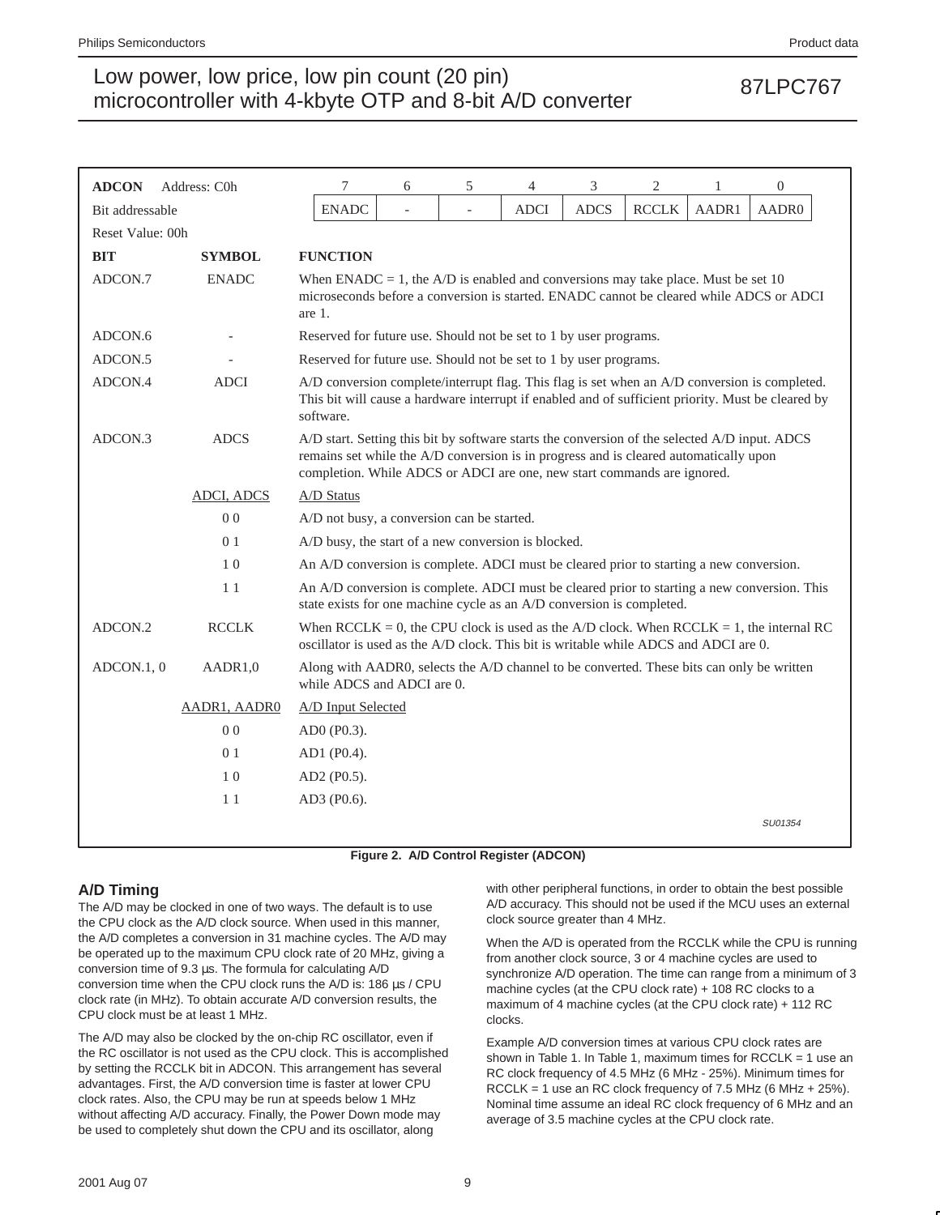**ADCON** Address: C0h

Bit addressable

Reset Value: 00h

| 7 | 6 | 5 | 4 | 3 | 2 | 1 | 0 |
|---|---|---|---|---|---|---|---|
| ENADC | - | - | ADCI | ADCS | RCCLK | AADR1 | AADR0 |

| BIT | SYMBOL | FUNCTION |
|---|---|---|
| ADCON.7 | ENADC | When ENADC = 1, the A/D is enabled and conversions may take place. Must be set 10 microseconds before a conversion is started. ENADC cannot be cleared while ADCS or ADCI are 1. |
| ADCON.6 | - | Reserved for future use. Should not be set to 1 by user programs. |
| ADCON.5 | - | Reserved for future use. Should not be set to 1 by user programs. |
| ADCON.4 | ADCI | A/D conversion complete/interrupt flag. This flag is set when an A/D conversion is completed. This bit will cause a hardware interrupt if enabled and of sufficient priority. Must be cleared by software. |
| ADCON.3 | ADCS | A/D start. Setting this bit by software starts the conversion of the selected A/D input. ADCS remains set while the A/D conversion is in progress and is cleared automatically upon completion. While ADCS or ADCI are one, new start commands are ignored. |
| | ADCI, ADCS | A/D Status |
| | 0 0 | A/D not busy, a conversion can be started. |
| | 0 1 | A/D busy, the start of a new conversion is blocked. |
| | 1 0 | An A/D conversion is complete. ADCI must be cleared prior to starting a new conversion. |
| | 1 1 | An A/D conversion is complete. ADCI must be cleared prior to starting a new conversion. This state exists for one machine cycle as an A/D conversion is completed. |
| ADCON.2 | RCCLK | When RCCLK = 0, the CPU clock is used as the A/D clock. When RCCLK = 1, the internal RC oscillator is used as the A/D clock. This bit is writable while ADCS and ADCI are 0. |
| ADCON.1, 0 | AADR1,0 | Along with AADR0, selects the A/D channel to be converted. These bits can only be written while ADCS and ADCI are 0. |
| | AADR1, AADR0 | A/D Input Selected |
| | 0 0 | AD0 (P0.3). |
| | 0 1 | AD1 (P0.4). |
| | 1 0 | AD2 (P0.5). |
| | 1 1 | AD3 (P0.6). |

SU01354

**Figure 2. A/D Control Register (ADCON)**

## A/D Timing

The A/D may be clocked in one of two ways. The default is to use the CPU clock as the A/D clock source. When used in this manner, the A/D completes a conversion in 31 machine cycles. The A/D may be operated up to the maximum CPU clock rate of 20 MHz, giving a conversion time of 9.3 µs. The formula for calculating A/D conversion time when the CPU clock runs the A/D is: 186 µs / CPU clock rate (in MHz). To obtain accurate A/D conversion results, the CPU clock must be at least 1 MHz.

The A/D may also be clocked by the on-chip RC oscillator, even if the RC oscillator is not used as the CPU clock. This is accomplished by setting the RCCLK bit in ADCON. This arrangement has several advantages. First, the A/D conversion time is faster at lower CPU clock rates. Also, the CPU may be run at speeds below 1 MHz without affecting A/D accuracy. Finally, the Power Down mode may be used to completely shut down the CPU and its oscillator, along with other peripheral functions, in order to obtain the best possible A/D accuracy. This should not be used if the MCU uses an external clock source greater than 4 MHz.

When the A/D is operated from the RCCLK while the CPU is running from another clock source, 3 or 4 machine cycles are used to synchronize A/D operation. The time can range from a minimum of 3 machine cycles (at the CPU clock rate) + 108 RC clocks to a maximum of 4 machine cycles (at the CPU clock rate) + 112 RC clocks.

Example A/D conversion times at various CPU clock rates are shown in Table 1. In Table 1, maximum times for RCCLK = 1 use an RC clock frequency of 4.5 MHz (6 MHz - 25%). Minimum times for RCCLK = 1 use an RC clock frequency of 7.5 MHz (6 MHz + 25%). Nominal time assume an ideal RC clock frequency of 6 MHz and an average of 3.5 machine cycles at the CPU clock rate.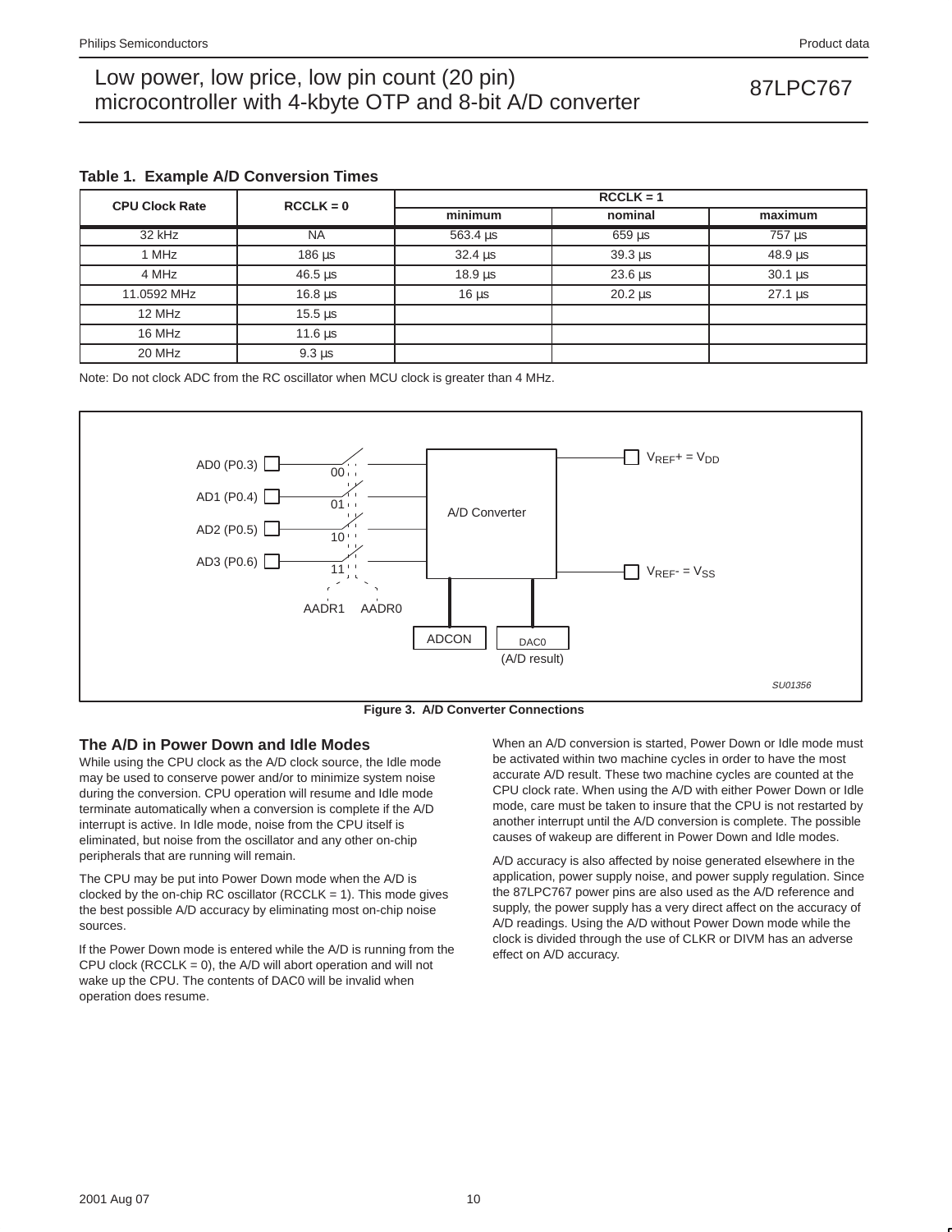**Table 1. Example A/D Conversion Times**

| CPU Clock Rate | RCCLK = 0 | RCCLK = 1 | | |
|---|---|---|---|---|
| | | minimum | nominal | maximum |
| 32 kHz | NA | 563.4 µs | 659 µs | 757 µs |
| 1 MHz | 186 µs | 32.4 µs | 39.3 µs | 48.9 µs |
| 4 MHz | 46.5 µs | 18.9 µs | 23.6 µs | 30.1 µs |
| 11.0592 MHz | 16.8 µs | 16 µs | 20.2 µs | 27.1 µs |
| 12 MHz | 15.5 µs | | | |
| 16 MHz | 11.6 µs | | | |
| 20 MHz | 9.3 µs | | | |

Note: Do not clock ADC from the RC oscillator when MCU clock is greater than 4 MHz.

AD0 (P0.3)
AD1 (P0.4)
AD2 (P0.5)
AD3 (P0.6)
00
01
10
11
AADR1 AADR0
A/D Converter
$V_{REF}+ = V_{DD}$
$V_{REF}- = V_{SS}$
ADCON
DAC0
(A/D result)
SU01356

**Figure 3. A/D Converter Connections**

### The A/D in Power Down and Idle Modes

While using the CPU clock as the A/D clock source, the Idle mode may be used to conserve power and/or to minimize system noise during the conversion. CPU operation will resume and Idle mode terminate automatically when a conversion is complete if the A/D interrupt is active. In Idle mode, noise from the CPU itself is eliminated, but noise from the oscillator and any other on-chip peripherals that are running will remain.

The CPU may be put into Power Down mode when the A/D is clocked by the on-chip RC oscillator (RCCLK = 1). This mode gives the best possible A/D accuracy by eliminating most on-chip noise sources.

If the Power Down mode is entered while the A/D is running from the CPU clock (RCCLK = 0), the A/D will abort operation and will not wake up the CPU. The contents of DAC0 will be invalid when operation does resume.

When an A/D conversion is started, Power Down or Idle mode must be activated within two machine cycles in order to have the most accurate A/D result. These two machine cycles are counted at the CPU clock rate. When using the A/D with either Power Down or Idle mode, care must be taken to insure that the CPU is not restarted by another interrupt until the A/D conversion is complete. The possible causes of wakeup are different in Power Down and Idle modes.

A/D accuracy is also affected by noise generated elsewhere in the application, power supply noise, and power supply regulation. Since the 87LPC767 power pins are also used as the A/D reference and supply, the power supply has a very direct affect on the accuracy of A/D readings. Using the A/D without Power Down mode while the clock is divided through the use of CLKR or DIVM has an adverse effect on A/D accuracy.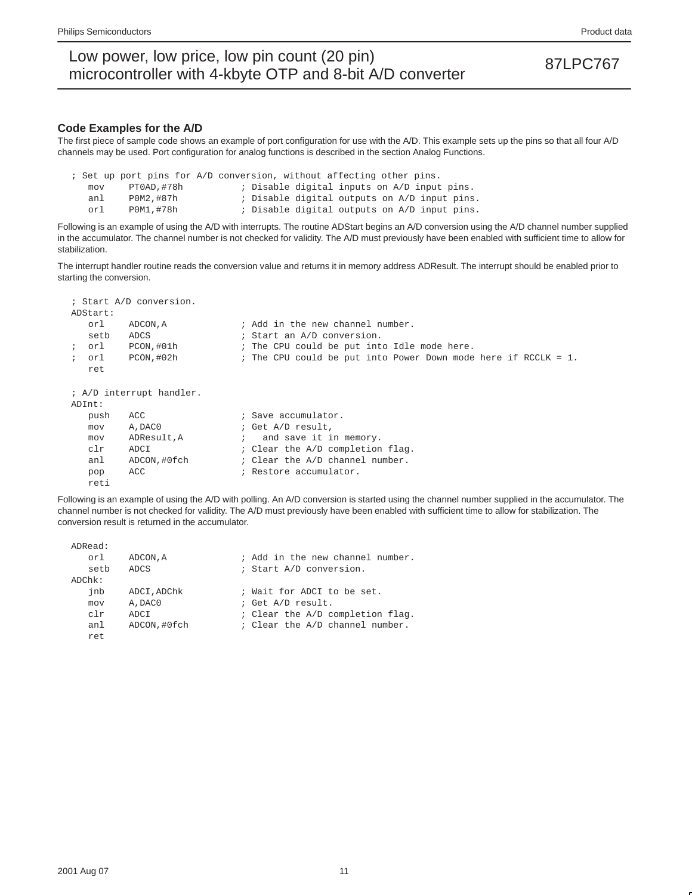## Code Examples for the A/D

The first piece of sample code shows an example of port configuration for use with the A/D. This example sets up the pins so that all four A/D channels may be used. Port configuration for analog functions is described in the section Analog Functions.

```
; Set up port pins for A/D conversion, without affecting other pins.
   mov    PT0AD,#78h          ; Disable digital inputs on A/D input pins.
   anl    P0M2,#87h           ; Disable digital outputs on A/D input pins.
   orl    P0M1,#78h           ; Disable digital outputs on A/D input pins.
```

Following is an example of using the A/D with interrupts. The routine ADStart begins an A/D conversion using the A/D channel number supplied in the accumulator. The channel number is not checked for validity. The A/D must previously have been enabled with sufficient time to allow for stabilization.

The interrupt handler routine reads the conversion value and returns it in memory address ADResult. The interrupt should be enabled prior to starting the conversion.

```
; Start A/D conversion.
ADStart:
   orl    ADCON,A             ; Add in the new channel number.
   setb   ADCS                ; Start an A/D conversion.
;  orl    PCON,#01h           ; The CPU could be put into Idle mode here.
;  orl    PCON,#02h           ; The CPU could be put into Power Down mode here if RCCLK = 1.
   ret

; A/D interrupt handler.
ADInt:
   push   ACC                 ; Save accumulator.
   mov    A,DAC0              ; Get A/D result,
   mov    ADResult,A          ;   and save it in memory.
   clr    ADCI                ; Clear the A/D completion flag.
   anl    ADCON,#0fch         ; Clear the A/D channel number.
   pop    ACC                 ; Restore accumulator.
   reti
```

Following is an example of using the A/D with polling. An A/D conversion is started using the channel number supplied in the accumulator. The channel number is not checked for validity. The A/D must previously have been enabled with sufficient time to allow for stabilization. The conversion result is returned in the accumulator.

```
ADRead:
   orl    ADCON,A             ; Add in the new channel number.
   setb   ADCS                ; Start A/D conversion.
ADChk:
   jnb    ADCI,ADChk          ; Wait for ADCI to be set.
   mov    A,DAC0              ; Get A/D result.
   clr    ADCI                ; Clear the A/D completion flag.
   anl    ADCON,#0fch         ; Clear the A/D channel number.
   ret
```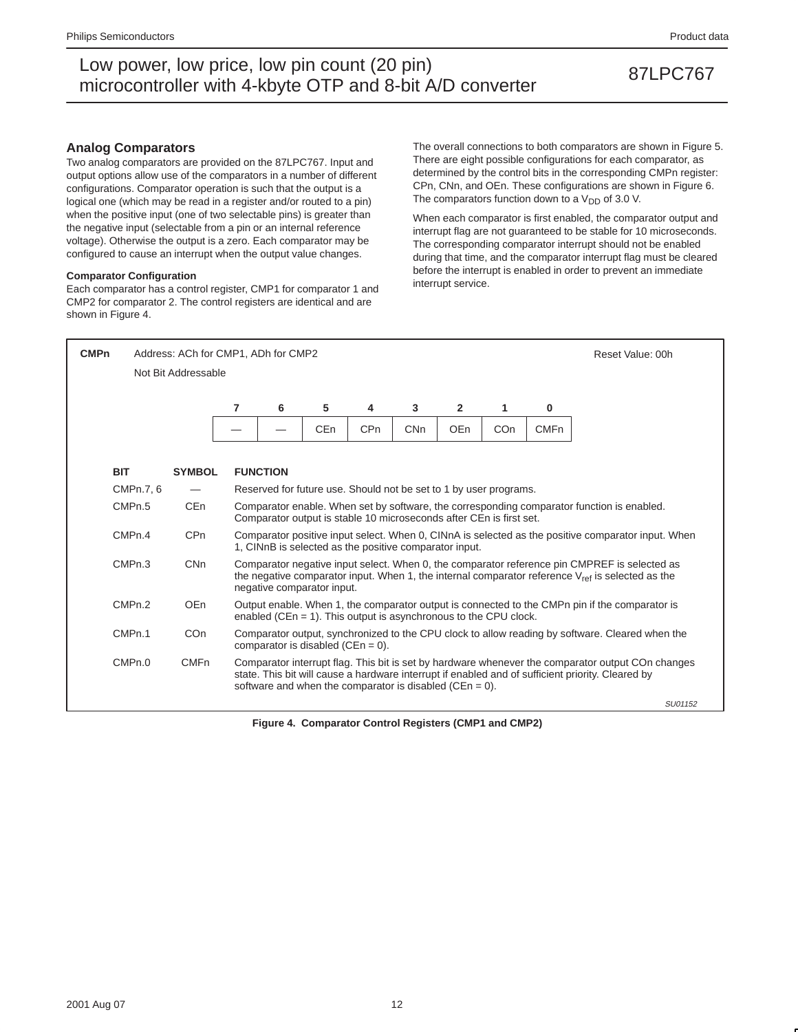## Analog Comparators

Two analog comparators are provided on the 87LPC767. Input and output options allow use of the comparators in a number of different configurations. Comparator operation is such that the output is a logical one (which may be read in a register and/or routed to a pin) when the positive input (one of two selectable pins) is greater than the negative input (selectable from a pin or an internal reference voltage). Otherwise the output is a zero. Each comparator may be configured to cause an interrupt when the output value changes.

### Comparator Configuration

Each comparator has a control register, CMP1 for comparator 1 and CMP2 for comparator 2. The control registers are identical and are shown in Figure 4.

The overall connections to both comparators are shown in Figure 5. There are eight possible configurations for each comparator, as determined by the control bits in the corresponding CMPn register: CPn, CNn, and OEn. These configurations are shown in Figure 6. The comparators function down to a $V_{DD}$ of 3.0 V.

When each comparator is first enabled, the comparator output and interrupt flag are not guaranteed to be stable for 10 microseconds. The corresponding comparator interrupt should not be enabled during that time, and the comparator interrupt flag must be cleared before the interrupt is enabled in order to prevent an immediate interrupt service.

**CMPn** Address: ACh for CMP1, ADh for CMP2 Reset Value: 00h

Not Bit Addressable

| 7 | 6 | 5 | 4 | 3 | 2 | 1 | 0 |
|---|---|---|---|---|---|---|---|
| — | — | CEn | CPn | CNn | OEn | COn | CMFn |

| BIT | SYMBOL | FUNCTION |
|---|---|---|
| CMPn.7, 6 | — | Reserved for future use. Should not be set to 1 by user programs. |
| CMPn.5 | CEn | Comparator enable. When set by software, the corresponding comparator function is enabled. Comparator output is stable 10 microseconds after CEn is first set. |
| CMPn.4 | CPn | Comparator positive input select. When 0, CINnA is selected as the positive comparator input. When 1, CINnB is selected as the positive comparator input. |
| CMPn.3 | CNn | Comparator negative input select. When 0, the comparator reference pin CMPREF is selected as the negative comparator input. When 1, the internal comparator reference $V_{ref}$ is selected as the negative comparator input. |
| CMPn.2 | OEn | Output enable. When 1, the comparator output is connected to the CMPn pin if the comparator is enabled (CEn = 1). This output is asynchronous to the CPU clock. |
| CMPn.1 | COn | Comparator output, synchronized to the CPU clock to allow reading by software. Cleared when the comparator is disabled (CEn = 0). |
| CMPn.0 | CMFn | Comparator interrupt flag. This bit is set by hardware whenever the comparator output COn changes state. This bit will cause a hardware interrupt if enabled and of sufficient priority. Cleared by software and when the comparator is disabled (CEn = 0). |

SU01152

**Figure 4. Comparator Control Registers (CMP1 and CMP2)**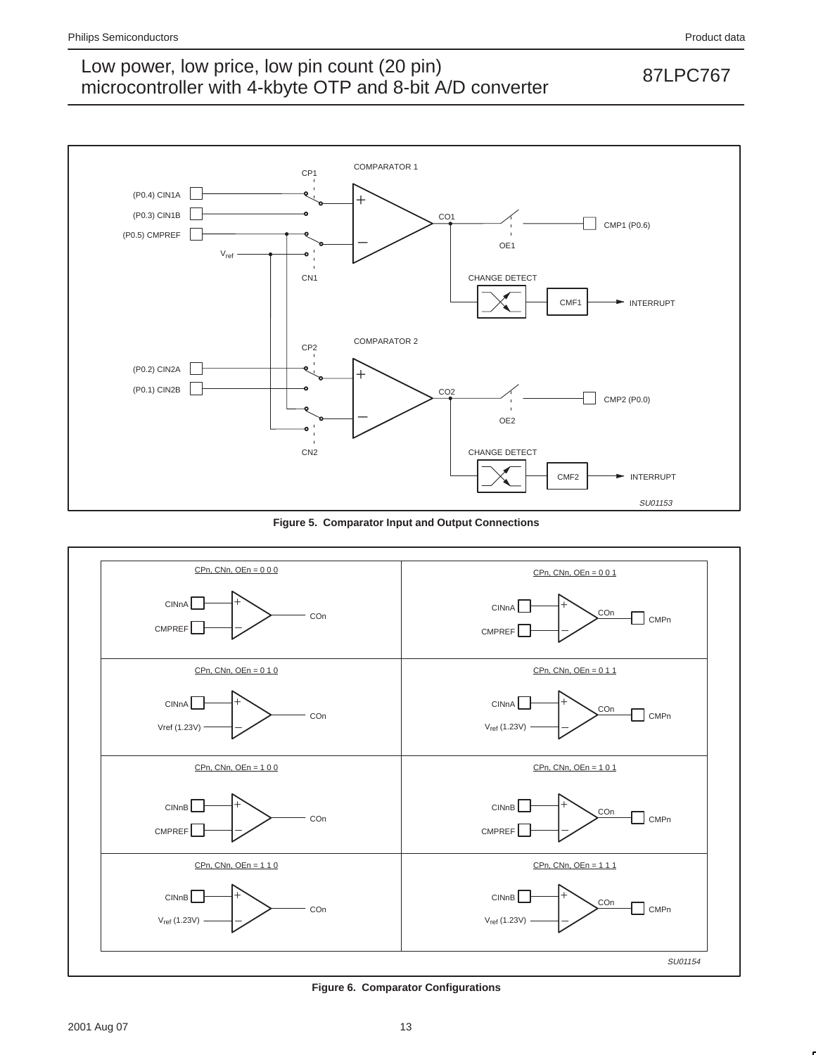COMPARATOR 1

CP1

(P0.4) CIN1A

(P0.3) CIN1B

(P0.5) CMPREF

$V_{ref}$

CN1

CO1

OE1

CMP1 (P0.6)

CHANGE DETECT

CMF1

INTERRUPT

COMPARATOR 2

CP2

(P0.2) CIN2A

(P0.1) CIN2B

CN2

CO2

OE2

CMP2 (P0.0)

CHANGE DETECT

CMF2

INTERRUPT

SU01153

**Figure 5. Comparator Input and Output Connections**

CPn, CNn, OEn = 0 0 0

CINnA

CMPREF

COn

CPn, CNn, OEn = 0 0 1

CINnA

CMPREF

COn

CMPn

CPn, CNn, OEn = 0 1 0

CINnA

Vref (1.23V)

COn

CPn, CNn, OEn = 0 1 1

CINnA

$V_{ref}$ (1.23V)

COn

CMPn

CPn, CNn, OEn = 1 0 0

CINnB

CMPREF

COn

CPn, CNn, OEn = 1 0 1

CINnB

CMPREF

COn

CMPn

CPn, CNn, OEn = 1 1 0

CINnB

$V_{ref}$ (1.23V)

COn

CPn, CNn, OEn = 1 1 1

CINnB

$V_{ref}$ (1.23V)

COn

CMPn

SU01154

**Figure 6. Comparator Configurations**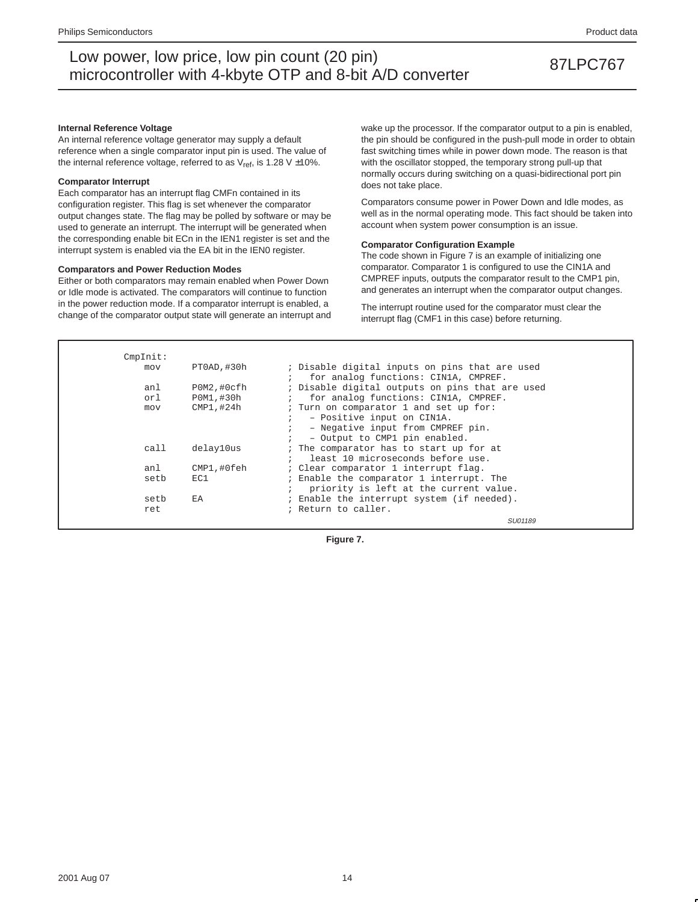### Internal Reference Voltage

An internal reference voltage generator may supply a default reference when a single comparator input pin is used. The value of the internal reference voltage, referred to as $V_{ref}$, is 1.28 V ±10%.

### Comparator Interrupt

Each comparator has an interrupt flag CMFn contained in its configuration register. This flag is set whenever the comparator output changes state. The flag may be polled by software or may be used to generate an interrupt. The interrupt will be generated when the corresponding enable bit ECn in the IEN1 register is set and the interrupt system is enabled via the EA bit in the IEN0 register.

### Comparators and Power Reduction Modes

Either or both comparators may remain enabled when Power Down or Idle mode is activated. The comparators will continue to function in the power reduction mode. If a comparator interrupt is enabled, a change of the comparator output state will generate an interrupt and wake up the processor. If the comparator output to a pin is enabled, the pin should be configured in the push-pull mode in order to obtain fast switching times while in power down mode. The reason is that with the oscillator stopped, the temporary strong pull-up that normally occurs during switching on a quasi-bidirectional port pin does not take place.

Comparators consume power in Power Down and Idle modes, as well as in the normal operating mode. This fact should be taken into account when system power consumption is an issue.

### Comparator Configuration Example

The code shown in Figure 7 is an example of initializing one comparator. Comparator 1 is configured to use the CIN1A and CMPREF inputs, outputs the comparator result to the CMP1 pin, and generates an interrupt when the comparator output changes.

The interrupt routine used for the comparator must clear the interrupt flag (CMF1 in this case) before returning.

```
CmpInit:
    mov     PT0AD,#30h      ; Disable digital inputs on pins that are used
                            ;   for analog functions: CIN1A, CMPREF.
    anl     P0M2,#0cfh      ; Disable digital outputs on pins that are used
    orl     P0M1,#30h       ;   for analog functions: CIN1A, CMPREF.
    mov     CMP1,#24h       ; Turn on comparator 1 and set up for:
                            ;   – Positive input on CIN1A.
                            ;   – Negative input from CMPREF pin.
                            ;   – Output to CMP1 pin enabled.
    call    delay10us       ; The comparator has to start up for at
                            ;   least 10 microseconds before use.
    anl     CMP1,#0feh      ; Clear comparator 1 interrupt flag.
    setb    EC1             ; Enable the comparator 1 interrupt. The
                            ;   priority is left at the current value.
    setb    EA              ; Enable the interrupt system (if needed).
    ret                     ; Return to caller.
```

SU01189

**Figure 7.**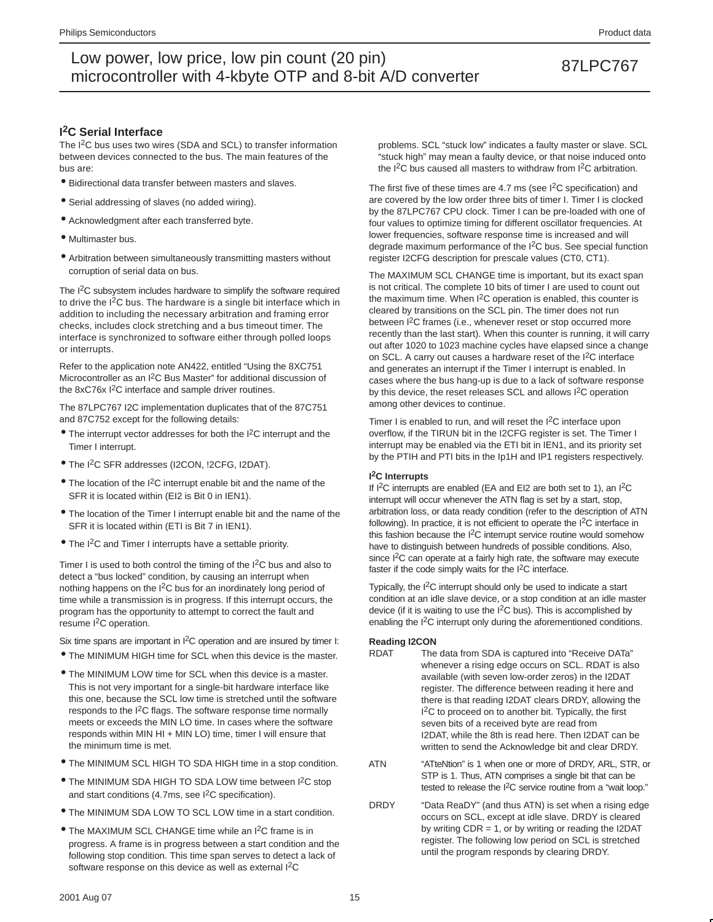## I²C Serial Interface

The I²C bus uses two wires (SDA and SCL) to transfer information between devices connected to the bus. The main features of the bus are:

- Bidirectional data transfer between masters and slaves.
- Serial addressing of slaves (no added wiring).
- Acknowledgment after each transferred byte.
- Multimaster bus.
- Arbitration between simultaneously transmitting masters without corruption of serial data on bus.

The I²C subsystem includes hardware to simplify the software required to drive the I²C bus. The hardware is a single bit interface which in addition to including the necessary arbitration and framing error checks, includes clock stretching and a bus timeout timer. The interface is synchronized to software either through polled loops or interrupts.

Refer to the application note AN422, entitled "Using the 8XC751 Microcontroller as an I²C Bus Master" for additional discussion of the 8xC76x I²C interface and sample driver routines.

The 87LPC767 I2C implementation duplicates that of the 87C751 and 87C752 except for the following details:

- The interrupt vector addresses for both the I²C interrupt and the Timer I interrupt.
- The I²C SFR addresses (I2CON, !2CFG, I2DAT).
- The location of the I²C interrupt enable bit and the name of the SFR it is located within (EI2 is Bit 0 in IEN1).
- The location of the Timer I interrupt enable bit and the name of the SFR it is located within (ETI is Bit 7 in IEN1).
- The I²C and Timer I interrupts have a settable priority.

Timer I is used to both control the timing of the I²C bus and also to detect a "bus locked" condition, by causing an interrupt when nothing happens on the I²C bus for an inordinately long period of time while a transmission is in progress. If this interrupt occurs, the program has the opportunity to attempt to correct the fault and resume I²C operation.

Six time spans are important in I²C operation and are insured by timer I:

- The MINIMUM HIGH time for SCL when this device is the master.
- The MINIMUM LOW time for SCL when this device is a master. This is not very important for a single-bit hardware interface like this one, because the SCL low time is stretched until the software responds to the I²C flags. The software response time normally meets or exceeds the MIN LO time. In cases where the software responds within MIN HI + MIN LO) time, timer I will ensure that the minimum time is met.
- The MINIMUM SCL HIGH TO SDA HIGH time in a stop condition.
- The MINIMUM SDA HIGH TO SDA LOW time between I²C stop and start conditions (4.7ms, see I²C specification).
- The MINIMUM SDA LOW TO SCL LOW time in a start condition.
- The MAXIMUM SCL CHANGE time while an I²C frame is in progress. A frame is in progress between a start condition and the following stop condition. This time span serves to detect a lack of software response on this device as well as external I²C problems. SCL "stuck low" indicates a faulty master or slave. SCL "stuck high" may mean a faulty device, or that noise induced onto the I²C bus caused all masters to withdraw from I²C arbitration.

The first five of these times are 4.7 ms (see I²C specification) and are covered by the low order three bits of timer I. Timer I is clocked by the 87LPC767 CPU clock. Timer I can be pre-loaded with one of four values to optimize timing for different oscillator frequencies. At lower frequencies, software response time is increased and will degrade maximum performance of the I²C bus. See special function register I2CFG description for prescale values (CT0, CT1).

The MAXIMUM SCL CHANGE time is important, but its exact span is not critical. The complete 10 bits of timer I are used to count out the maximum time. When I²C operation is enabled, this counter is cleared by transitions on the SCL pin. The timer does not run between I²C frames (i.e., whenever reset or stop occurred more recently than the last start). When this counter is running, it will carry out after 1020 to 1023 machine cycles have elapsed since a change on SCL. A carry out causes a hardware reset of the I²C interface and generates an interrupt if the Timer I interrupt is enabled. In cases where the bus hang-up is due to a lack of software response by this device, the reset releases SCL and allows I²C operation among other devices to continue.

Timer I is enabled to run, and will reset the I²C interface upon overflow, if the TIRUN bit in the I2CFG register is set. The Timer I interrupt may be enabled via the ETI bit in IEN1, and its priority set by the PTIH and PTI bits in the Ip1H and IP1 registers respectively.

### I²C Interrupts

If I²C interrupts are enabled (EA and EI2 are both set to 1), an I²C interrupt will occur whenever the ATN flag is set by a start, stop, arbitration loss, or data ready condition (refer to the description of ATN following). In practice, it is not efficient to operate the I²C interface in this fashion because the I²C interrupt service routine would somehow have to distinguish between hundreds of possible conditions. Also, since I²C can operate at a fairly high rate, the software may execute faster if the code simply waits for the I²C interface.

Typically, the I²C interrupt should only be used to indicate a start condition at an idle slave device, or a stop condition at an idle master device (if it is waiting to use the I²C bus). This is accomplished by enabling the I²C interrupt only during the aforementioned conditions.

### Reading I2CON

**RDAT** — The data from SDA is captured into "Receive DATa" whenever a rising edge occurs on SCL. RDAT is also available (with seven low-order zeros) in the I2DAT register. The difference between reading it here and there is that reading I2DAT clears DRDY, allowing the I²C to proceed on to another bit. Typically, the first seven bits of a received byte are read from I2DAT, while the 8th is read here. Then I2DAT can be written to send the Acknowledge bit and clear DRDY.

**ATN** — "ATteNtion" is 1 when one or more of DRDY, ARL, STR, or STP is 1. Thus, ATN comprises a single bit that can be tested to release the I²C service routine from a "wait loop."

**DRDY** — "Data ReaDY" (and thus ATN) is set when a rising edge occurs on SCL, except at idle slave. DRDY is cleared by writing CDR = 1, or by writing or reading the I2DAT register. The following low period on SCL is stretched until the program responds by clearing DRDY.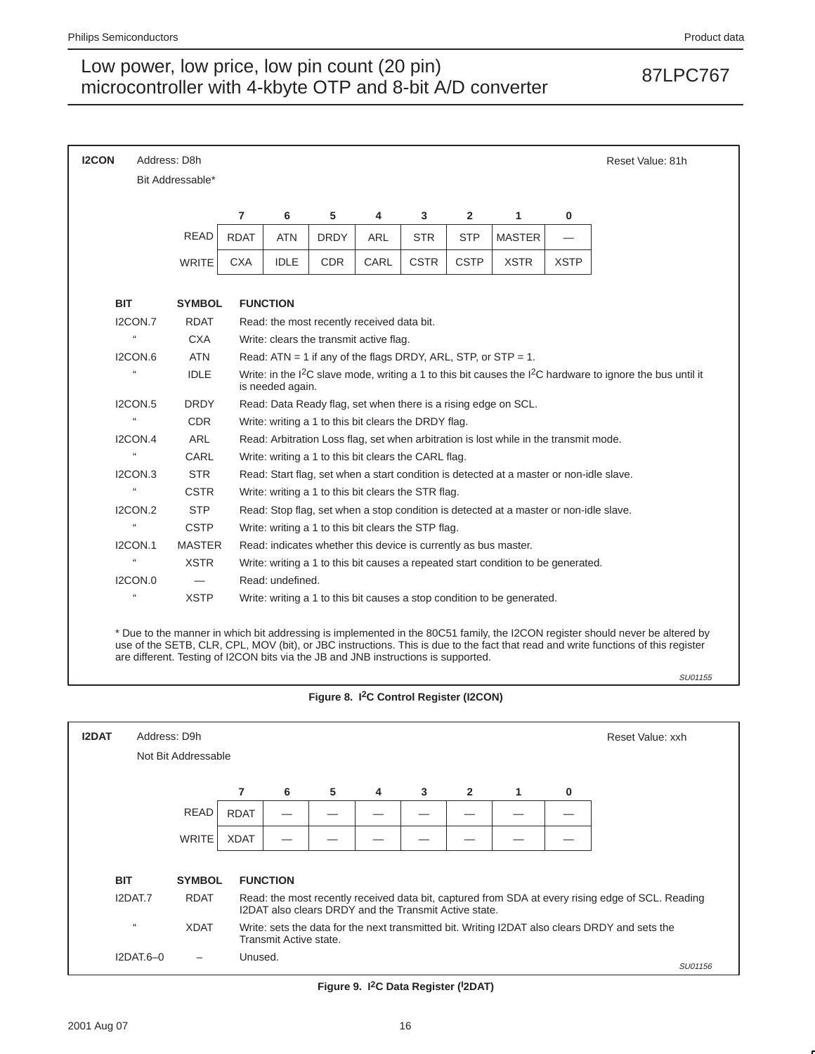**I2CON** Address: D8h Reset Value: 81h

Bit Addressable*

| | 7 | 6 | 5 | 4 | 3 | 2 | 1 | 0 |
|---|---|---|---|---|---|---|---|---|
| READ | RDAT | ATN | DRDY | ARL | STR | STP | MASTER | — |
| WRITE | CXA | IDLE | CDR | CARL | CSTR | CSTP | XSTR | XSTP |

| BIT | SYMBOL | FUNCTION |
|---|---|---|
| I2CON.7 | RDAT | Read: the most recently received data bit. |
| " | CXA | Write: clears the transmit active flag. |
| I2CON.6 | ATN | Read: ATN = 1 if any of the flags DRDY, ARL, STP, or STP = 1. |
| " | IDLE | Write: in the I²C slave mode, writing a 1 to this bit causes the I²C hardware to ignore the bus until it is needed again. |
| I2CON.5 | DRDY | Read: Data Ready flag, set when there is a rising edge on SCL. |
| " | CDR | Write: writing a 1 to this bit clears the DRDY flag. |
| I2CON.4 | ARL | Read: Arbitration Loss flag, set when arbitration is lost while in the transmit mode. |
| " | CARL | Write: writing a 1 to this bit clears the CARL flag. |
| I2CON.3 | STR | Read: Start flag, set when a start condition is detected at a master or non-idle slave. |
| " | CSTR | Write: writing a 1 to this bit clears the STR flag. |
| I2CON.2 | STP | Read: Stop flag, set when a stop condition is detected at a master or non-idle slave. |
| " | CSTP | Write: writing a 1 to this bit clears the STP flag. |
| I2CON.1 | MASTER | Read: indicates whether this device is currently as bus master. |
| " | XSTR | Write: writing a 1 to this bit causes a repeated start condition to be generated. |
| I2CON.0 | — | Read: undefined. |
| " | XSTP | Write: writing a 1 to this bit causes a stop condition to be generated. |

* Due to the manner in which bit addressing is implemented in the 80C51 family, the I2CON register should never be altered by use of the SETB, CLR, CPL, MOV (bit), or JBC instructions. This is due to the fact that read and write functions of this register are different. Testing of I2CON bits via the JB and JNB instructions is supported.

SU01155

**Figure 8. I²C Control Register (I2CON)**

**I2DAT** Address: D9h Reset Value: xxh

Not Bit Addressable

| | 7 | 6 | 5 | 4 | 3 | 2 | 1 | 0 |
|---|---|---|---|---|---|---|---|---|
| READ | RDAT | — | — | — | — | — | — | — |
| WRITE | XDAT | — | — | — | — | — | — | — |

| BIT | SYMBOL | FUNCTION |
|---|---|---|
| I2DAT.7 | RDAT | Read: the most recently received data bit, captured from SDA at every rising edge of SCL. Reading I2DAT also clears DRDY and the Transmit Active state. |
| " | XDAT | Write: sets the data for the next transmitted bit. Writing I2DAT also clears DRDY and sets the Transmit Active state. |
| I2DAT.6–0 | – | Unused. |

SU01156

**Figure 9. I²C Data Register (I2DAT)**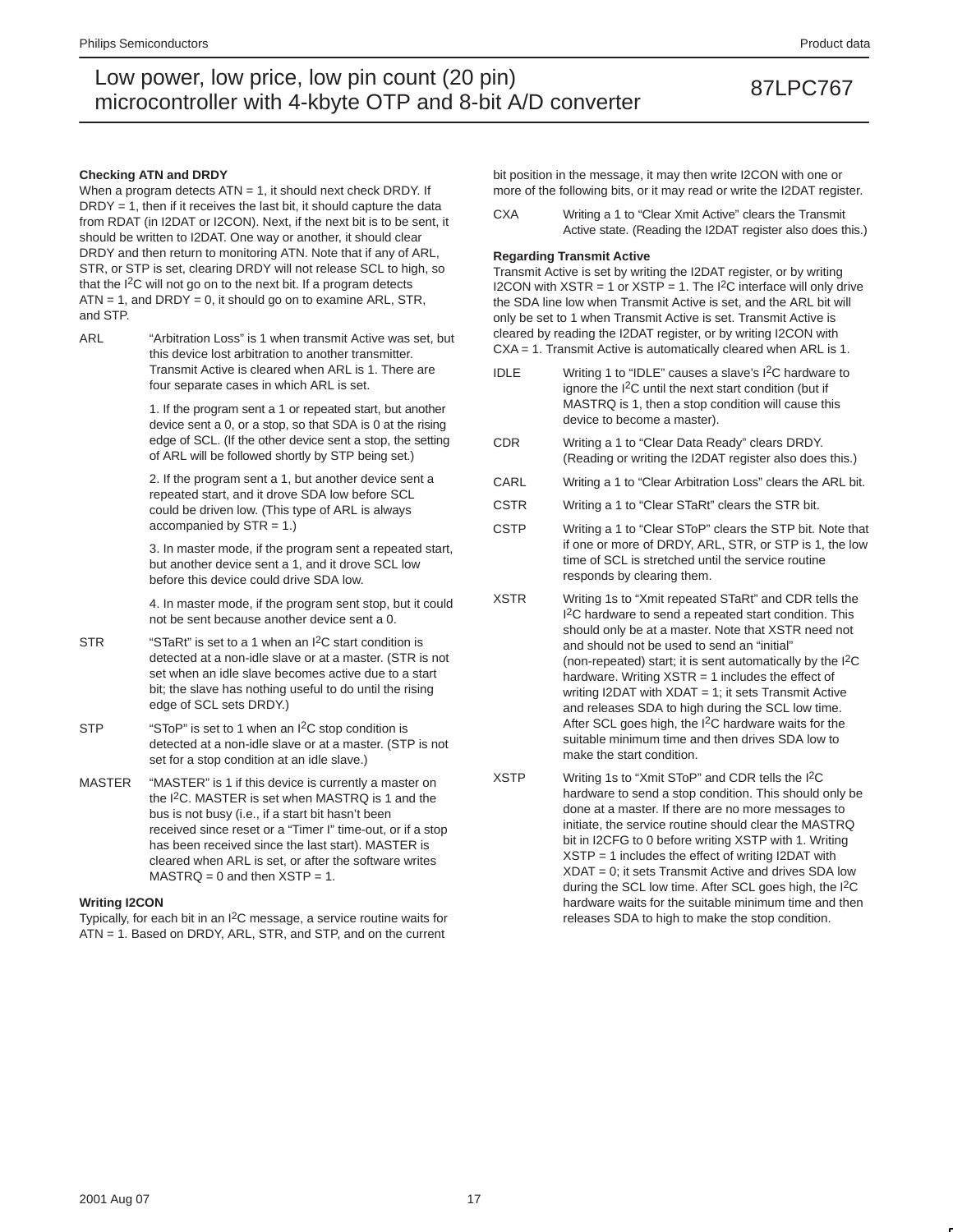### Checking ATN and DRDY

When a program detects ATN = 1, it should next check DRDY. If DRDY = 1, then if it receives the last bit, it should capture the data from RDAT (in I2DAT or I2CON). Next, if the next bit is to be sent, it should be written to I2DAT. One way or another, it should clear DRDY and then return to monitoring ATN. Note that if any of ARL, STR, or STP is set, clearing DRDY will not release SCL to high, so that the I$^2$C will not go on to the next bit. If a program detects ATN = 1, and DRDY = 0, it should go on to examine ARL, STR, and STP.

**ARL** "Arbitration Loss" is 1 when transmit Active was set, but this device lost arbitration to another transmitter. Transmit Active is cleared when ARL is 1. There are four separate cases in which ARL is set.

1. If the program sent a 1 or repeated start, but another device sent a 0, or a stop, so that SDA is 0 at the rising edge of SCL. (If the other device sent a stop, the setting of ARL will be followed shortly by STP being set.)

2. If the program sent a 1, but another device sent a repeated start, and it drove SDA low before SCL could be driven low. (This type of ARL is always accompanied by STR = 1.)

3. In master mode, if the program sent a repeated start, but another device sent a 1, and it drove SCL low before this device could drive SDA low.

4. In master mode, if the program sent stop, but it could not be sent because another device sent a 0.

**STR** "STaRt" is set to a 1 when an I$^2$C start condition is detected at a non-idle slave or at a master. (STR is not set when an idle slave becomes active due to a start bit; the slave has nothing useful to do until the rising edge of SCL sets DRDY.)

**STP** "SToP" is set to 1 when an I$^2$C stop condition is detected at a non-idle slave or at a master. (STP is not set for a stop condition at an idle slave.)

**MASTER** "MASTER" is 1 if this device is currently a master on the I$^2$C. MASTER is set when MASTRQ is 1 and the bus is not busy (i.e., if a start bit hasn't been received since reset or a "Timer I" time-out, or if a stop has been received since the last start). MASTER is cleared when ARL is set, or after the software writes MASTRQ = 0 and then XSTP = 1.

### Writing I2CON

Typically, for each bit in an I$^2$C message, a service routine waits for ATN = 1. Based on DRDY, ARL, STR, and STP, and on the current bit position in the message, it may then write I2CON with one or more of the following bits, or it may read or write the I2DAT register.

**CXA** Writing a 1 to "Clear Xmit Active" clears the Transmit Active state. (Reading the I2DAT register also does this.)

### Regarding Transmit Active

Transmit Active is set by writing the I2DAT register, or by writing I2CON with XSTR = 1 or XSTP = 1. The I$^2$C interface will only drive the SDA line low when Transmit Active is set, and the ARL bit will only be set to 1 when Transmit Active is set. Transmit Active is cleared by reading the I2DAT register, or by writing I2CON with CXA = 1. Transmit Active is automatically cleared when ARL is 1.

**IDLE** Writing 1 to "IDLE" causes a slave's I$^2$C hardware to ignore the I$^2$C until the next start condition (but if MASTRQ is 1, then a stop condition will cause this device to become a master).

**CDR** Writing a 1 to "Clear Data Ready" clears DRDY. (Reading or writing the I2DAT register also does this.)

**CARL** Writing a 1 to "Clear Arbitration Loss" clears the ARL bit.

**CSTR** Writing a 1 to "Clear STaRt" clears the STR bit.

**CSTP** Writing a 1 to "Clear SToP" clears the STP bit. Note that if one or more of DRDY, ARL, STR, or STP is 1, the low time of SCL is stretched until the service routine responds by clearing them.

**XSTR** Writing 1s to "Xmit repeated STaRt" and CDR tells the I$^2$C hardware to send a repeated start condition. This should only be at a master. Note that XSTR need not and should not be used to send an "initial" (non-repeated) start; it is sent automatically by the I$^2$C hardware. Writing XSTR = 1 includes the effect of writing I2DAT with XDAT = 1; it sets Transmit Active and releases SDA to high during the SCL low time. After SCL goes high, the I$^2$C hardware waits for the suitable minimum time and then drives SDA low to make the start condition.

**XSTP** Writing 1s to "Xmit SToP" and CDR tells the I$^2$C hardware to send a stop condition. This should only be done at a master. If there are no more messages to initiate, the service routine should clear the MASTRQ bit in I2CFG to 0 before writing XSTP with 1. Writing XSTP = 1 includes the effect of writing I2DAT with XDAT = 0; it sets Transmit Active and drives SDA low during the SCL low time. After SCL goes high, the I$^2$C hardware waits for the suitable minimum time and then releases SDA to high to make the stop condition.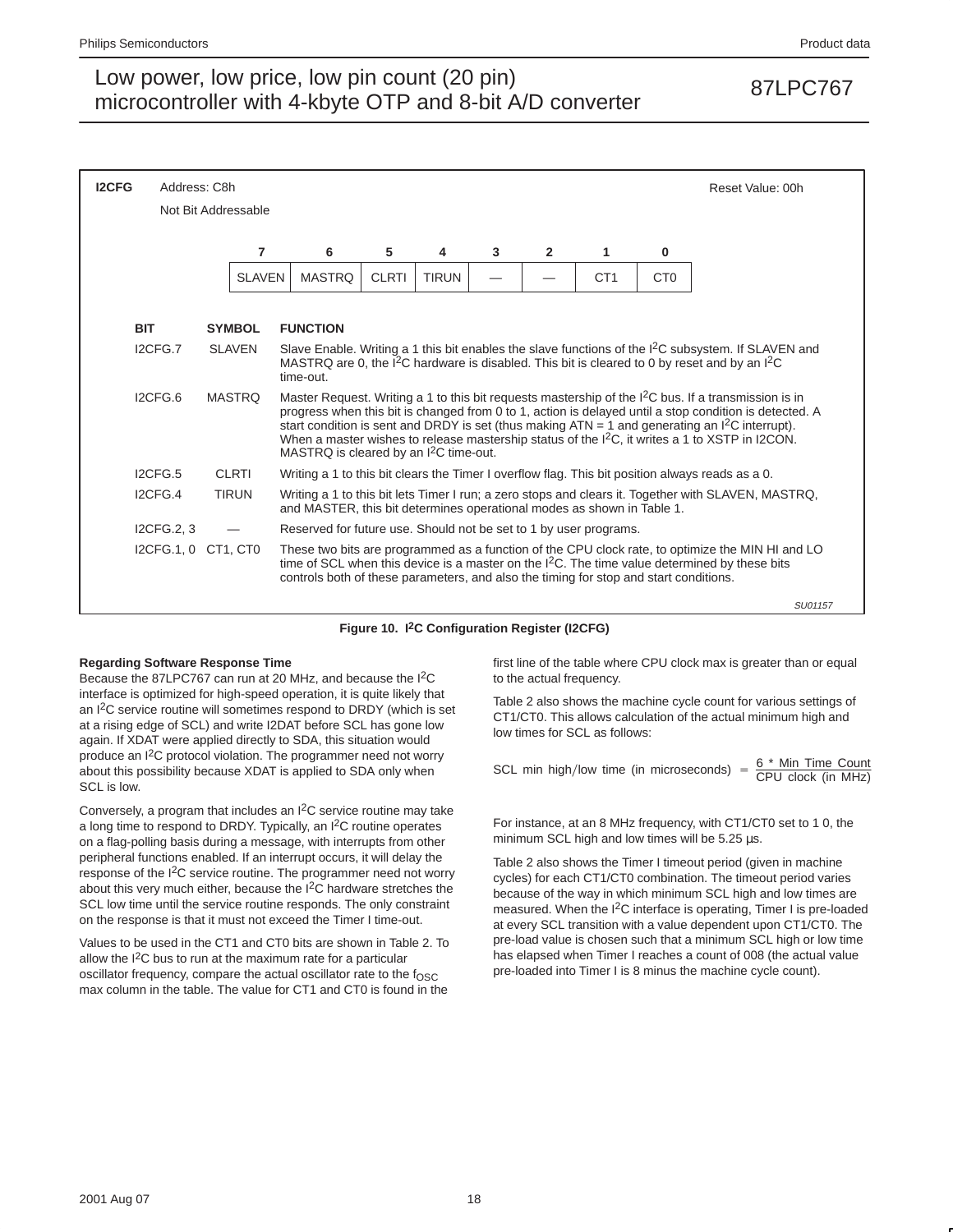**I2CFG** Address: C8h Reset Value: 00h

Not Bit Addressable

| 7 | 6 | 5 | 4 | 3 | 2 | 1 | 0 |
|---|---|---|---|---|---|---|---|
| SLAVEN | MASTRQ | CLRTI | TIRUN | — | — | CT1 | CT0 |

| BIT | SYMBOL | FUNCTION |
|---|---|---|
| I2CFG.7 | SLAVEN | Slave Enable. Writing a 1 this bit enables the slave functions of the I$^2$C subsystem. If SLAVEN and MASTRQ are 0, the I$^2$C hardware is disabled. This bit is cleared to 0 by reset and by an I$^2$C time-out. |
| I2CFG.6 | MASTRQ | Master Request. Writing a 1 to this bit requests mastership of the I$^2$C bus. If a transmission is in progress when this bit is changed from 0 to 1, action is delayed until a stop condition is detected. A start condition is sent and DRDY is set (thus making ATN = 1 and generating an I$^2$C interrupt). When a master wishes to release mastership status of the I$^2$C, it writes a 1 to XSTP in I2CON. MASTRQ is cleared by an I$^2$C time-out. |
| I2CFG.5 | CLRTI | Writing a 1 to this bit clears the Timer I overflow flag. This bit position always reads as a 0. |
| I2CFG.4 | TIRUN | Writing a 1 to this bit lets Timer I run; a zero stops and clears it. Together with SLAVEN, MASTRQ, and MASTER, this bit determines operational modes as shown in Table 1. |
| I2CFG.2, 3 | — | Reserved for future use. Should not be set to 1 by user programs. |
| I2CFG.1, 0 | CT1, CT0 | These two bits are programmed as a function of the CPU clock rate, to optimize the MIN HI and LO time of SCL when this device is a master on the I$^2$C. The time value determined by these bits controls both of these parameters, and also the timing for stop and start conditions. |

SU01157

**Figure 10. I$^2$C Configuration Register (I2CFG)**

**Regarding Software Response Time**

Because the 87LPC767 can run at 20 MHz, and because the I$^2$C interface is optimized for high-speed operation, it is quite likely that an I$^2$C service routine will sometimes respond to DRDY (which is set at a rising edge of SCL) and write I2DAT before SCL has gone low again. If XDAT were applied directly to SDA, this situation would produce an I$^2$C protocol violation. The programmer need not worry about this possibility because XDAT is applied to SDA only when SCL is low.

Conversely, a program that includes an I$^2$C service routine may take a long time to respond to DRDY. Typically, an I$^2$C routine operates on a flag-polling basis during a message, with interrupts from other peripheral functions enabled. If an interrupt occurs, it will delay the response of the I$^2$C service routine. The programmer need not worry about this very much either, because the I$^2$C hardware stretches the SCL low time until the service routine responds. The only constraint on the response is that it must not exceed the Timer I time-out.

Values to be used in the CT1 and CT0 bits are shown in Table 2. To allow the I$^2$C bus to run at the maximum rate for a particular oscillator frequency, compare the actual oscillator rate to the $f_{OSC}$ max column in the table. The value for CT1 and CT0 is found in the first line of the table where CPU clock max is greater than or equal to the actual frequency.

Table 2 also shows the machine cycle count for various settings of CT1/CT0. This allows calculation of the actual minimum high and low times for SCL as follows:

$$\text{SCL min high/low time (in microseconds)} = \frac{6 * \text{Min Time Count}}{\text{CPU clock (in MHz)}}$$

For instance, at an 8 MHz frequency, with CT1/CT0 set to 1 0, the minimum SCL high and low times will be 5.25 µs.

Table 2 also shows the Timer I timeout period (given in machine cycles) for each CT1/CT0 combination. The timeout period varies because of the way in which minimum SCL high and low times are measured. When the I$^2$C interface is operating, Timer I is pre-loaded at every SCL transition with a value dependent upon CT1/CT0. The pre-load value is chosen such that a minimum SCL high or low time has elapsed when Timer I reaches a count of 008 (the actual value pre-loaded into Timer I is 8 minus the machine cycle count).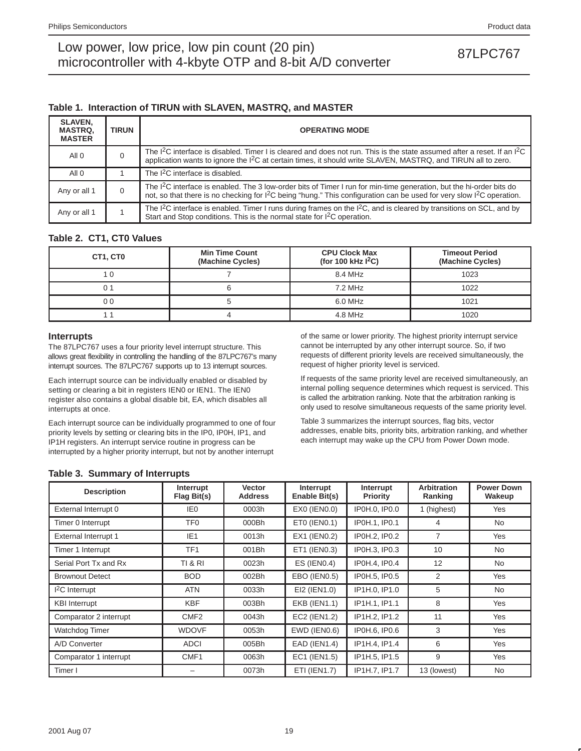**Table 1. Interaction of TIRUN with SLAVEN, MASTRQ, and MASTER**

| SLAVEN, MASTRQ, MASTER | TIRUN | OPERATING MODE |
|---|---|---|
| All 0 | 0 | The I²C interface is disabled. Timer I is cleared and does not run. This is the state assumed after a reset. If an I²C application wants to ignore the I²C at certain times, it should write SLAVEN, MASTRQ, and TIRUN all to zero. |
| All 0 | 1 | The I²C interface is disabled. |
| Any or all 1 | 0 | The I²C interface is enabled. The 3 low-order bits of Timer I run for min-time generation, but the hi-order bits do not, so that there is no checking for I²C being "hung." This configuration can be used for very slow I²C operation. |
| Any or all 1 | 1 | The I²C interface is enabled. Timer I runs during frames on the I²C, and is cleared by transitions on SCL, and by Start and Stop conditions. This is the normal state for I²C operation. |

**Table 2. CT1, CT0 Values**

| CT1, CT0 | Min Time Count (Machine Cycles) | CPU Clock Max (for 100 kHz I²C) | Timeout Period (Machine Cycles) |
|---|---|---|---|
| 1 0 | 7 | 8.4 MHz | 1023 |
| 0 1 | 6 | 7.2 MHz | 1022 |
| 0 0 | 5 | 6.0 MHz | 1021 |
| 1 1 | 4 | 4.8 MHz | 1020 |

### Interrupts

The 87LPC767 uses a four priority level interrupt structure. This allows great flexibility in controlling the handling of the 87LPC767's many interrupt sources. The 87LPC767 supports up to 13 interrupt sources.

Each interrupt source can be individually enabled or disabled by setting or clearing a bit in registers IEN0 or IEN1. The IEN0 register also contains a global disable bit, EA, which disables all interrupts at once.

Each interrupt source can be individually programmed to one of four priority levels by setting or clearing bits in the IP0, IP0H, IP1, and IP1H registers. An interrupt service routine in progress can be interrupted by a higher priority interrupt, but not by another interrupt of the same or lower priority. The highest priority interrupt service cannot be interrupted by any other interrupt source. So, if two requests of different priority levels are received simultaneously, the request of higher priority level is serviced.

If requests of the same priority level are received simultaneously, an internal polling sequence determines which request is serviced. This is called the arbitration ranking. Note that the arbitration ranking is only used to resolve simultaneous requests of the same priority level.

Table 3 summarizes the interrupt sources, flag bits, vector addresses, enable bits, priority bits, arbitration ranking, and whether each interrupt may wake up the CPU from Power Down mode.

**Table 3. Summary of Interrupts**

| Description | Interrupt Flag Bit(s) | Vector Address | Interrupt Enable Bit(s) | Interrupt Priority | Arbitration Ranking | Power Down Wakeup |
|---|---|---|---|---|---|---|
| External Interrupt 0 | IE0 | 0003h | EX0 (IEN0.0) | IP0H.0, IP0.0 | 1 (highest) | Yes |
| Timer 0 Interrupt | TF0 | 000Bh | ET0 (IEN0.1) | IP0H.1, IP0.1 | 4 | No |
| External Interrupt 1 | IE1 | 0013h | EX1 (IEN0.2) | IP0H.2, IP0.2 | 7 | Yes |
| Timer 1 Interrupt | TF1 | 001Bh | ET1 (IEN0.3) | IP0H.3, IP0.3 | 10 | No |
| Serial Port Tx and Rx | TI & RI | 0023h | ES (IEN0.4) | IP0H.4, IP0.4 | 12 | No |
| Brownout Detect | BOD | 002Bh | EBO (IEN0.5) | IP0H.5, IP0.5 | 2 | Yes |
| I²C Interrupt | ATN | 0033h | EI2 (IEN1.0) | IP1H.0, IP1.0 | 5 | No |
| KBI Interrupt | KBF | 003Bh | EKB (IEN1.1) | IP1H.1, IP1.1 | 8 | Yes |
| Comparator 2 interrupt | CMF2 | 0043h | EC2 (IEN1.2) | IP1H.2, IP1.2 | 11 | Yes |
| Watchdog Timer | WDOVF | 0053h | EWD (IEN0.6) | IP0H.6, IP0.6 | 3 | Yes |
| A/D Converter | ADCI | 005Bh | EAD (IEN1.4) | IP1H.4, IP1.4 | 6 | Yes |
| Comparator 1 interrupt | CMF1 | 0063h | EC1 (IEN1.5) | IP1H.5, IP1.5 | 9 | Yes |
| Timer I | – | 0073h | ETI (IEN1.7) | IP1H.7, IP1.7 | 13 (lowest) | No |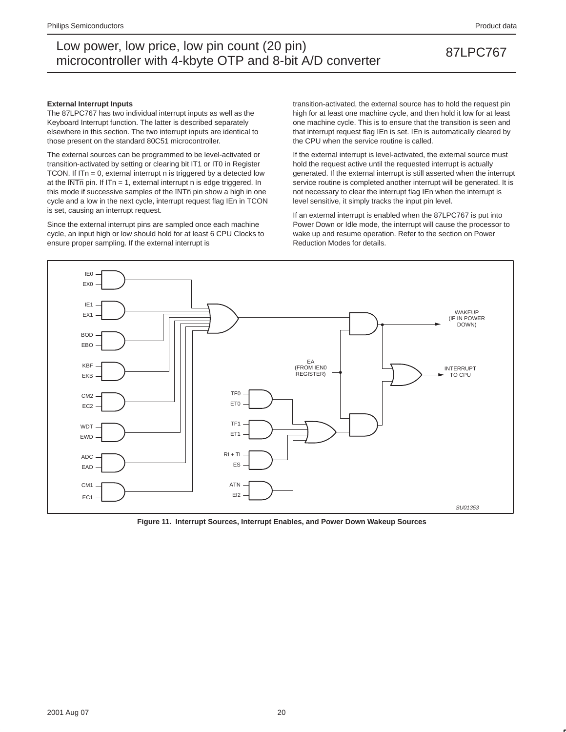### External Interrupt Inputs

The 87LPC767 has two individual interrupt inputs as well as the Keyboard Interrupt function. The latter is described separately elsewhere in this section. The two interrupt inputs are identical to those present on the standard 80C51 microcontroller.

The external sources can be programmed to be level-activated or transition-activated by setting or clearing bit IT1 or IT0 in Register TCON. If ITn = 0, external interrupt n is triggered by a detected low at the $\overline{\text{INTn}}$ pin. If ITn = 1, external interrupt n is edge triggered. In this mode if successive samples of the $\overline{\text{INTn}}$ pin show a high in one cycle and a low in the next cycle, interrupt request flag IEn in TCON is set, causing an interrupt request.

Since the external interrupt pins are sampled once each machine cycle, an input high or low should hold for at least 6 CPU Clocks to ensure proper sampling. If the external interrupt is transition-activated, the external source has to hold the request pin high for at least one machine cycle, and then hold it low for at least one machine cycle. This is to ensure that the transition is seen and that interrupt request flag IEn is set. IEn is automatically cleared by the CPU when the service routine is called.

If the external interrupt is level-activated, the external source must hold the request active until the requested interrupt is actually generated. If the external interrupt is still asserted when the interrupt service routine is completed another interrupt will be generated. It is not necessary to clear the interrupt flag IEn when the interrupt is level sensitive, it simply tracks the input pin level.

If an external interrupt is enabled when the 87LPC767 is put into Power Down or Idle mode, the interrupt will cause the processor to wake up and resume operation. Refer to the section on Power Reduction Modes for details.

IE0
EX0
IE1
EX1
BOD
EBO
KBF
EKB
CM2
EC2
WDT
EWD
ADC
EAD
CM1
EC1
TF0
ET0
TF1
ET1
RI + TI
ES
ATN
EI2
EA (FROM IEN0 REGISTER)
WAKEUP (IF IN POWER DOWN)
INTERRUPT TO CPU
SU01353

**Figure 11. Interrupt Sources, Interrupt Enables, and Power Down Wakeup Sources**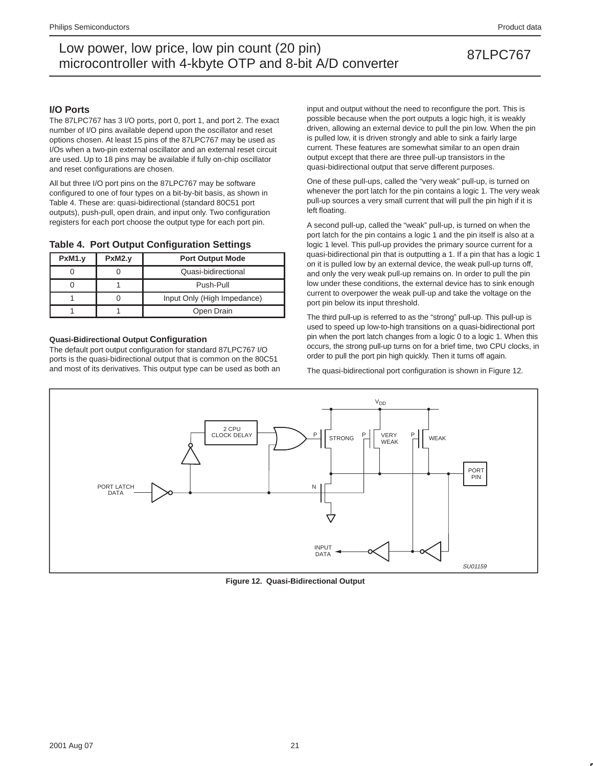## I/O Ports

The 87LPC767 has 3 I/O ports, port 0, port 1, and port 2. The exact number of I/O pins available depend upon the oscillator and reset options chosen. At least 15 pins of the 87LPC767 may be used as I/Os when a two-pin external oscillator and an external reset circuit are used. Up to 18 pins may be available if fully on-chip oscillator and reset configurations are chosen.

All but three I/O port pins on the 87LPC767 may be software configured to one of four types on a bit-by-bit basis, as shown in Table 4. These are: quasi-bidirectional (standard 80C51 port outputs), push-pull, open drain, and input only. Two configuration registers for each port choose the output type for each port pin.

**Table 4. Port Output Configuration Settings**

| PxM1.y | PxM2.y | Port Output Mode |
|---|---|---|
| 0 | 0 | Quasi-bidirectional |
| 0 | 1 | Push-Pull |
| 1 | 0 | Input Only (High Impedance) |
| 1 | 1 | Open Drain |

### Quasi-Bidirectional Output Configuration

The default port output configuration for standard 87LPC767 I/O ports is the quasi-bidirectional output that is common on the 80C51 and most of its derivatives. This output type can be used as both an input and output without the need to reconfigure the port. This is possible because when the port outputs a logic high, it is weakly driven, allowing an external device to pull the pin low. When the pin is pulled low, it is driven strongly and able to sink a fairly large current. These features are somewhat similar to an open drain output except that there are three pull-up transistors in the quasi-bidirectional output that serve different purposes.

One of these pull-ups, called the "very weak" pull-up, is turned on whenever the port latch for the pin contains a logic 1. The very weak pull-up sources a very small current that will pull the pin high if it is left floating.

A second pull-up, called the "weak" pull-up, is turned on when the port latch for the pin contains a logic 1 and the pin itself is also at a logic 1 level. This pull-up provides the primary source current for a quasi-bidirectional pin that is outputting a 1. If a pin that has a logic 1 on it is pulled low by an external device, the weak pull-up turns off, and only the very weak pull-up remains on. In order to pull the pin low under these conditions, the external device has to sink enough current to overpower the weak pull-up and take the voltage on the port pin below its input threshold.

The third pull-up is referred to as the "strong" pull-up. This pull-up is used to speed up low-to-high transitions on a quasi-bidirectional port pin when the port latch changes from a logic 0 to a logic 1. When this occurs, the strong pull-up turns on for a brief time, two CPU clocks, in order to pull the port pin high quickly. Then it turns off again.

The quasi-bidirectional port configuration is shown in Figure 12.

$V_{DD}$

2 CPU CLOCK DELAY

P STRONG

P VERY WEAK

P WEAK

PORT PIN

PORT LATCH DATA

N

INPUT DATA

SU01159

**Figure 12. Quasi-Bidirectional Output**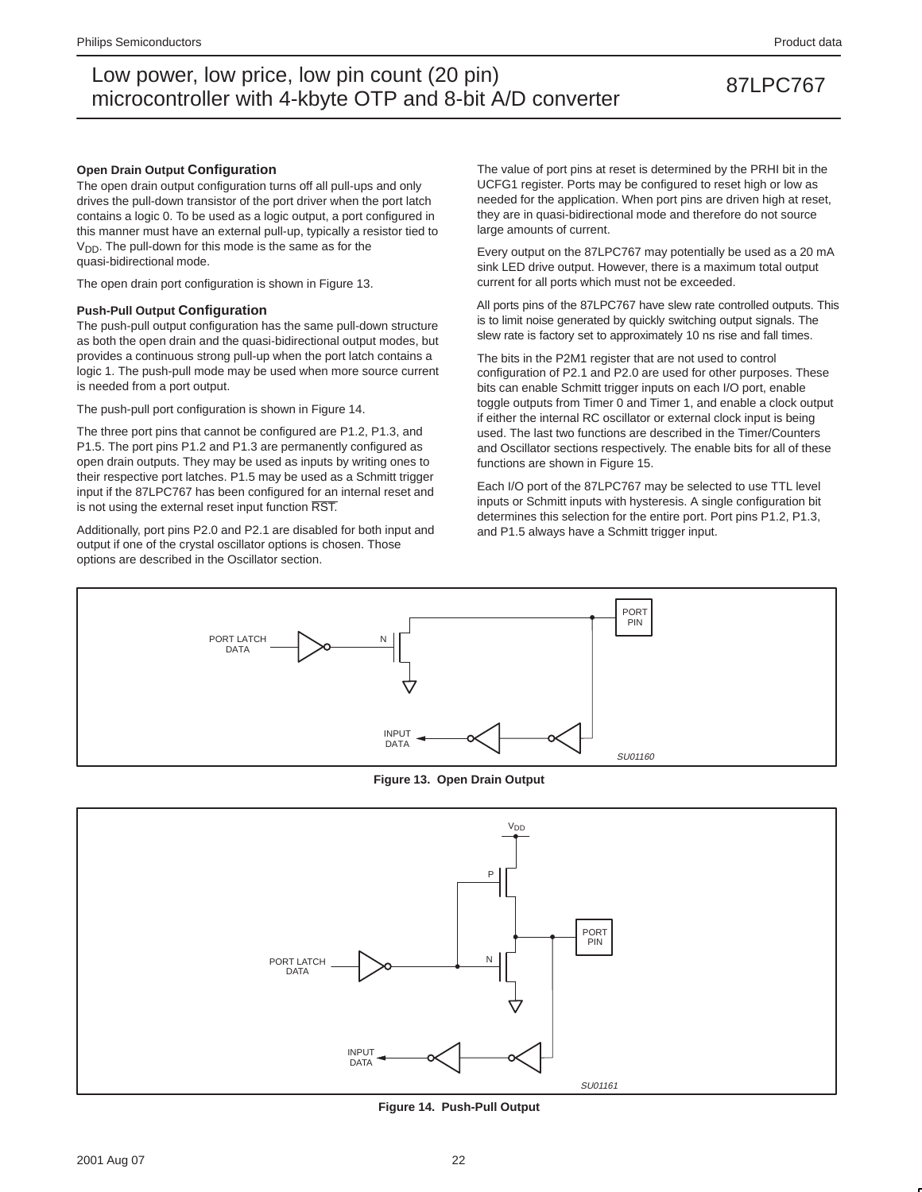### Open Drain Output Configuration

The open drain output configuration turns off all pull-ups and only drives the pull-down transistor of the port driver when the port latch contains a logic 0. To be used as a logic output, a port configured in this manner must have an external pull-up, typically a resistor tied to $V_{DD}$. The pull-down for this mode is the same as for the quasi-bidirectional mode.

The open drain port configuration is shown in Figure 13.

### Push-Pull Output Configuration

The push-pull output configuration has the same pull-down structure as both the open drain and the quasi-bidirectional output modes, but provides a continuous strong pull-up when the port latch contains a logic 1. The push-pull mode may be used when more source current is needed from a port output.

The push-pull port configuration is shown in Figure 14.

The three port pins that cannot be configured are P1.2, P1.3, and P1.5. The port pins P1.2 and P1.3 are permanently configured as open drain outputs. They may be used as inputs by writing ones to their respective port latches. P1.5 may be used as a Schmitt trigger input if the 87LPC767 has been configured for an internal reset and is not using the external reset input function $\overline{\text{RST}}$.

Additionally, port pins P2.0 and P2.1 are disabled for both input and output if one of the crystal oscillator options is chosen. Those options are described in the Oscillator section.

The value of port pins at reset is determined by the PRHI bit in the UCFG1 register. Ports may be configured to reset high or low as needed for the application. When port pins are driven high at reset, they are in quasi-bidirectional mode and therefore do not source large amounts of current.

Every output on the 87LPC767 may potentially be used as a 20 mA sink LED drive output. However, there is a maximum total output current for all ports which must not be exceeded.

All ports pins of the 87LPC767 have slew rate controlled outputs. This is to limit noise generated by quickly switching output signals. The slew rate is factory set to approximately 10 ns rise and fall times.

The bits in the P2M1 register that are not used to control configuration of P2.1 and P2.0 are used for other purposes. These bits can enable Schmitt trigger inputs on each I/O port, enable toggle outputs from Timer 0 and Timer 1, and enable a clock output if either the internal RC oscillator or external clock input is being used. The last two functions are described in the Timer/Counters and Oscillator sections respectively. The enable bits for all of these functions are shown in Figure 15.

Each I/O port of the 87LPC767 may be selected to use TTL level inputs or Schmitt inputs with hysteresis. A single configuration bit determines this selection for the entire port. Port pins P1.2, P1.3, and P1.5 always have a Schmitt trigger input.

PORT LATCH DATA
N
PORT PIN
INPUT DATA
SU01160

**Figure 13. Open Drain Output**

$V_{DD}$
P
N
PORT LATCH DATA
PORT PIN
INPUT DATA
SU01161

**Figure 14. Push-Pull Output**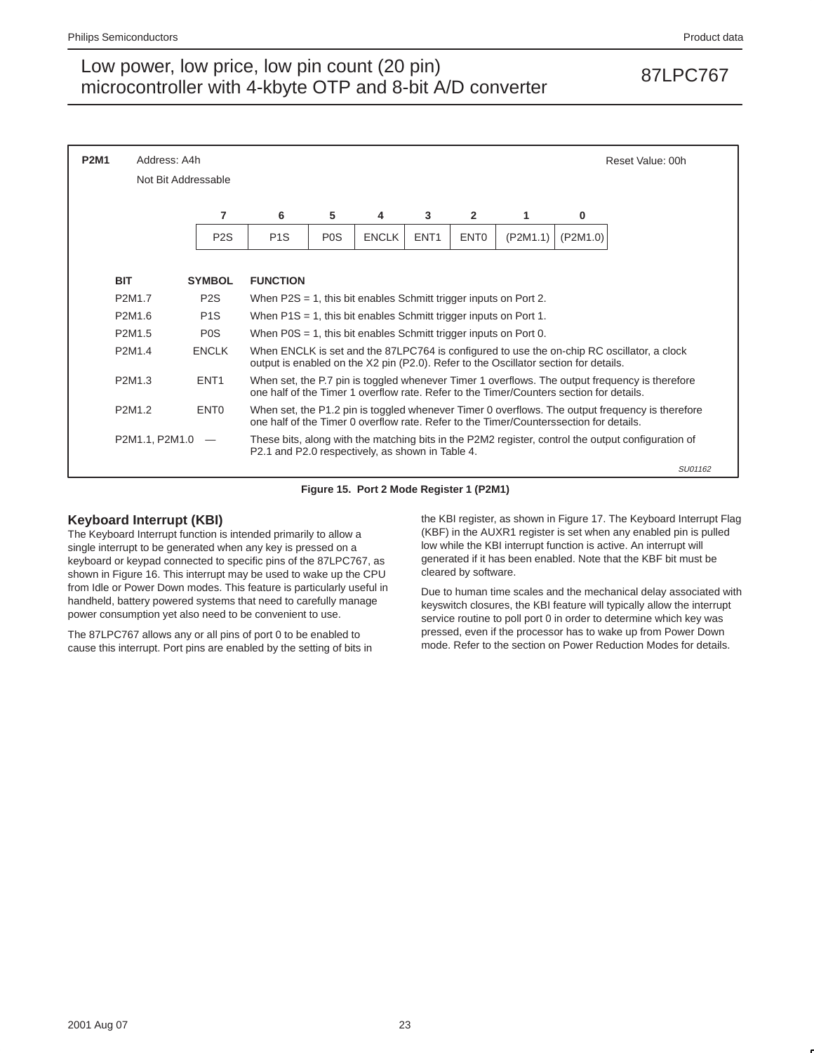**P2M1** Address: A4h Reset Value: 00h

Not Bit Addressable

| 7 | 6 | 5 | 4 | 3 | 2 | 1 | 0 |
|---|---|---|---|---|---|---|---|
| P2S | P1S | P0S | ENCLK | ENT1 | ENT0 | (P2M1.1) | (P2M1.0) |

| BIT | SYMBOL | FUNCTION |
|---|---|---|
| P2M1.7 | P2S | When P2S = 1, this bit enables Schmitt trigger inputs on Port 2. |
| P2M1.6 | P1S | When P1S = 1, this bit enables Schmitt trigger inputs on Port 1. |
| P2M1.5 | P0S | When P0S = 1, this bit enables Schmitt trigger inputs on Port 0. |
| P2M1.4 | ENCLK | When ENCLK is set and the 87LPC764 is configured to use the on-chip RC oscillator, a clock output is enabled on the X2 pin (P2.0). Refer to the Oscillator section for details. |
| P2M1.3 | ENT1 | When set, the P.7 pin is toggled whenever Timer 1 overflows. The output frequency is therefore one half of the Timer 1 overflow rate. Refer to the Timer/Counters section for details. |
| P2M1.2 | ENT0 | When set, the P1.2 pin is toggled whenever Timer 0 overflows. The output frequency is therefore one half of the Timer 0 overflow rate. Refer to the Timer/Counterssection for details. |
| P2M1.1, P2M1.0 | — | These bits, along with the matching bits in the P2M2 register, control the output configuration of P2.1 and P2.0 respectively, as shown in Table 4. |

SU01162

**Figure 15. Port 2 Mode Register 1 (P2M1)**

## Keyboard Interrupt (KBI)

The Keyboard Interrupt function is intended primarily to allow a single interrupt to be generated when any key is pressed on a keyboard or keypad connected to specific pins of the 87LPC767, as shown in Figure 16. This interrupt may be used to wake up the CPU from Idle or Power Down modes. This feature is particularly useful in handheld, battery powered systems that need to carefully manage power consumption yet also need to be convenient to use.

The 87LPC767 allows any or all pins of port 0 to be enabled to cause this interrupt. Port pins are enabled by the setting of bits in the KBI register, as shown in Figure 17. The Keyboard Interrupt Flag (KBF) in the AUXR1 register is set when any enabled pin is pulled low while the KBI interrupt function is active. An interrupt will generated if it has been enabled. Note that the KBF bit must be cleared by software.

Due to human time scales and the mechanical delay associated with keyswitch closures, the KBI feature will typically allow the interrupt service routine to poll port 0 in order to determine which key was pressed, even if the processor has to wake up from Power Down mode. Refer to the section on Power Reduction Modes for details.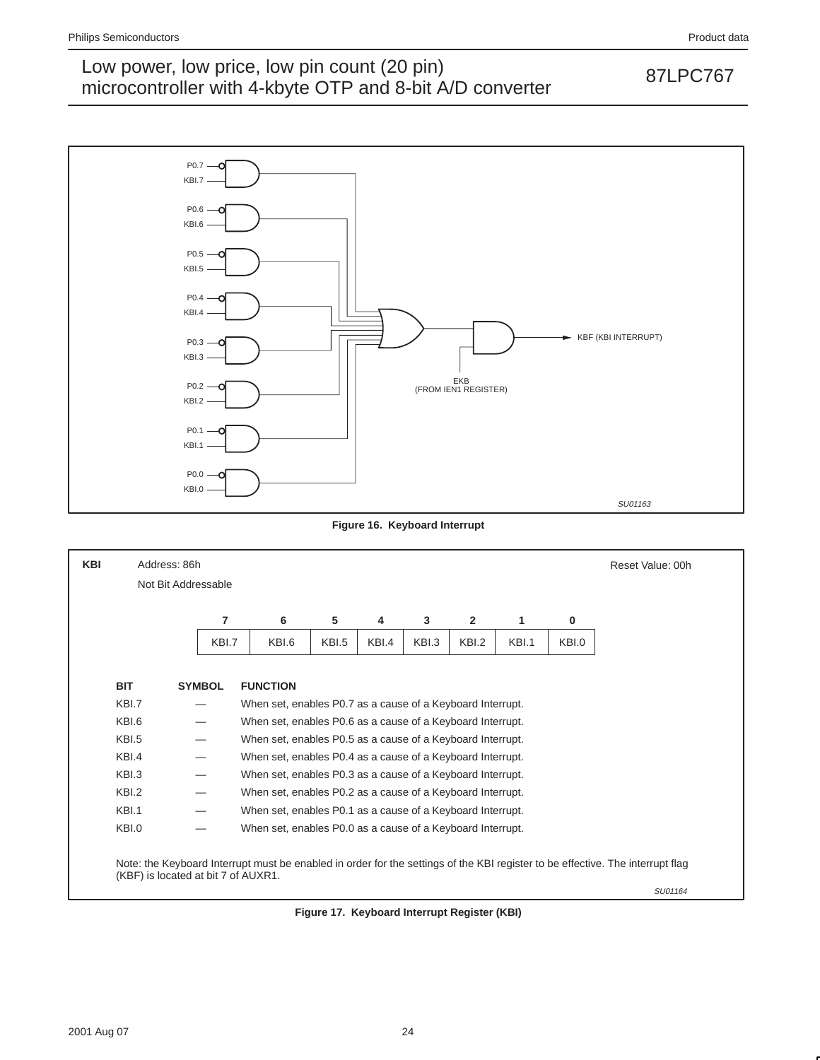P0.7
KBI.7
P0.6
KBI.6
P0.5
KBI.5
P0.4
KBI.4
P0.3
KBI.3
P0.2
KBI.2
P0.1
KBI.1
P0.0
KBI.0
EKB
(FROM IEN1 REGISTER)
KBF (KBI INTERRUPT)
SU01163

**Figure 16. Keyboard Interrupt**

**KBI** Address: 86h Reset Value: 00h

Not Bit Addressable

| 7 | 6 | 5 | 4 | 3 | 2 | 1 | 0 |
|---|---|---|---|---|---|---|---|
| KBI.7 | KBI.6 | KBI.5 | KBI.4 | KBI.3 | KBI.2 | KBI.1 | KBI.0 |

| BIT | SYMBOL | FUNCTION |
|---|---|---|
| KBI.7 | — | When set, enables P0.7 as a cause of a Keyboard Interrupt. |
| KBI.6 | — | When set, enables P0.6 as a cause of a Keyboard Interrupt. |
| KBI.5 | — | When set, enables P0.5 as a cause of a Keyboard Interrupt. |
| KBI.4 | — | When set, enables P0.4 as a cause of a Keyboard Interrupt. |
| KBI.3 | — | When set, enables P0.3 as a cause of a Keyboard Interrupt. |
| KBI.2 | — | When set, enables P0.2 as a cause of a Keyboard Interrupt. |
| KBI.1 | — | When set, enables P0.1 as a cause of a Keyboard Interrupt. |
| KBI.0 | — | When set, enables P0.0 as a cause of a Keyboard Interrupt. |

Note: the Keyboard Interrupt must be enabled in order for the settings of the KBI register to be effective. The interrupt flag (KBF) is located at bit 7 of AUXR1.

SU01164

**Figure 17. Keyboard Interrupt Register (KBI)**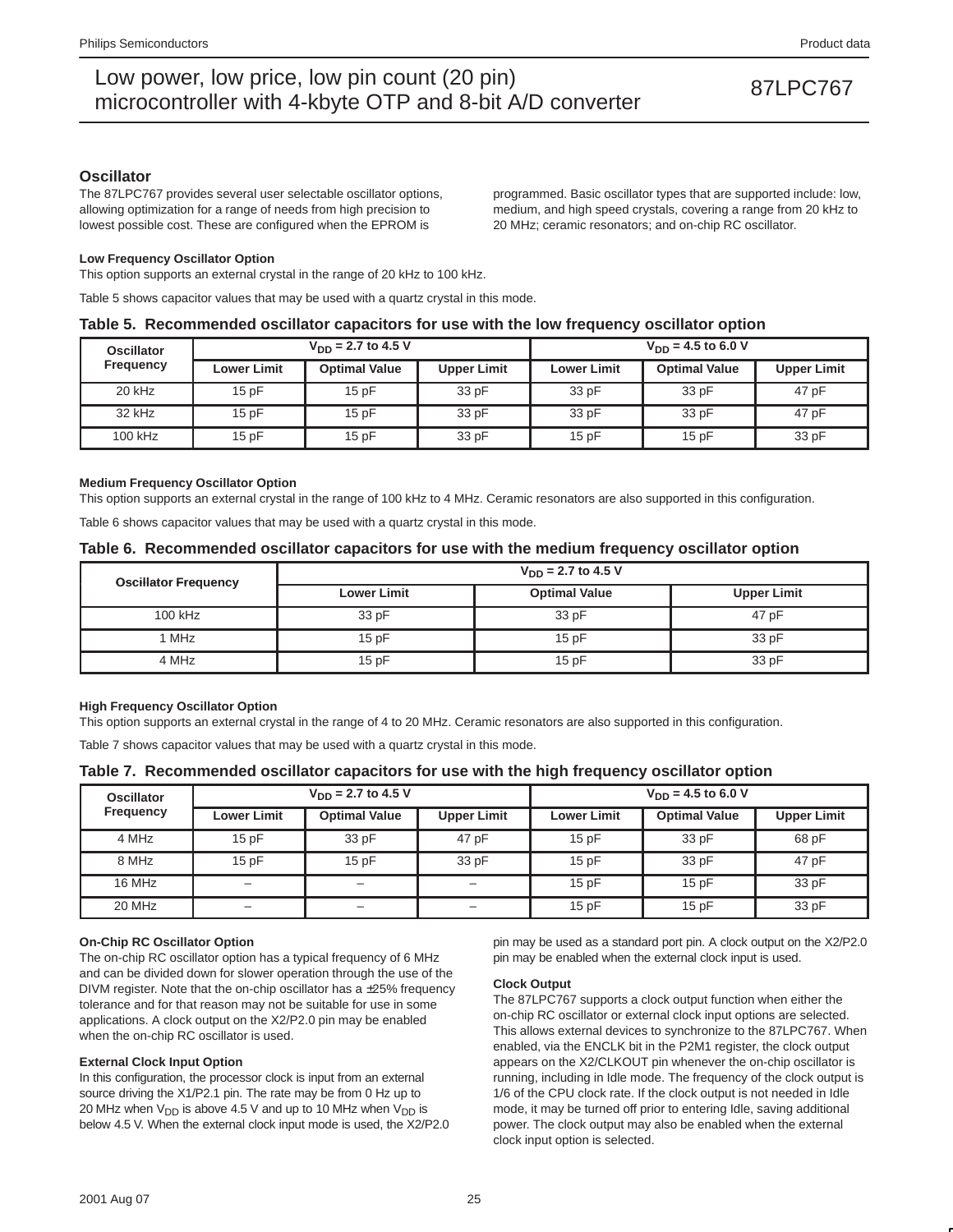## Oscillator

The 87LPC767 provides several user selectable oscillator options, allowing optimization for a range of needs from high precision to lowest possible cost. These are configured when the EPROM is programmed. Basic oscillator types that are supported include: low, medium, and high speed crystals, covering a range from 20 kHz to 20 MHz; ceramic resonators; and on-chip RC oscillator.

### Low Frequency Oscillator Option

This option supports an external crystal in the range of 20 kHz to 100 kHz.

Table 5 shows capacitor values that may be used with a quartz crystal in this mode.

**Table 5. Recommended oscillator capacitors for use with the low frequency oscillator option**

| Oscillator Frequency | $V_{DD}$ = 2.7 to 4.5 V | | | $V_{DD}$ = 4.5 to 6.0 V | | |
|---|---|---|---|---|---|---|
| | Lower Limit | Optimal Value | Upper Limit | Lower Limit | Optimal Value | Upper Limit |
| 20 kHz | 15 pF | 15 pF | 33 pF | 33 pF | 33 pF | 47 pF |
| 32 kHz | 15 pF | 15 pF | 33 pF | 33 pF | 33 pF | 47 pF |
| 100 kHz | 15 pF | 15 pF | 33 pF | 15 pF | 15 pF | 33 pF |

### Medium Frequency Oscillator Option

This option supports an external crystal in the range of 100 kHz to 4 MHz. Ceramic resonators are also supported in this configuration.

Table 6 shows capacitor values that may be used with a quartz crystal in this mode.

**Table 6. Recommended oscillator capacitors for use with the medium frequency oscillator option**

| Oscillator Frequency | $V_{DD}$ = 2.7 to 4.5 V | | |
|---|---|---|---|
| | Lower Limit | Optimal Value | Upper Limit |
| 100 kHz | 33 pF | 33 pF | 47 pF |
| 1 MHz | 15 pF | 15 pF | 33 pF |
| 4 MHz | 15 pF | 15 pF | 33 pF |

### High Frequency Oscillator Option

This option supports an external crystal in the range of 4 to 20 MHz. Ceramic resonators are also supported in this configuration.

Table 7 shows capacitor values that may be used with a quartz crystal in this mode.

**Table 7. Recommended oscillator capacitors for use with the high frequency oscillator option**

| Oscillator Frequency | $V_{DD}$ = 2.7 to 4.5 V | | | $V_{DD}$ = 4.5 to 6.0 V | | |
|---|---|---|---|---|---|---|
| | Lower Limit | Optimal Value | Upper Limit | Lower Limit | Optimal Value | Upper Limit |
| 4 MHz | 15 pF | 33 pF | 47 pF | 15 pF | 33 pF | 68 pF |
| 8 MHz | 15 pF | 15 pF | 33 pF | 15 pF | 33 pF | 47 pF |
| 16 MHz | – | – | – | 15 pF | 15 pF | 33 pF |
| 20 MHz | – | – | – | 15 pF | 15 pF | 33 pF |

### On-Chip RC Oscillator Option

The on-chip RC oscillator option has a typical frequency of 6 MHz and can be divided down for slower operation through the use of the DIVM register. Note that the on-chip oscillator has a ±25% frequency tolerance and for that reason may not be suitable for use in some applications. A clock output on the X2/P2.0 pin may be enabled when the on-chip RC oscillator is used.

### External Clock Input Option

In this configuration, the processor clock is input from an external source driving the X1/P2.1 pin. The rate may be from 0 Hz up to 20 MHz when $V_{DD}$ is above 4.5 V and up to 10 MHz when $V_{DD}$ is below 4.5 V. When the external clock input mode is used, the X2/P2.0 pin may be used as a standard port pin. A clock output on the X2/P2.0 pin may be enabled when the external clock input is used.

### Clock Output

The 87LPC767 supports a clock output function when either the on-chip RC oscillator or external clock input options are selected. This allows external devices to synchronize to the 87LPC767. When enabled, via the ENCLK bit in the P2M1 register, the clock output appears on the X2/CLKOUT pin whenever the on-chip oscillator is running, including in Idle mode. The frequency of the clock output is 1/6 of the CPU clock rate. If the clock output is not needed in Idle mode, it may be turned off prior to entering Idle, saving additional power. The clock output may also be enabled when the external clock input option is selected.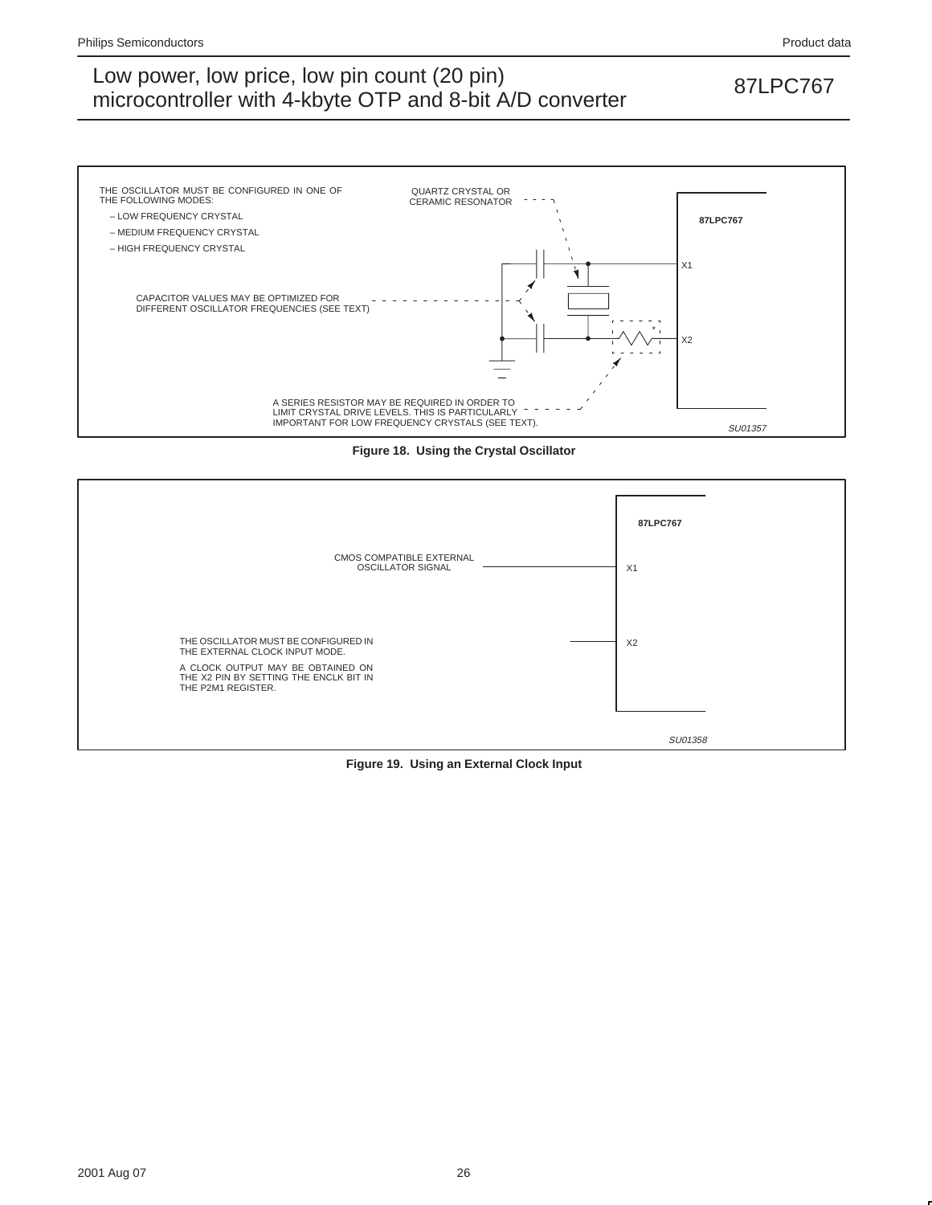THE OSCILLATOR MUST BE CONFIGURED IN ONE OF THE FOLLOWING MODES:

– LOW FREQUENCY CRYSTAL

– MEDIUM FREQUENCY CRYSTAL

– HIGH FREQUENCY CRYSTAL

QUARTZ CRYSTAL OR CERAMIC RESONATOR

87LPC767

X1

CAPACITOR VALUES MAY BE OPTIMIZED FOR DIFFERENT OSCILLATOR FREQUENCIES (SEE TEXT)

*

X2

A SERIES RESISTOR MAY BE REQUIRED IN ORDER TO LIMIT CRYSTAL DRIVE LEVELS. THIS IS PARTICULARLY IMPORTANT FOR LOW FREQUENCY CRYSTALS (SEE TEXT).

SU01357

**Figure 18. Using the Crystal Oscillator**

87LPC767

CMOS COMPATIBLE EXTERNAL OSCILLATOR SIGNAL

X1

THE OSCILLATOR MUST BE CONFIGURED IN THE EXTERNAL CLOCK INPUT MODE.

A CLOCK OUTPUT MAY BE OBTAINED ON THE X2 PIN BY SETTING THE ENCLK BIT IN THE P2M1 REGISTER.

X2

SU01358

**Figure 19. Using an External Clock Input**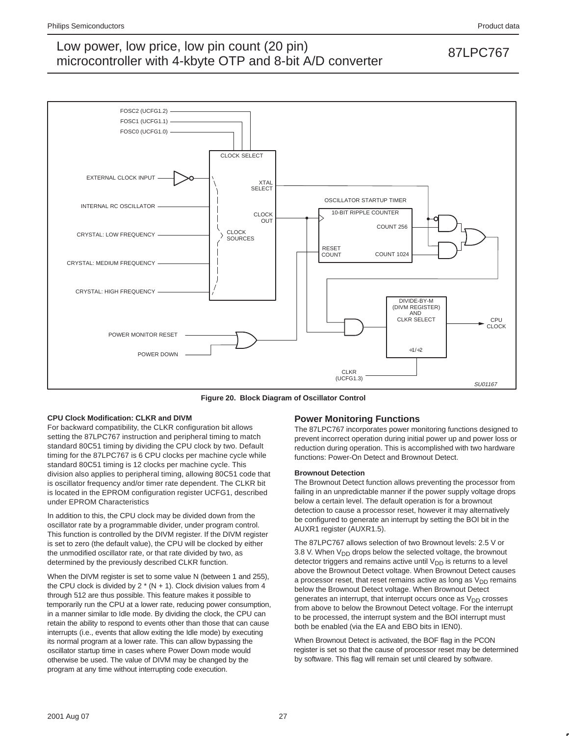FOSC2 (UCFG1.2)
FOSC1 (UCFG1.1)
FOSC0 (UCFG1.0)
CLOCK SELECT
EXTERNAL CLOCK INPUT
INTERNAL RC OSCILLATOR
CRYSTAL: LOW FREQUENCY
CRYSTAL: MEDIUM FREQUENCY
CRYSTAL: HIGH FREQUENCY
XTAL SELECT
CLOCK OUT
CLOCK SOURCES
OSCILLATOR STARTUP TIMER
10-BIT RIPPLE COUNTER
COUNT 256
COUNT 1024
RESET COUNT
DIVIDE-BY-M (DIVM REGISTER) AND CLKR SELECT
÷1/÷2
CPU CLOCK
POWER MONITOR RESET
POWER DOWN
CLKR (UCFG1.3)
SU01167

**Figure 20. Block Diagram of Oscillator Control**

#### CPU Clock Modification: CLKR and DIVM

For backward compatibility, the CLKR configuration bit allows setting the 87LPC767 instruction and peripheral timing to match standard 80C51 timing by dividing the CPU clock by two. Default timing for the 87LPC767 is 6 CPU clocks per machine cycle while standard 80C51 timing is 12 clocks per machine cycle. This division also applies to peripheral timing, allowing 80C51 code that is oscillator frequency and/or timer rate dependent. The CLKR bit is located in the EPROM configuration register UCFG1, described under EPROM Characteristics

In addition to this, the CPU clock may be divided down from the oscillator rate by a programmable divider, under program control. This function is controlled by the DIVM register. If the DIVM register is set to zero (the default value), the CPU will be clocked by either the unmodified oscillator rate, or that rate divided by two, as determined by the previously described CLKR function.

When the DIVM register is set to some value N (between 1 and 255), the CPU clock is divided by 2 * (N + 1). Clock division values from 4 through 512 are thus possible. This feature makes it possible to temporarily run the CPU at a lower rate, reducing power consumption, in a manner similar to Idle mode. By dividing the clock, the CPU can retain the ability to respond to events other than those that can cause interrupts (i.e., events that allow exiting the Idle mode) by executing its normal program at a lower rate. This can allow bypassing the oscillator startup time in cases where Power Down mode would otherwise be used. The value of DIVM may be changed by the program at any time without interrupting code execution.

## Power Monitoring Functions

The 87LPC767 incorporates power monitoring functions designed to prevent incorrect operation during initial power up and power loss or reduction during operation. This is accomplished with two hardware functions: Power-On Detect and Brownout Detect.

#### Brownout Detection

The Brownout Detect function allows preventing the processor from failing in an unpredictable manner if the power supply voltage drops below a certain level. The default operation is for a brownout detection to cause a processor reset, however it may alternatively be configured to generate an interrupt by setting the BOI bit in the AUXR1 register (AUXR1.5).

The 87LPC767 allows selection of two Brownout levels: 2.5 V or 3.8 V. When $V_{DD}$ drops below the selected voltage, the brownout detector triggers and remains active until $V_{DD}$ is returns to a level above the Brownout Detect voltage. When Brownout Detect causes a processor reset, that reset remains active as long as $V_{DD}$ remains below the Brownout Detect voltage. When Brownout Detect generates an interrupt, that interrupt occurs once as $V_{DD}$ crosses from above to below the Brownout Detect voltage. For the interrupt to be processed, the interrupt system and the BOI interrupt must both be enabled (via the EA and EBO bits in IEN0).

When Brownout Detect is activated, the BOF flag in the PCON register is set so that the cause of processor reset may be determined by software. This flag will remain set until cleared by software.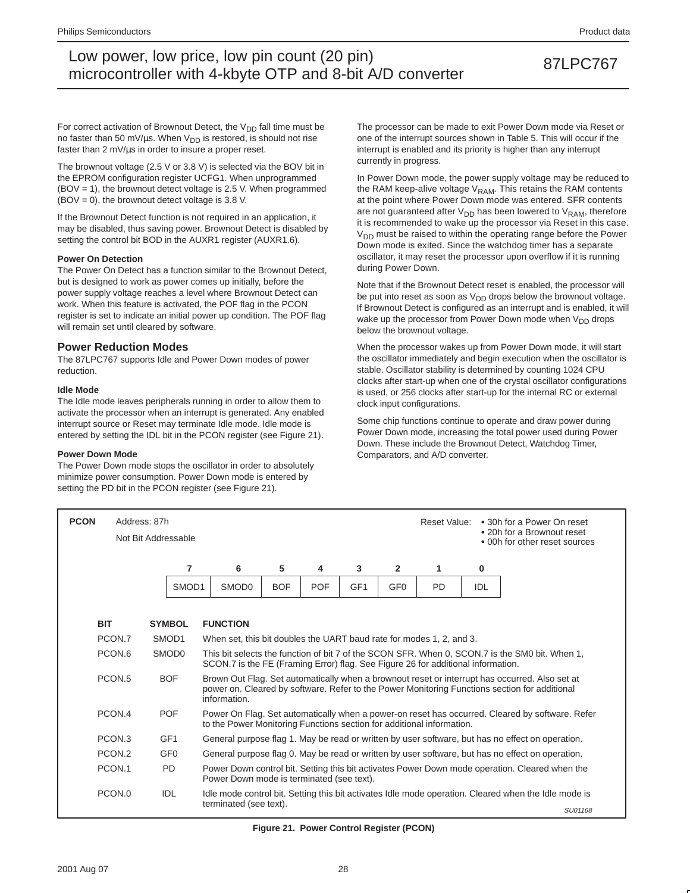For correct activation of Brownout Detect, the $V_{DD}$ fall time must be no faster than 50 mV/μs. When $V_{DD}$ is restored, is should not rise faster than 2 mV/μs in order to insure a proper reset.

The brownout voltage (2.5 V or 3.8 V) is selected via the BOV bit in the EPROM configuration register UCFG1. When unprogrammed (BOV = 1), the brownout detect voltage is 2.5 V. When programmed (BOV = 0), the brownout detect voltage is 3.8 V.

If the Brownout Detect function is not required in an application, it may be disabled, thus saving power. Brownout Detect is disabled by setting the control bit BOD in the AUXR1 register (AUXR1.6).

#### Power On Detection

The Power On Detect has a function similar to the Brownout Detect, but is designed to work as power comes up initially, before the power supply voltage reaches a level where Brownout Detect can work. When this feature is activated, the POF flag in the PCON register is set to indicate an initial power up condition. The POF flag will remain set until cleared by software.

### Power Reduction Modes

The 87LPC767 supports Idle and Power Down modes of power reduction.

#### Idle Mode

The Idle mode leaves peripherals running in order to allow them to activate the processor when an interrupt is generated. Any enabled interrupt source or Reset may terminate Idle mode. Idle mode is entered by setting the IDL bit in the PCON register (see Figure 21).

#### Power Down Mode

The Power Down mode stops the oscillator in order to absolutely minimize power consumption. Power Down mode is entered by setting the PD bit in the PCON register (see Figure 21).

The processor can be made to exit Power Down mode via Reset or one of the interrupt sources shown in Table 5. This will occur if the interrupt is enabled and its priority is higher than any interrupt currently in progress.

In Power Down mode, the power supply voltage may be reduced to the RAM keep-alive voltage $V_{RAM}$. This retains the RAM contents at the point where Power Down mode was entered. SFR contents are not guaranteed after $V_{DD}$ has been lowered to $V_{RAM}$, therefore it is recommended to wake up the processor via Reset in this case. $V_{DD}$ must be raised to within the operating range before the Power Down mode is exited. Since the watchdog timer has a separate oscillator, it may reset the processor upon overflow if it is running during Power Down.

Note that if the Brownout Detect reset is enabled, the processor will be put into reset as soon as $V_{DD}$ drops below the brownout voltage. If Brownout Detect is configured as an interrupt and is enabled, it will wake up the processor from Power Down mode when $V_{DD}$ drops below the brownout voltage.

When the processor wakes up from Power Down mode, it will start the oscillator immediately and begin execution when the oscillator is stable. Oscillator stability is determined by counting 1024 CPU clocks after start-up when one of the crystal oscillator configurations is used, or 256 clocks after start-up for the internal RC or external clock input configurations.

Some chip functions continue to operate and draw power during Power Down mode, increasing the total power used during Power Down. These include the Brownout Detect, Watchdog Timer, Comparators, and A/D converter.

**PCON** Address: 87h
Not Bit Addressable

Reset Value:
- 30h for a Power On reset
- 20h for a Brownout reset
- 00h for other reset sources

| 7 | 6 | 5 | 4 | 3 | 2 | 1 | 0 |
|---|---|---|---|---|---|---|---|
| SMOD1 | SMOD0 | BOF | POF | GF1 | GF0 | PD | IDL |

| BIT | SYMBOL | FUNCTION |
|---|---|---|
| PCON.7 | SMOD1 | When set, this bit doubles the UART baud rate for modes 1, 2, and 3. |
| PCON.6 | SMOD0 | This bit selects the function of bit 7 of the SCON SFR. When 0, SCON.7 is the SM0 bit. When 1, SCON.7 is the FE (Framing Error) flag. See Figure 26 for additional information. |
| PCON.5 | BOF | Brown Out Flag. Set automatically when a brownout reset or interrupt has occurred. Also set at power on. Cleared by software. Refer to the Power Monitoring Functions section for additional information. |
| PCON.4 | POF | Power On Flag. Set automatically when a power-on reset has occurred. Cleared by software. Refer to the Power Monitoring Functions section for additional information. |
| PCON.3 | GF1 | General purpose flag 1. May be read or written by user software, but has no effect on operation. |
| PCON.2 | GF0 | General purpose flag 0. May be read or written by user software, but has no effect on operation. |
| PCON.1 | PD | Power Down control bit. Setting this bit activates Power Down mode operation. Cleared when the Power Down mode is terminated (see text). |
| PCON.0 | IDL | Idle mode control bit. Setting this bit activates Idle mode operation. Cleared when the Idle mode is terminated (see text). |

SU01168

**Figure 21. Power Control Register (PCON)**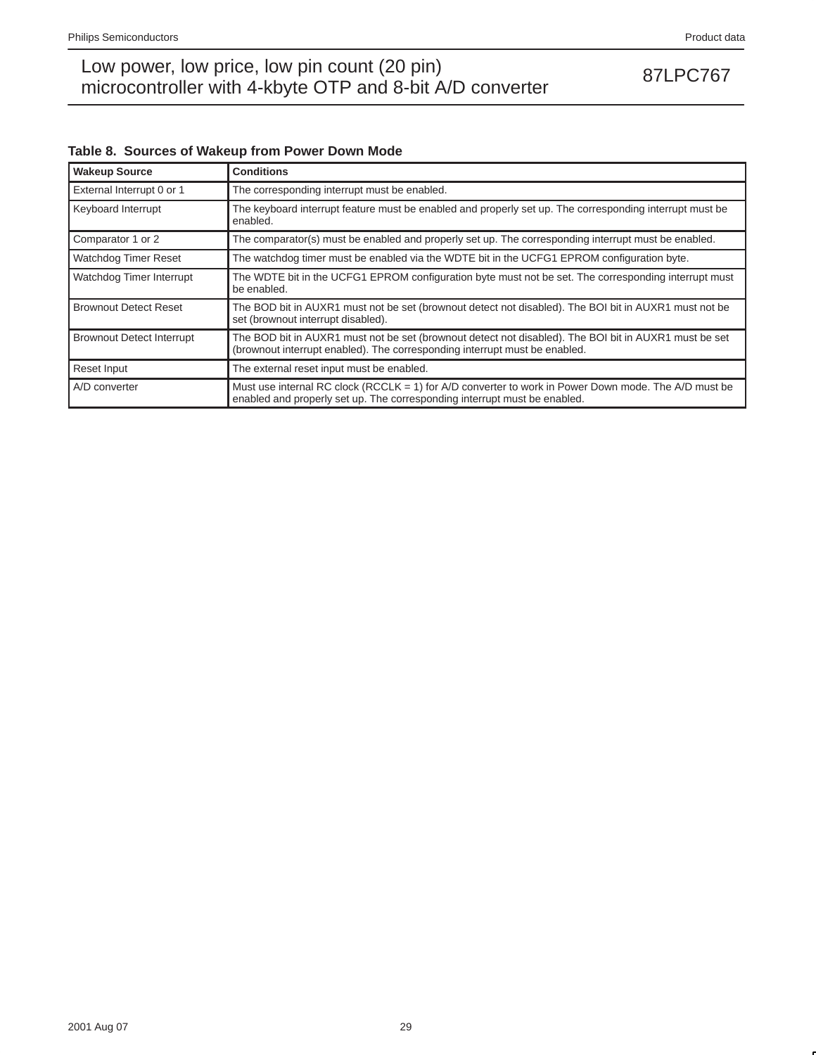**Table 8. Sources of Wakeup from Power Down Mode**

| Wakeup Source | Conditions |
|---|---|
| External Interrupt 0 or 1 | The corresponding interrupt must be enabled. |
| Keyboard Interrupt | The keyboard interrupt feature must be enabled and properly set up. The corresponding interrupt must be enabled. |
| Comparator 1 or 2 | The comparator(s) must be enabled and properly set up. The corresponding interrupt must be enabled. |
| Watchdog Timer Reset | The watchdog timer must be enabled via the WDTE bit in the UCFG1 EPROM configuration byte. |
| Watchdog Timer Interrupt | The WDTE bit in the UCFG1 EPROM configuration byte must not be set. The corresponding interrupt must be enabled. |
| Brownout Detect Reset | The BOD bit in AUXR1 must not be set (brownout detect not disabled). The BOI bit in AUXR1 must not be set (brownout interrupt disabled). |
| Brownout Detect Interrupt | The BOD bit in AUXR1 must not be set (brownout detect not disabled). The BOI bit in AUXR1 must be set (brownout interrupt enabled). The corresponding interrupt must be enabled. |
| Reset Input | The external reset input must be enabled. |
| A/D converter | Must use internal RC clock (RCCLK = 1) for A/D converter to work in Power Down mode. The A/D must be enabled and properly set up. The corresponding interrupt must be enabled. |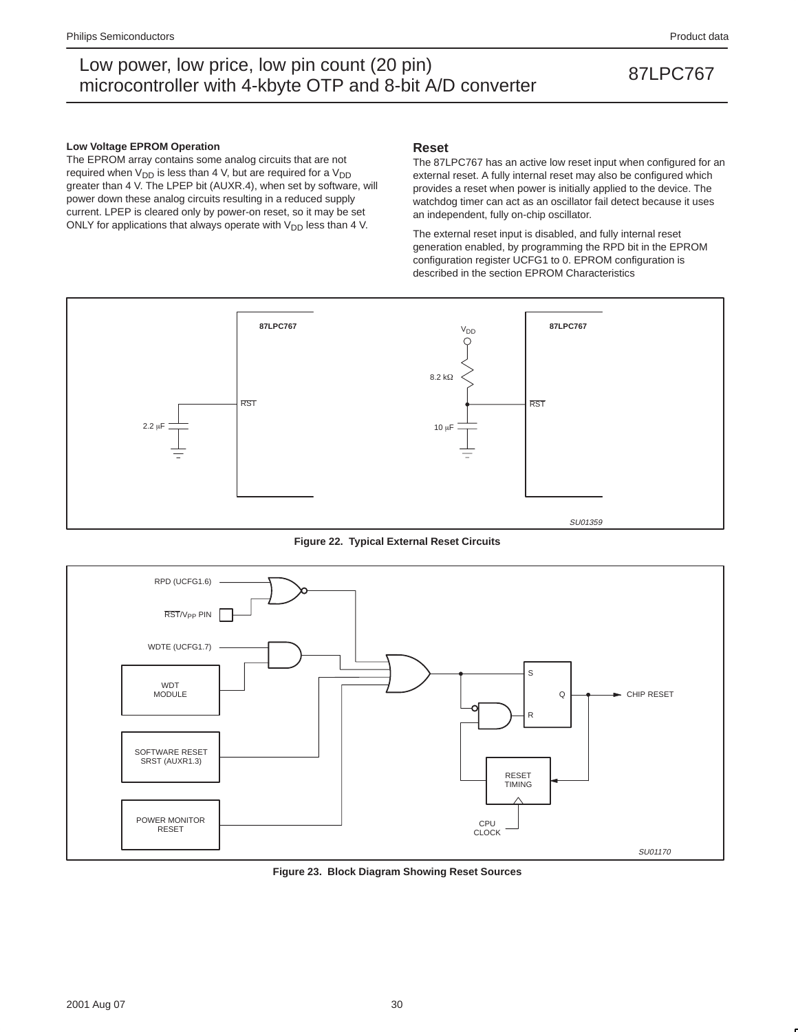**Low Voltage EPROM Operation**

The EPROM array contains some analog circuits that are not required when $V_{DD}$ is less than 4 V, but are required for a $V_{DD}$ greater than 4 V. The LPEP bit (AUXR.4), when set by software, will power down these analog circuits resulting in a reduced supply current. LPEP is cleared only by power-on reset, so it may be set ONLY for applications that always operate with $V_{DD}$ less than 4 V.

## Reset

The 87LPC767 has an active low reset input when configured for an external reset. A fully internal reset may also be configured which provides a reset when power is initially applied to the device. The watchdog timer can act as an oscillator fail detect because it uses an independent, fully on-chip oscillator.

The external reset input is disabled, and fully internal reset generation enabled, by programming the RPD bit in the EPROM configuration register UCFG1 to 0. EPROM configuration is described in the section EPROM Characteristics

87LPC767

RST

2.2 μF

VDD

8.2 kΩ

10 μF

87LPC767

RST

SU01359

**Figure 22. Typical External Reset Circuits**

RPD (UCFG1.6)

RST/VPP PIN

WDTE (UCFG1.7)

WDT MODULE

SOFTWARE RESET SRST (AUXR1.3)

POWER MONITOR RESET

S

Q

R

CHIP RESET

RESET TIMING

CPU CLOCK

SU01170

**Figure 23. Block Diagram Showing Reset Sources**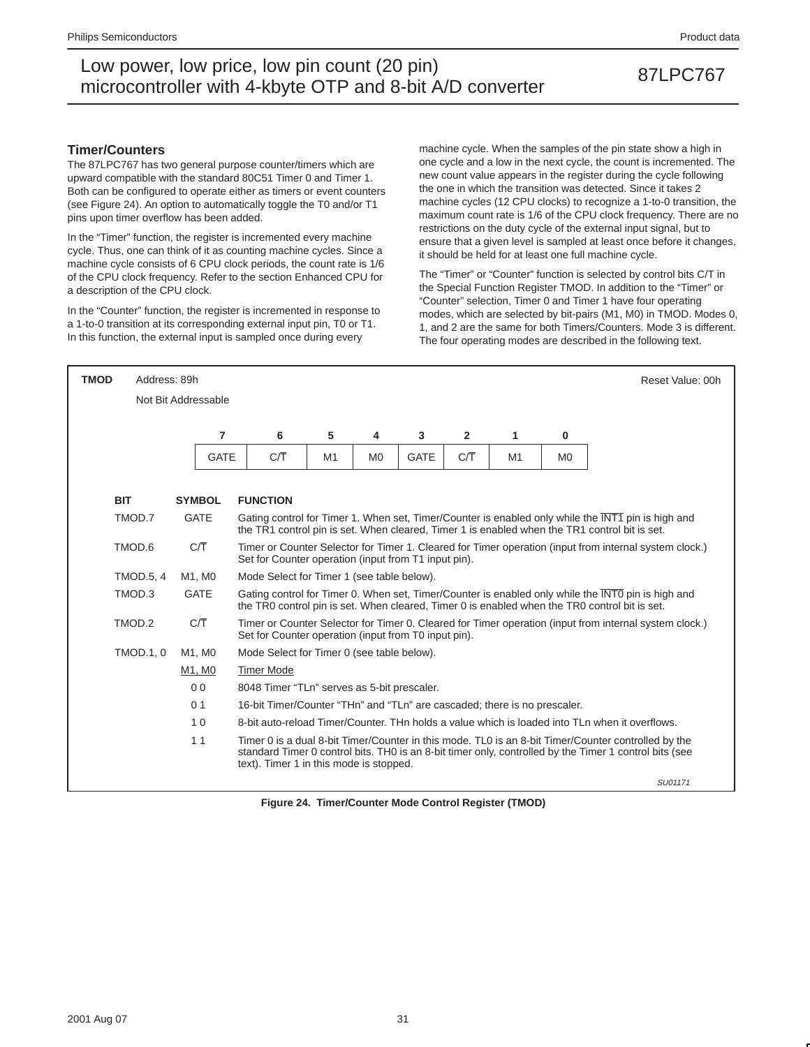## Timer/Counters

The 87LPC767 has two general purpose counter/timers which are upward compatible with the standard 80C51 Timer 0 and Timer 1. Both can be configured to operate either as timers or event counters (see Figure 24). An option to automatically toggle the T0 and/or T1 pins upon timer overflow has been added.

In the "Timer" function, the register is incremented every machine cycle. Thus, one can think of it as counting machine cycles. Since a machine cycle consists of 6 CPU clock periods, the count rate is 1/6 of the CPU clock frequency. Refer to the section Enhanced CPU for a description of the CPU clock.

In the "Counter" function, the register is incremented in response to a 1-to-0 transition at its corresponding external input pin, T0 or T1. In this function, the external input is sampled once during every machine cycle. When the samples of the pin state show a high in one cycle and a low in the next cycle, the count is incremented. The new count value appears in the register during the cycle following the one in which the transition was detected. Since it takes 2 machine cycles (12 CPU clocks) to recognize a 1-to-0 transition, the maximum count rate is 1/6 of the CPU clock frequency. There are no restrictions on the duty cycle of the external input signal, but to ensure that a given level is sampled at least once before it changes, it should be held for at least one full machine cycle.

The "Timer" or "Counter" function is selected by control bits C/T in the Special Function Register TMOD. In addition to the "Timer" or "Counter" selection, Timer 0 and Timer 1 have four operating modes, which are selected by bit-pairs (M1, M0) in TMOD. Modes 0, 1, and 2 are the same for both Timers/Counters. Mode 3 is different. The four operating modes are described in the following text.

**TMOD** Address: 89h — Not Bit Addressable — Reset Value: 00h

| 7 | 6 | 5 | 4 | 3 | 2 | 1 | 0 |
|---|---|---|---|---|---|---|---|
| GATE | C/$\overline{T}$ | M1 | M0 | GATE | C/$\overline{T}$ | M1 | M0 |

| BIT | SYMBOL | FUNCTION |
|---|---|---|
| TMOD.7 | GATE | Gating control for Timer 1. When set, Timer/Counter is enabled only while the $\overline{INT1}$ pin is high and the TR1 control pin is set. When cleared, Timer 1 is enabled when the TR1 control bit is set. |
| TMOD.6 | C/$\overline{T}$ | Timer or Counter Selector for Timer 1. Cleared for Timer operation (input from internal system clock.) Set for Counter operation (input from T1 input pin). |
| TMOD.5, 4 | M1, M0 | Mode Select for Timer 1 (see table below). |
| TMOD.3 | GATE | Gating control for Timer 0. When set, Timer/Counter is enabled only while the $\overline{INT0}$ pin is high and the TR0 control pin is set. When cleared, Timer 0 is enabled when the TR0 control bit is set. |
| TMOD.2 | C/$\overline{T}$ | Timer or Counter Selector for Timer 0. Cleared for Timer operation (input from internal system clock.) Set for Counter operation (input from T0 input pin). |
| TMOD.1, 0 | M1, M0 | Mode Select for Timer 0 (see table below). |

| M1, M0 | Timer Mode |
|---|---|
| 0 0 | 8048 Timer "TLn" serves as 5-bit prescaler. |
| 0 1 | 16-bit Timer/Counter "THn" and "TLn" are cascaded; there is no prescaler. |
| 1 0 | 8-bit auto-reload Timer/Counter. THn holds a value which is loaded into TLn when it overflows. |
| 1 1 | Timer 0 is a dual 8-bit Timer/Counter in this mode. TL0 is an 8-bit Timer/Counter controlled by the standard Timer 0 control bits. TH0 is an 8-bit timer only, controlled by the Timer 1 control bits (see text). Timer 1 in this mode is stopped. |

SU01171

**Figure 24. Timer/Counter Mode Control Register (TMOD)**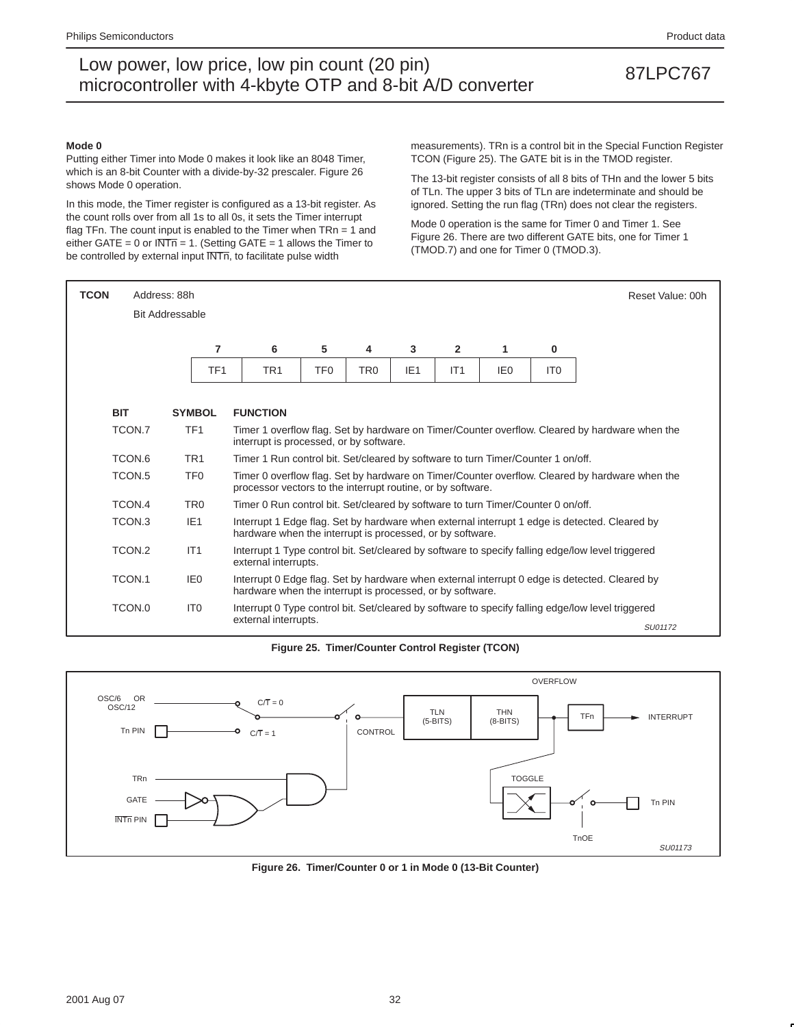### Mode 0

Putting either Timer into Mode 0 makes it look like an 8048 Timer, which is an 8-bit Counter with a divide-by-32 prescaler. Figure 26 shows Mode 0 operation.

In this mode, the Timer register is configured as a 13-bit register. As the count rolls over from all 1s to all 0s, it sets the Timer interrupt flag TFn. The count input is enabled to the Timer when TRn = 1 and either GATE = 0 or $\overline{INTn}$ = 1. (Setting GATE = 1 allows the Timer to be controlled by external input $\overline{INTn}$, to facilitate pulse width measurements). TRn is a control bit in the Special Function Register TCON (Figure 25). The GATE bit is in the TMOD register.

The 13-bit register consists of all 8 bits of THn and the lower 5 bits of TLn. The upper 3 bits of TLn are indeterminate and should be ignored. Setting the run flag (TRn) does not clear the registers.

Mode 0 operation is the same for Timer 0 and Timer 1. See Figure 26. There are two different GATE bits, one for Timer 1 (TMOD.7) and one for Timer 0 (TMOD.3).

**TCON** Address: 88h Reset Value: 00h

Bit Addressable

| 7 | 6 | 5 | 4 | 3 | 2 | 1 | 0 |
|---|---|---|---|---|---|---|---|
| TF1 | TR1 | TF0 | TR0 | IE1 | IT1 | IE0 | IT0 |

| BIT | SYMBOL | FUNCTION |
|---|---|---|
| TCON.7 | TF1 | Timer 1 overflow flag. Set by hardware on Timer/Counter overflow. Cleared by hardware when the interrupt is processed, or by software. |
| TCON.6 | TR1 | Timer 1 Run control bit. Set/cleared by software to turn Timer/Counter 1 on/off. |
| TCON.5 | TF0 | Timer 0 overflow flag. Set by hardware on Timer/Counter overflow. Cleared by hardware when the processor vectors to the interrupt routine, or by software. |
| TCON.4 | TR0 | Timer 0 Run control bit. Set/cleared by software to turn Timer/Counter 0 on/off. |
| TCON.3 | IE1 | Interrupt 1 Edge flag. Set by hardware when external interrupt 1 edge is detected. Cleared by hardware when the interrupt is processed, or by software. |
| TCON.2 | IT1 | Interrupt 1 Type control bit. Set/cleared by software to specify falling edge/low level triggered external interrupts. |
| TCON.1 | IE0 | Interrupt 0 Edge flag. Set by hardware when external interrupt 0 edge is detected. Cleared by hardware when the interrupt is processed, or by software. |
| TCON.0 | IT0 | Interrupt 0 Type control bit. Set/cleared by software to specify falling edge/low level triggered external interrupts. |

SU01172

**Figure 25. Timer/Counter Control Register (TCON)**

OSC/6 OR OSC/12
C/$\overline{T}$ = 0
Tn PIN
C/$\overline{T}$ = 1
CONTROL
TLN (5-BITS)
THN (8-BITS)
OVERFLOW
TFn
INTERRUPT
TRn
GATE
$\overline{INTn}$ PIN
TOGGLE
Tn PIN
TnOE
SU01173

**Figure 26. Timer/Counter 0 or 1 in Mode 0 (13-Bit Counter)**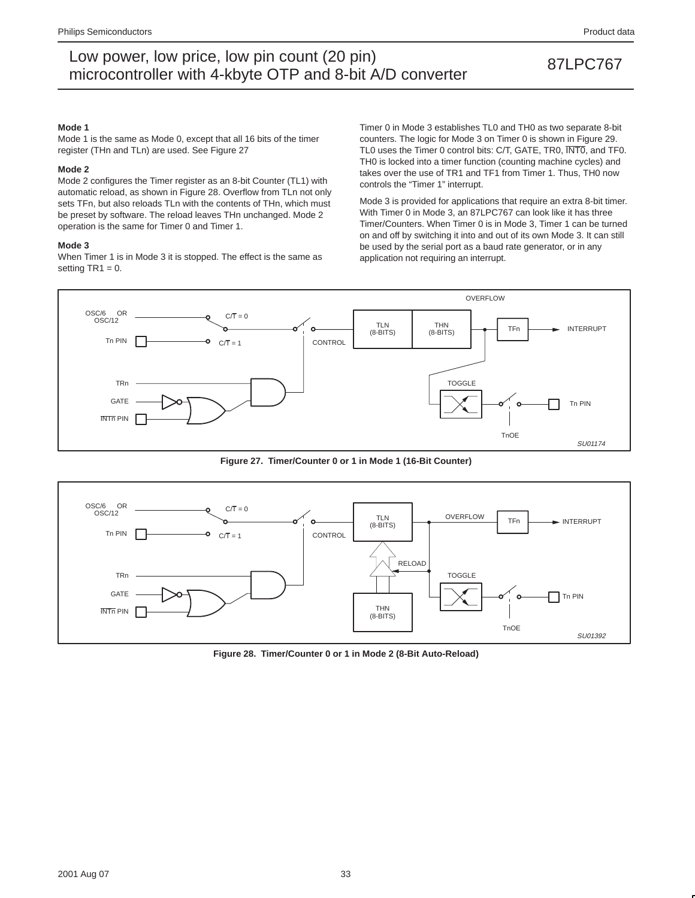**Mode 1**

Mode 1 is the same as Mode 0, except that all 16 bits of the timer register (THn and TLn) are used. See Figure 27

**Mode 2**

Mode 2 configures the Timer register as an 8-bit Counter (TL1) with automatic reload, as shown in Figure 28. Overflow from TLn not only sets TFn, but also reloads TLn with the contents of THn, which must be preset by software. The reload leaves THn unchanged. Mode 2 operation is the same for Timer 0 and Timer 1.

**Mode 3**

When Timer 1 is in Mode 3 it is stopped. The effect is the same as setting TR1 = 0.

Timer 0 in Mode 3 establishes TL0 and TH0 as two separate 8-bit counters. The logic for Mode 3 on Timer 0 is shown in Figure 29. TL0 uses the Timer 0 control bits: C/T, GATE, TR0, $\overline{\text{INT0}}$, and TF0. TH0 is locked into a timer function (counting machine cycles) and takes over the use of TR1 and TF1 from Timer 1. Thus, TH0 now controls the “Timer 1” interrupt.

Mode 3 is provided for applications that require an extra 8-bit timer. With Timer 0 in Mode 3, an 87LPC767 can look like it has three Timer/Counters. When Timer 0 is in Mode 3, Timer 1 can be turned on and off by switching it into and out of its own Mode 3. It can still be used by the serial port as a baud rate generator, or in any application not requiring an interrupt.

OSC/6 OR OSC/12
C/$\overline{\text{T}}$ = 0
Tn PIN
C/$\overline{\text{T}}$ = 1
CONTROL
TLN (8-BITS)
THN (8-BITS)
OVERFLOW
TFn
INTERRUPT
TRn
GATE
$\overline{\text{INTn}}$ PIN
TOGGLE
Tn PIN
TnOE
SU01174

**Figure 27. Timer/Counter 0 or 1 in Mode 1 (16-Bit Counter)**

OSC/6 OR OSC/12
C/$\overline{\text{T}}$ = 0
Tn PIN
C/$\overline{\text{T}}$ = 1
CONTROL
TLN (8-BITS)
OVERFLOW
TFn
INTERRUPT
RELOAD
TRn
GATE
$\overline{\text{INTn}}$ PIN
THN (8-BITS)
TOGGLE
Tn PIN
TnOE
SU01392

**Figure 28. Timer/Counter 0 or 1 in Mode 2 (8-Bit Auto-Reload)**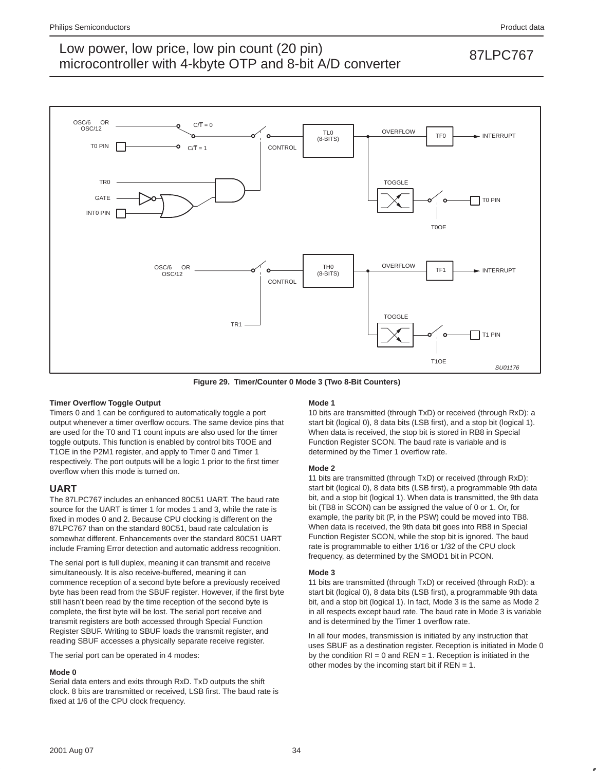OSC/6 OR OSC/12

C/T = 0

T0 PIN

C/T = 1

CONTROL

TL0 (8-BITS)

OVERFLOW

TF0

INTERRUPT

TR0

GATE

INT0 PIN

TOGGLE

T0 PIN

T0OE

OSC/6 OR OSC/12

CONTROL

TH0 (8-BITS)

OVERFLOW

TF1

INTERRUPT

TR1

TOGGLE

T1 PIN

T1OE

SU01176

**Figure 29. Timer/Counter 0 Mode 3 (Two 8-Bit Counters)**

**Timer Overflow Toggle Output**

Timers 0 and 1 can be configured to automatically toggle a port output whenever a timer overflow occurs. The same device pins that are used for the T0 and T1 count inputs are also used for the timer toggle outputs. This function is enabled by control bits T0OE and T1OE in the P2M1 register, and apply to Timer 0 and Timer 1 respectively. The port outputs will be a logic 1 prior to the first timer overflow when this mode is turned on.

## UART

The 87LPC767 includes an enhanced 80C51 UART. The baud rate source for the UART is timer 1 for modes 1 and 3, while the rate is fixed in modes 0 and 2. Because CPU clocking is different on the 87LPC767 than on the standard 80C51, baud rate calculation is somewhat different. Enhancements over the standard 80C51 UART include Framing Error detection and automatic address recognition.

The serial port is full duplex, meaning it can transmit and receive simultaneously. It is also receive-buffered, meaning it can commence reception of a second byte before a previously received byte has been read from the SBUF register. However, if the first byte still hasn't been read by the time reception of the second byte is complete, the first byte will be lost. The serial port receive and transmit registers are both accessed through Special Function Register SBUF. Writing to SBUF loads the transmit register, and reading SBUF accesses a physically separate receive register.

The serial port can be operated in 4 modes:

**Mode 0**

Serial data enters and exits through RxD. TxD outputs the shift clock. 8 bits are transmitted or received, LSB first. The baud rate is fixed at 1/6 of the CPU clock frequency.

**Mode 1**

10 bits are transmitted (through TxD) or received (through RxD): a start bit (logical 0), 8 data bits (LSB first), and a stop bit (logical 1). When data is received, the stop bit is stored in RB8 in Special Function Register SCON. The baud rate is variable and is determined by the Timer 1 overflow rate.

**Mode 2**

11 bits are transmitted (through TxD) or received (through RxD): start bit (logical 0), 8 data bits (LSB first), a programmable 9th data bit, and a stop bit (logical 1). When data is transmitted, the 9th data bit (TB8 in SCON) can be assigned the value of 0 or 1. Or, for example, the parity bit (P, in the PSW) could be moved into TB8. When data is received, the 9th data bit goes into RB8 in Special Function Register SCON, while the stop bit is ignored. The baud rate is programmable to either 1/16 or 1/32 of the CPU clock frequency, as determined by the SMOD1 bit in PCON.

**Mode 3**

11 bits are transmitted (through TxD) or received (through RxD): a start bit (logical 0), 8 data bits (LSB first), a programmable 9th data bit, and a stop bit (logical 1). In fact, Mode 3 is the same as Mode 2 in all respects except baud rate. The baud rate in Mode 3 is variable and is determined by the Timer 1 overflow rate.

In all four modes, transmission is initiated by any instruction that uses SBUF as a destination register. Reception is initiated in Mode 0 by the condition RI = 0 and REN = 1. Reception is initiated in the other modes by the incoming start bit if REN = 1.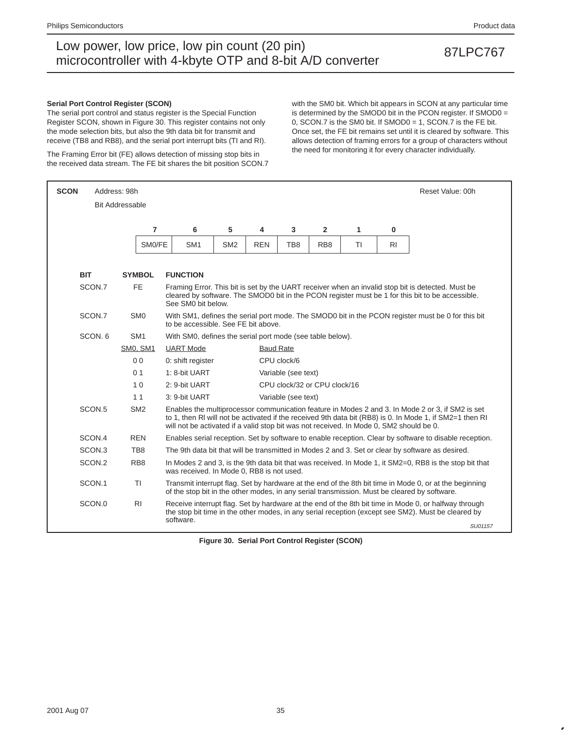### Serial Port Control Register (SCON)

The serial port control and status register is the Special Function Register SCON, shown in Figure 30. This register contains not only the mode selection bits, but also the 9th data bit for transmit and receive (TB8 and RB8), and the serial port interrupt bits (TI and RI).

The Framing Error bit (FE) allows detection of missing stop bits in the received data stream. The FE bit shares the bit position SCON.7 with the SM0 bit. Which bit appears in SCON at any particular time is determined by the SMOD0 bit in the PCON register. If SMOD0 = 0, SCON.7 is the SM0 bit. If SMOD0 = 1, SCON.7 is the FE bit. Once set, the FE bit remains set until it is cleared by software. This allows detection of framing errors for a group of characters without the need for monitoring it for every character individually.

**SCON** Address: 98h Reset Value: 00h

Bit Addressable

| 7 | 6 | 5 | 4 | 3 | 2 | 1 | 0 |
|---|---|---|---|---|---|---|---|
| SM0/FE | SM1 | SM2 | REN | TB8 | RB8 | TI | RI |

| BIT | SYMBOL | FUNCTION |
|---|---|---|
| SCON.7 | FE | Framing Error. This bit is set by the UART receiver when an invalid stop bit is detected. Must be cleared by software. The SMOD0 bit in the PCON register must be 1 for this bit to be accessible. See SM0 bit below. |
| SCON.7 | SM0 | With SM1, defines the serial port mode. The SMOD0 bit in the PCON register must be 0 for this bit to be accessible. See FE bit above. |
| SCON. 6 | SM1 | With SM0, defines the serial port mode (see table below). |
| SCON.5 | SM2 | Enables the multiprocessor communication feature in Modes 2 and 3. In Mode 2 or 3, if SM2 is set to 1, then RI will not be activated if the received 9th data bit (RB8) is 0. In Mode 1, if SM2=1 then RI will not be activated if a valid stop bit was not received. In Mode 0, SM2 should be 0. |
| SCON.4 | REN | Enables serial reception. Set by software to enable reception. Clear by software to disable reception. |
| SCON.3 | TB8 | The 9th data bit that will be transmitted in Modes 2 and 3. Set or clear by software as desired. |
| SCON.2 | RB8 | In Modes 2 and 3, is the 9th data bit that was received. In Mode 1, it SM2=0, RB8 is the stop bit that was received. In Mode 0, RB8 is not used. |
| SCON.1 | TI | Transmit interrupt flag. Set by hardware at the end of the 8th bit time in Mode 0, or at the beginning of the stop bit in the other modes, in any serial transmission. Must be cleared by software. |
| SCON.0 | RI | Receive interrupt flag. Set by hardware at the end of the 8th bit time in Mode 0, or halfway through the stop bit time in the other modes, in any serial reception (except see SM2). Must be cleared by software. |

SM0, SM1 table:

| SM0, SM1 | UART Mode | Baud Rate |
|---|---|---|
| 0 0 | 0: shift register | CPU clock/6 |
| 0 1 | 1: 8-bit UART | Variable (see text) |
| 1 0 | 2: 9-bit UART | CPU clock/32 or CPU clock/16 |
| 1 1 | 3: 9-bit UART | Variable (see text) |

SU01157

**Figure 30. Serial Port Control Register (SCON)**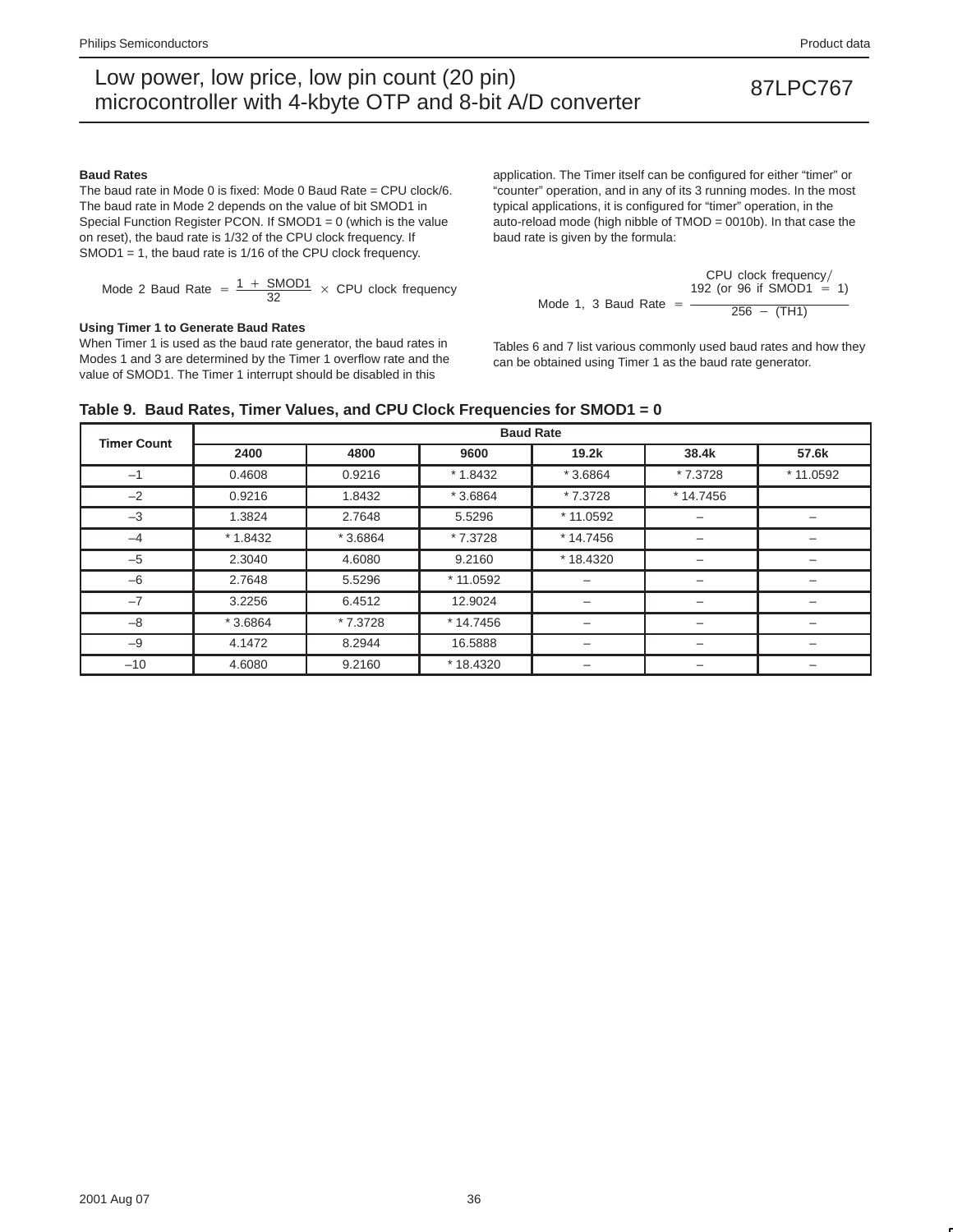**Baud Rates**

The baud rate in Mode 0 is fixed: Mode 0 Baud Rate = CPU clock/6. The baud rate in Mode 2 depends on the value of bit SMOD1 in Special Function Register PCON. If SMOD1 = 0 (which is the value on reset), the baud rate is 1/32 of the CPU clock frequency. If SMOD1 = 1, the baud rate is 1/16 of the CPU clock frequency.

$$\text{Mode 2 Baud Rate} = \frac{1 + \text{SMOD1}}{32} \times \text{CPU clock frequency}$$

**Using Timer 1 to Generate Baud Rates**

When Timer 1 is used as the baud rate generator, the baud rates in Modes 1 and 3 are determined by the Timer 1 overflow rate and the value of SMOD1. The Timer 1 interrupt should be disabled in this application. The Timer itself can be configured for either "timer" or "counter" operation, and in any of its 3 running modes. In the most typical applications, it is configured for "timer" operation, in the auto-reload mode (high nibble of TMOD = 0010b). In that case the baud rate is given by the formula:

$$\text{Mode 1, 3 Baud Rate} = \frac{\text{CPU clock frequency} / \text{192 (or 96 if SMOD1 = 1)}}{256 - (\text{TH1})}$$

Tables 6 and 7 list various commonly used baud rates and how they can be obtained using Timer 1 as the baud rate generator.

**Table 9. Baud Rates, Timer Values, and CPU Clock Frequencies for SMOD1 = 0**

| Timer Count | Baud Rate | | | | | |
|---|---|---|---|---|---|---|
| | 2400 | 4800 | 9600 | 19.2k | 38.4k | 57.6k |
| –1 | 0.4608 | 0.9216 | * 1.8432 | * 3.6864 | * 7.3728 | * 11.0592 |
| –2 | 0.9216 | 1.8432 | * 3.6864 | * 7.3728 | * 14.7456 | |
| –3 | 1.3824 | 2.7648 | 5.5296 | * 11.0592 | – | – |
| –4 | * 1.8432 | * 3.6864 | * 7.3728 | * 14.7456 | – | – |
| –5 | 2.3040 | 4.6080 | 9.2160 | * 18.4320 | – | – |
| –6 | 2.7648 | 5.5296 | * 11.0592 | – | – | – |
| –7 | 3.2256 | 6.4512 | 12.9024 | – | – | – |
| –8 | * 3.6864 | * 7.3728 | * 14.7456 | – | – | – |
| –9 | 4.1472 | 8.2944 | 16.5888 | – | – | – |
| –10 | 4.6080 | 9.2160 | * 18.4320 | – | – | – |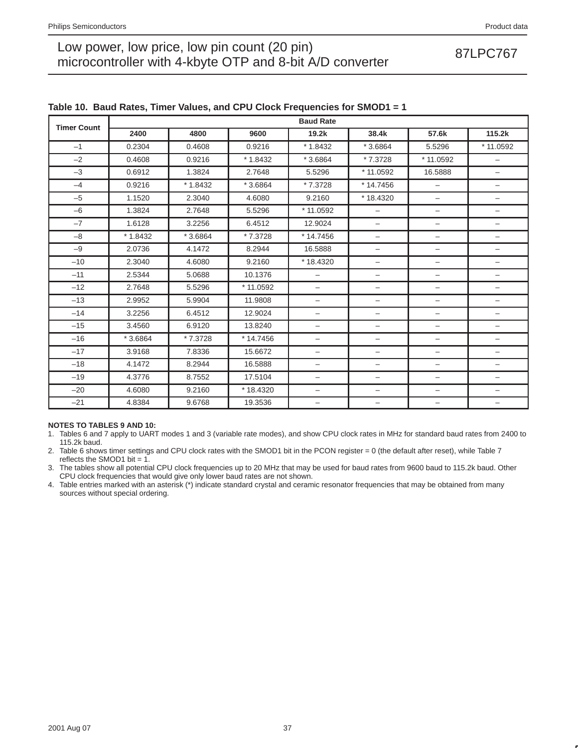**Table 10. Baud Rates, Timer Values, and CPU Clock Frequencies for SMOD1 = 1**

| Timer Count | Baud Rate | | | | | | |
|---|---|---|---|---|---|---|---|
| | 2400 | 4800 | 9600 | 19.2k | 38.4k | 57.6k | 115.2k |
| –1 | 0.2304 | 0.4608 | 0.9216 | * 1.8432 | * 3.6864 | 5.5296 | * 11.0592 |
| –2 | 0.4608 | 0.9216 | * 1.8432 | * 3.6864 | * 7.3728 | * 11.0592 | – |
| –3 | 0.6912 | 1.3824 | 2.7648 | 5.5296 | * 11.0592 | 16.5888 | – |
| –4 | 0.9216 | * 1.8432 | * 3.6864 | * 7.3728 | * 14.7456 | – | – |
| –5 | 1.1520 | 2.3040 | 4.6080 | 9.2160 | * 18.4320 | – | – |
| –6 | 1.3824 | 2.7648 | 5.5296 | * 11.0592 | – | – | – |
| –7 | 1.6128 | 3.2256 | 6.4512 | 12.9024 | – | – | – |
| –8 | * 1.8432 | * 3.6864 | * 7.3728 | * 14.7456 | – | – | – |
| –9 | 2.0736 | 4.1472 | 8.2944 | 16.5888 | – | – | – |
| –10 | 2.3040 | 4.6080 | 9.2160 | * 18.4320 | – | – | – |
| –11 | 2.5344 | 5.0688 | 10.1376 | – | – | – | – |
| –12 | 2.7648 | 5.5296 | * 11.0592 | – | – | – | – |
| –13 | 2.9952 | 5.9904 | 11.9808 | – | – | – | – |
| –14 | 3.2256 | 6.4512 | 12.9024 | – | – | – | – |
| –15 | 3.4560 | 6.9120 | 13.8240 | – | – | – | – |
| –16 | * 3.6864 | * 7.3728 | * 14.7456 | – | – | – | – |
| –17 | 3.9168 | 7.8336 | 15.6672 | – | – | – | – |
| –18 | 4.1472 | 8.2944 | 16.5888 | – | – | – | – |
| –19 | 4.3776 | 8.7552 | 17.5104 | – | – | – | – |
| –20 | 4.6080 | 9.2160 | * 18.4320 | – | – | – | – |
| –21 | 4.8384 | 9.6768 | 19.3536 | – | – | – | – |

**NOTES TO TABLES 9 AND 10:**

1. Tables 6 and 7 apply to UART modes 1 and 3 (variable rate modes), and show CPU clock rates in MHz for standard baud rates from 2400 to 115.2k baud.
2. Table 6 shows timer settings and CPU clock rates with the SMOD1 bit in the PCON register = 0 (the default after reset), while Table 7 reflects the SMOD1 bit = 1.
3. The tables show all potential CPU clock frequencies up to 20 MHz that may be used for baud rates from 9600 baud to 115.2k baud. Other CPU clock frequencies that would give only lower baud rates are not shown.
4. Table entries marked with an asterisk (*) indicate standard crystal and ceramic resonator frequencies that may be obtained from many sources without special ordering.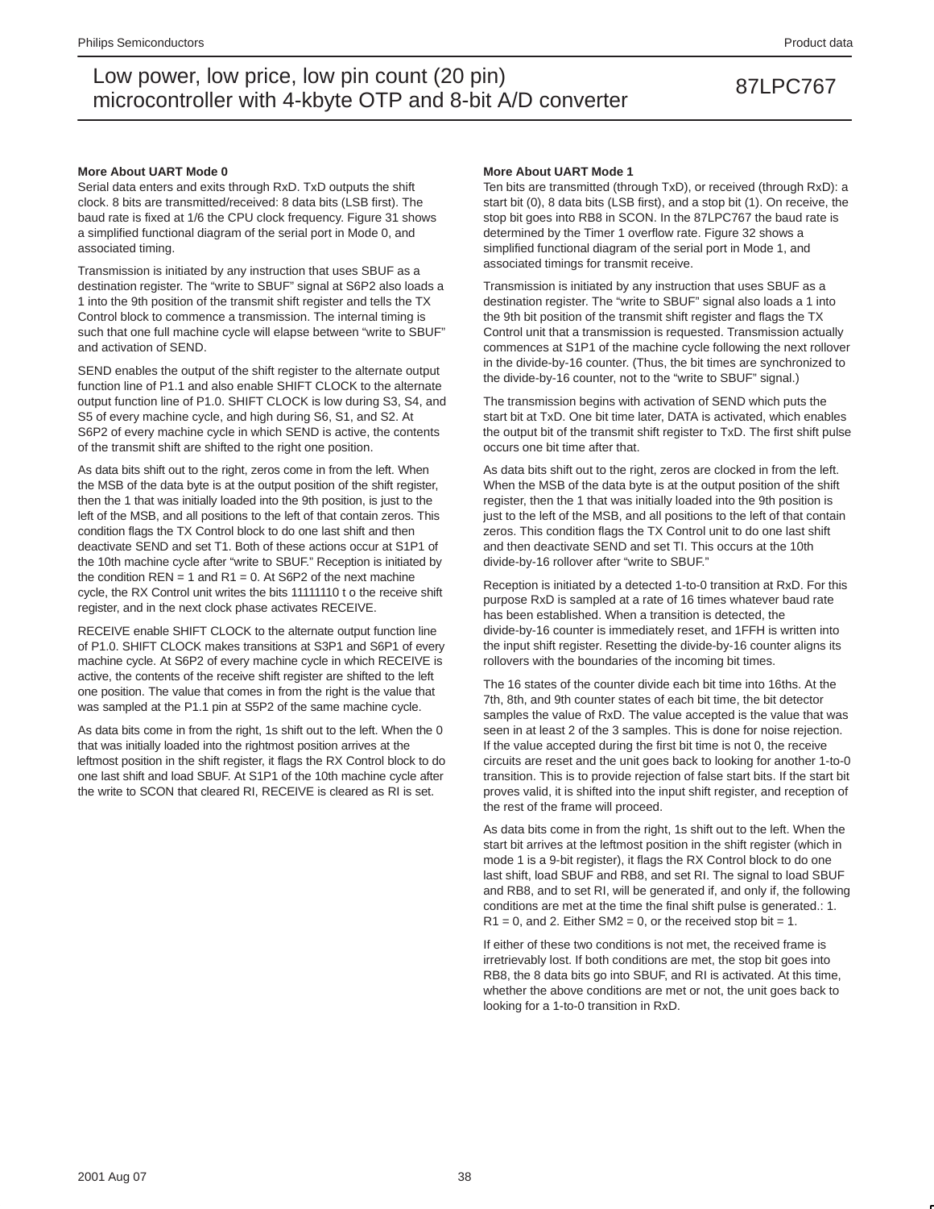### More About UART Mode 0

Serial data enters and exits through RxD. TxD outputs the shift clock. 8 bits are transmitted/received: 8 data bits (LSB first). The baud rate is fixed at 1/6 the CPU clock frequency. Figure 31 shows a simplified functional diagram of the serial port in Mode 0, and associated timing.

Transmission is initiated by any instruction that uses SBUF as a destination register. The "write to SBUF" signal at S6P2 also loads a 1 into the 9th position of the transmit shift register and tells the TX Control block to commence a transmission. The internal timing is such that one full machine cycle will elapse between "write to SBUF" and activation of SEND.

SEND enables the output of the shift register to the alternate output function line of P1.1 and also enable SHIFT CLOCK to the alternate output function line of P1.0. SHIFT CLOCK is low during S3, S4, and S5 of every machine cycle, and high during S6, S1, and S2. At S6P2 of every machine cycle in which SEND is active, the contents of the transmit shift are shifted to the right one position.

As data bits shift out to the right, zeros come in from the left. When the MSB of the data byte is at the output position of the shift register, then the 1 that was initially loaded into the 9th position, is just to the left of the MSB, and all positions to the left of that contain zeros. This condition flags the TX Control block to do one last shift and then deactivate SEND and set T1. Both of these actions occur at S1P1 of the 10th machine cycle after "write to SBUF." Reception is initiated by the condition REN = 1 and R1 = 0. At S6P2 of the next machine cycle, the RX Control unit writes the bits 11111110 t o the receive shift register, and in the next clock phase activates RECEIVE.

RECEIVE enable SHIFT CLOCK to the alternate output function line of P1.0. SHIFT CLOCK makes transitions at S3P1 and S6P1 of every machine cycle. At S6P2 of every machine cycle in which RECEIVE is active, the contents of the receive shift register are shifted to the left one position. The value that comes in from the right is the value that was sampled at the P1.1 pin at S5P2 of the same machine cycle.

As data bits come in from the right, 1s shift out to the left. When the 0 that was initially loaded into the rightmost position arrives at the leftmost position in the shift register, it flags the RX Control block to do one last shift and load SBUF. At S1P1 of the 10th machine cycle after the write to SCON that cleared RI, RECEIVE is cleared as RI is set.

### More About UART Mode 1

Ten bits are transmitted (through TxD), or received (through RxD): a start bit (0), 8 data bits (LSB first), and a stop bit (1). On receive, the stop bit goes into RB8 in SCON. In the 87LPC767 the baud rate is determined by the Timer 1 overflow rate. Figure 32 shows a simplified functional diagram of the serial port in Mode 1, and associated timings for transmit receive.

Transmission is initiated by any instruction that uses SBUF as a destination register. The "write to SBUF" signal also loads a 1 into the 9th bit position of the transmit shift register and flags the TX Control unit that a transmission is requested. Transmission actually commences at S1P1 of the machine cycle following the next rollover in the divide-by-16 counter. (Thus, the bit times are synchronized to the divide-by-16 counter, not to the "write to SBUF" signal.)

The transmission begins with activation of SEND which puts the start bit at TxD. One bit time later, DATA is activated, which enables the output bit of the transmit shift register to TxD. The first shift pulse occurs one bit time after that.

As data bits shift out to the right, zeros are clocked in from the left. When the MSB of the data byte is at the output position of the shift register, then the 1 that was initially loaded into the 9th position is just to the left of the MSB, and all positions to the left of that contain zeros. This condition flags the TX Control unit to do one last shift and then deactivate SEND and set TI. This occurs at the 10th divide-by-16 rollover after "write to SBUF."

Reception is initiated by a detected 1-to-0 transition at RxD. For this purpose RxD is sampled at a rate of 16 times whatever baud rate has been established. When a transition is detected, the divide-by-16 counter is immediately reset, and 1FFH is written into the input shift register. Resetting the divide-by-16 counter aligns its rollovers with the boundaries of the incoming bit times.

The 16 states of the counter divide each bit time into 16ths. At the 7th, 8th, and 9th counter states of each bit time, the bit detector samples the value of RxD. The value accepted is the value that was seen in at least 2 of the 3 samples. This is done for noise rejection. If the value accepted during the first bit time is not 0, the receive circuits are reset and the unit goes back to looking for another 1-to-0 transition. This is to provide rejection of false start bits. If the start bit proves valid, it is shifted into the input shift register, and reception of the rest of the frame will proceed.

As data bits come in from the right, 1s shift out to the left. When the start bit arrives at the leftmost position in the shift register (which in mode 1 is a 9-bit register), it flags the RX Control block to do one last shift, load SBUF and RB8, and set RI. The signal to load SBUF and RB8, and to set RI, will be generated if, and only if, the following conditions are met at the time the final shift pulse is generated.: 1. R1 = 0, and 2. Either SM2 = 0, or the received stop bit = 1.

If either of these two conditions is not met, the received frame is irretrievably lost. If both conditions are met, the stop bit goes into RB8, the 8 data bits go into SBUF, and RI is activated. At this time, whether the above conditions are met or not, the unit goes back to looking for a 1-to-0 transition in RxD.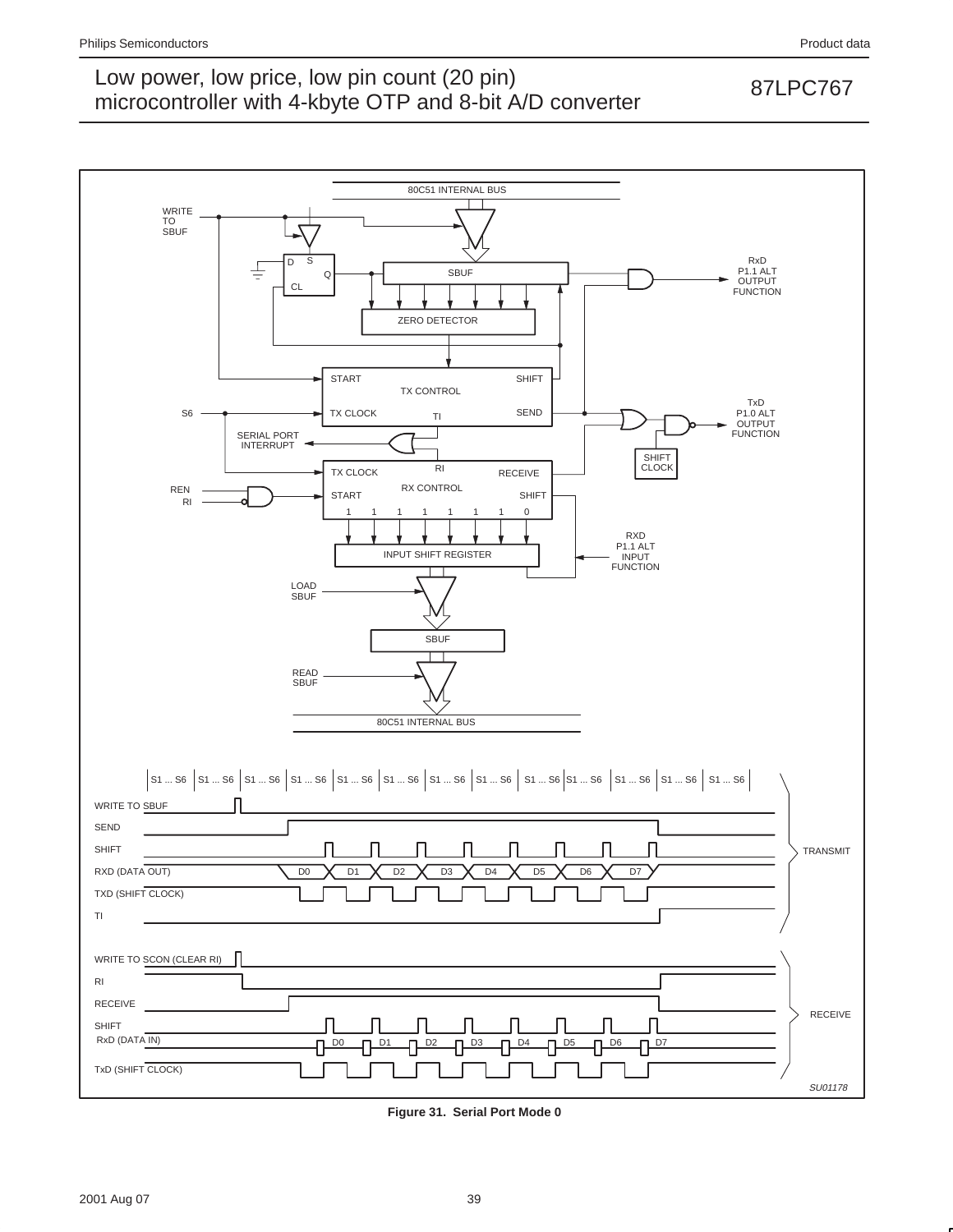80C51 INTERNAL BUS

WRITE TO SBUF

D S Q CL

SBUF

ZERO DETECTOR

RxD
P1.1 ALT
OUTPUT
FUNCTION

START
TX CONTROL
SHIFT

S6

TX CLOCK
TI
SEND

TxD
P1.0 ALT
OUTPUT
FUNCTION

SERIAL PORT
INTERRUPT

SHIFT
CLOCK

RI

REN
RI

TX CLOCK
RECEIVE
RX CONTROL
START
SHIFT

1 1 1 1 1 1 1 0

RXD
P1.1 ALT
INPUT
FUNCTION

INPUT SHIFT REGISTER

LOAD
SBUF

SBUF

READ
SBUF

80C51 INTERNAL BUS

S1 ... S6 S1 ... S6 S1 ... S6 S1 ... S6 S1 ... S6 S1 ... S6 S1 ... S6 S1 ... S6 S1 ... S6 S1 ... S6 S1 ... S6 S1 ... S6 S1 ... S6

WRITE TO SBUF

SEND

SHIFT

RXD (DATA OUT)
D0 D1 D2 D3 D4 D5 D6 D7

TXD (SHIFT CLOCK)

TI

TRANSMIT

WRITE TO SCON (CLEAR RI)

RI

RECEIVE

SHIFT

RxD (DATA IN)
D0 D1 D2 D3 D4 D5 D6 D7

TxD (SHIFT CLOCK)

RECEIVE

SU01178

**Figure 31. Serial Port Mode 0**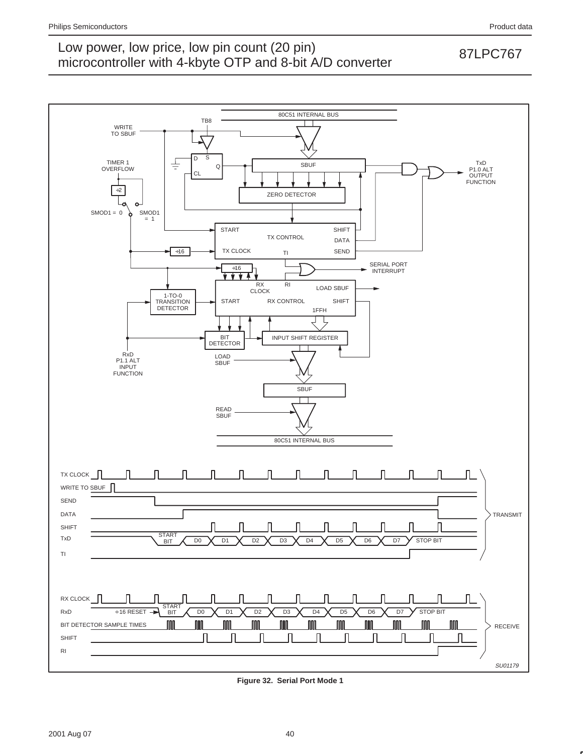80C51 INTERNAL BUS

TB8

WRITE TO SBUF

D S Q CL

SBUF

TxD P1.0 ALT OUTPUT FUNCTION

TIMER 1 OVERFLOW

÷2

ZERO DETECTOR

SMOD1 = 0

SMOD1 = 1

START

TX CONTROL

SHIFT

DATA

÷16

TX CLOCK

TI

SEND

÷16

SERIAL PORT INTERRUPT

RX CLOCK

RI

LOAD SBUF

1-TO-0 TRANSITION DETECTOR

START

RX CONTROL

SHIFT

1FFH

BIT DETECTOR

INPUT SHIFT REGISTER

RxD P1.1 ALT INPUT FUNCTION

LOAD SBUF

SBUF

READ SBUF

80C51 INTERNAL BUS

TX CLOCK

WRITE TO SBUF

SEND

DATA

SHIFT

TxD

START BIT

D0 D1 D2 D3 D4 D5 D6 D7

STOP BIT

TI

TRANSMIT

RX CLOCK

RxD

÷16 RESET

START BIT

D0 D1 D2 D3 D4 D5 D6 D7

STOP BIT

BIT DETECTOR SAMPLE TIMES

SHIFT

RI

RECEIVE

SU01179

**Figure 32. Serial Port Mode 1**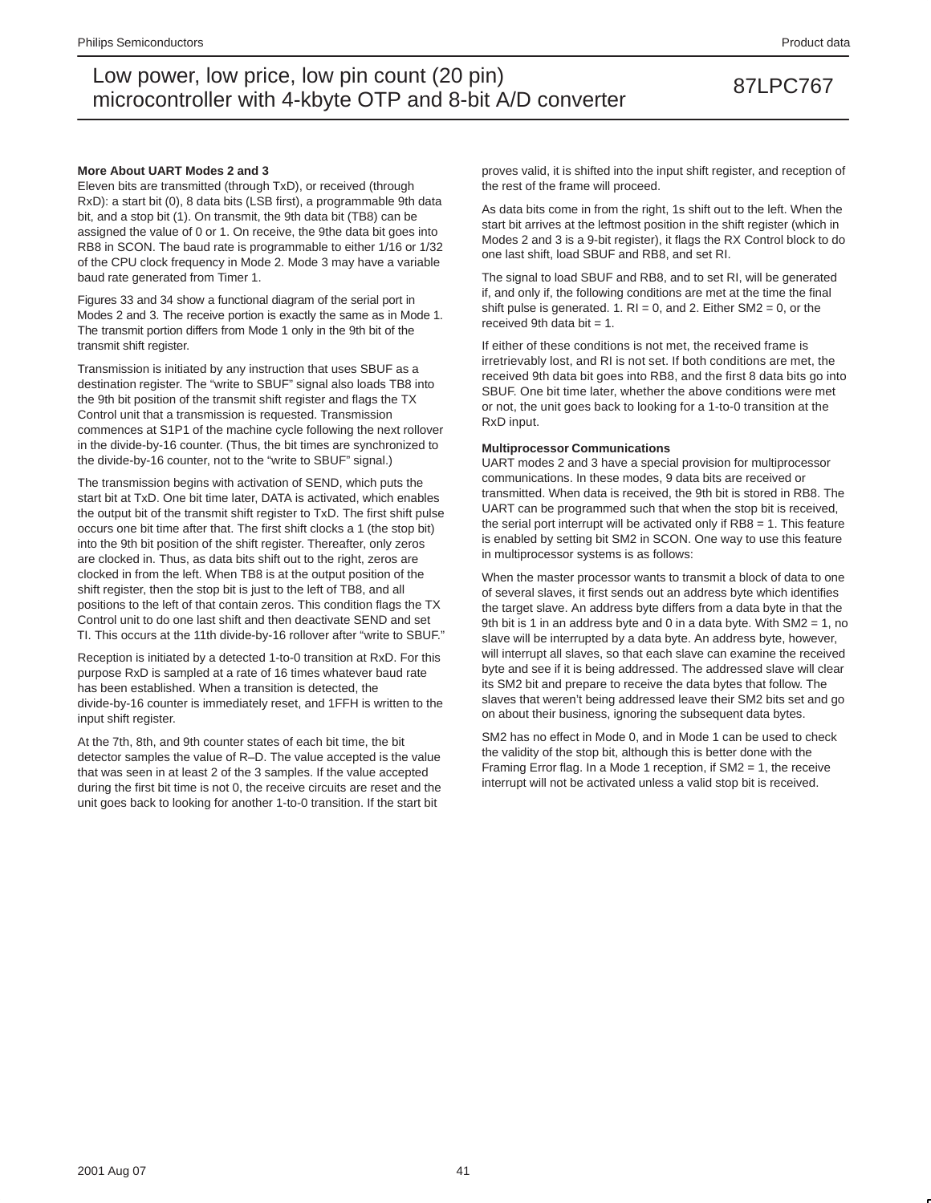### More About UART Modes 2 and 3

Eleven bits are transmitted (through TxD), or received (through RxD): a start bit (0), 8 data bits (LSB first), a programmable 9th data bit, and a stop bit (1). On transmit, the 9th data bit (TB8) can be assigned the value of 0 or 1. On receive, the 9the data bit goes into RB8 in SCON. The baud rate is programmable to either 1/16 or 1/32 of the CPU clock frequency in Mode 2. Mode 3 may have a variable baud rate generated from Timer 1.

Figures 33 and 34 show a functional diagram of the serial port in Modes 2 and 3. The receive portion is exactly the same as in Mode 1. The transmit portion differs from Mode 1 only in the 9th bit of the transmit shift register.

Transmission is initiated by any instruction that uses SBUF as a destination register. The “write to SBUF” signal also loads TB8 into the 9th bit position of the transmit shift register and flags the TX Control unit that a transmission is requested. Transmission commences at S1P1 of the machine cycle following the next rollover in the divide-by-16 counter. (Thus, the bit times are synchronized to the divide-by-16 counter, not to the “write to SBUF” signal.)

The transmission begins with activation of SEND, which puts the start bit at TxD. One bit time later, DATA is activated, which enables the output bit of the transmit shift register to TxD. The first shift pulse occurs one bit time after that. The first shift clocks a 1 (the stop bit) into the 9th bit position of the shift register. Thereafter, only zeros are clocked in. Thus, as data bits shift out to the right, zeros are clocked in from the left. When TB8 is at the output position of the shift register, then the stop bit is just to the left of TB8, and all positions to the left of that contain zeros. This condition flags the TX Control unit to do one last shift and then deactivate SEND and set TI. This occurs at the 11th divide-by-16 rollover after “write to SBUF.”

Reception is initiated by a detected 1-to-0 transition at RxD. For this purpose RxD is sampled at a rate of 16 times whatever baud rate has been established. When a transition is detected, the divide-by-16 counter is immediately reset, and 1FFH is written to the input shift register.

At the 7th, 8th, and 9th counter states of each bit time, the bit detector samples the value of R–D. The value accepted is the value that was seen in at least 2 of the 3 samples. If the value accepted during the first bit time is not 0, the receive circuits are reset and the unit goes back to looking for another 1-to-0 transition. If the start bit proves valid, it is shifted into the input shift register, and reception of the rest of the frame will proceed.

As data bits come in from the right, 1s shift out to the left. When the start bit arrives at the leftmost position in the shift register (which in Modes 2 and 3 is a 9-bit register), it flags the RX Control block to do one last shift, load SBUF and RB8, and set RI.

The signal to load SBUF and RB8, and to set RI, will be generated if, and only if, the following conditions are met at the time the final shift pulse is generated. 1. RI = 0, and 2. Either SM2 = 0, or the received 9th data bit = 1.

If either of these conditions is not met, the received frame is irretrievably lost, and RI is not set. If both conditions are met, the received 9th data bit goes into RB8, and the first 8 data bits go into SBUF. One bit time later, whether the above conditions were met or not, the unit goes back to looking for a 1-to-0 transition at the RxD input.

### Multiprocessor Communications

UART modes 2 and 3 have a special provision for multiprocessor communications. In these modes, 9 data bits are received or transmitted. When data is received, the 9th bit is stored in RB8. The UART can be programmed such that when the stop bit is received, the serial port interrupt will be activated only if RB8 = 1. This feature is enabled by setting bit SM2 in SCON. One way to use this feature in multiprocessor systems is as follows:

When the master processor wants to transmit a block of data to one of several slaves, it first sends out an address byte which identifies the target slave. An address byte differs from a data byte in that the 9th bit is 1 in an address byte and 0 in a data byte. With SM2 = 1, no slave will be interrupted by a data byte. An address byte, however, will interrupt all slaves, so that each slave can examine the received byte and see if it is being addressed. The addressed slave will clear its SM2 bit and prepare to receive the data bytes that follow. The slaves that weren’t being addressed leave their SM2 bits set and go on about their business, ignoring the subsequent data bytes.

SM2 has no effect in Mode 0, and in Mode 1 can be used to check the validity of the stop bit, although this is better done with the Framing Error flag. In a Mode 1 reception, if SM2 = 1, the receive interrupt will not be activated unless a valid stop bit is received.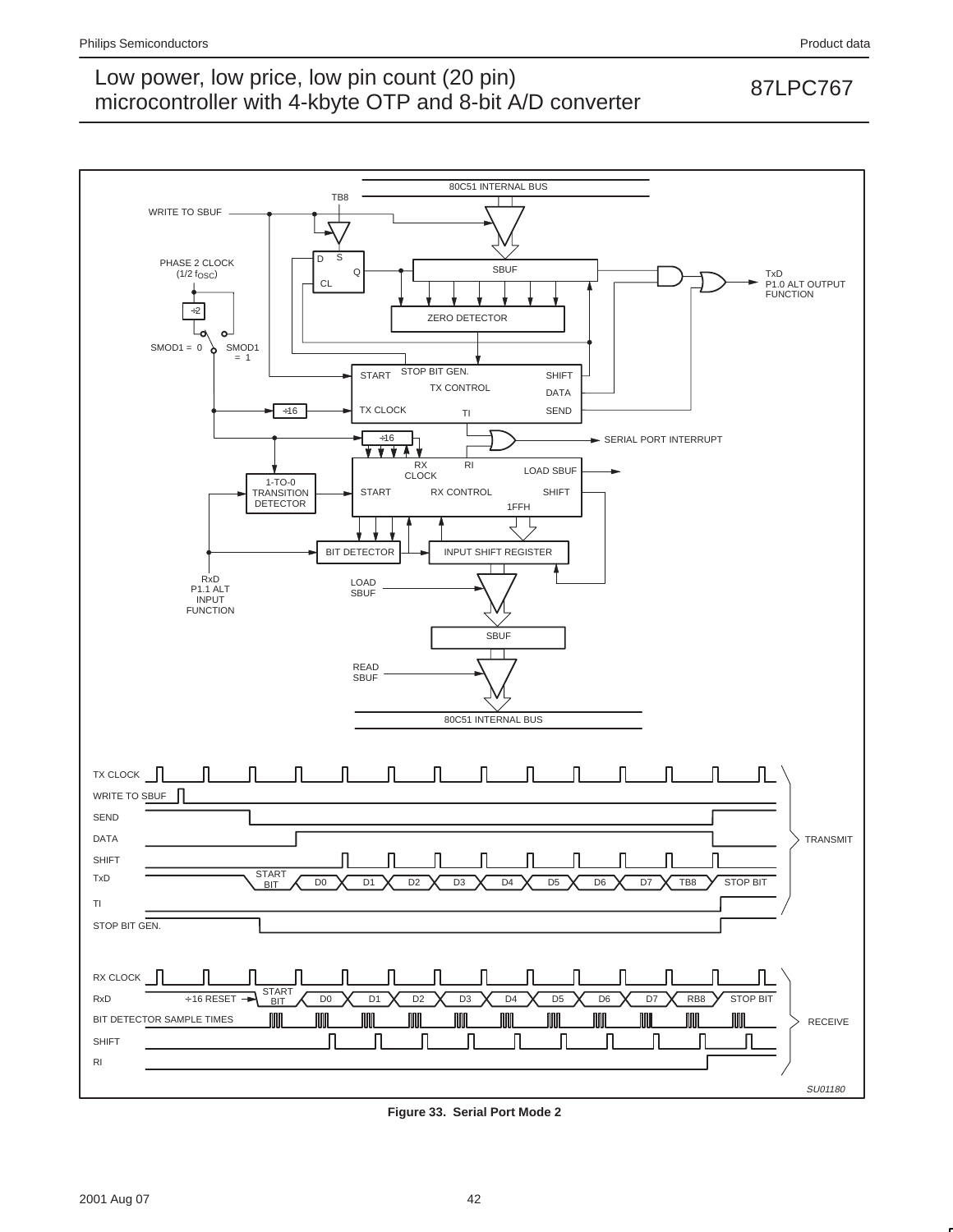80C51 INTERNAL BUS
TB8
WRITE TO SBUF
D S Q CL
SBUF
TxD
P1.0 ALT OUTPUT FUNCTION
PHASE 2 CLOCK
(1/2 $f_{OSC}$)
÷2
ZERO DETECTOR
SMOD1 = 0
SMOD1 = 1
START
STOP BIT GEN.
TX CONTROL
SHIFT
DATA
TX CLOCK
TI
SEND
÷16
÷16
SERIAL PORT INTERRUPT
RX CLOCK
RI
LOAD SBUF
1-TO-0 TRANSITION DETECTOR
START
RX CONTROL
SHIFT
1FFH
BIT DETECTOR
INPUT SHIFT REGISTER
RxD
P1.1 ALT INPUT FUNCTION
LOAD SBUF
SBUF
READ SBUF
80C51 INTERNAL BUS

TX CLOCK
WRITE TO SBUF
SEND
DATA
SHIFT
TxD
START BIT D0 D1 D2 D3 D4 D5 D6 D7 TB8 STOP BIT
TI
STOP BIT GEN.
TRANSMIT

RX CLOCK
RxD
÷16 RESET
START BIT D0 D1 D2 D3 D4 D5 D6 D7 RB8 STOP BIT
BIT DETECTOR SAMPLE TIMES
SHIFT
RI
RECEIVE

SU01180

**Figure 33. Serial Port Mode 2**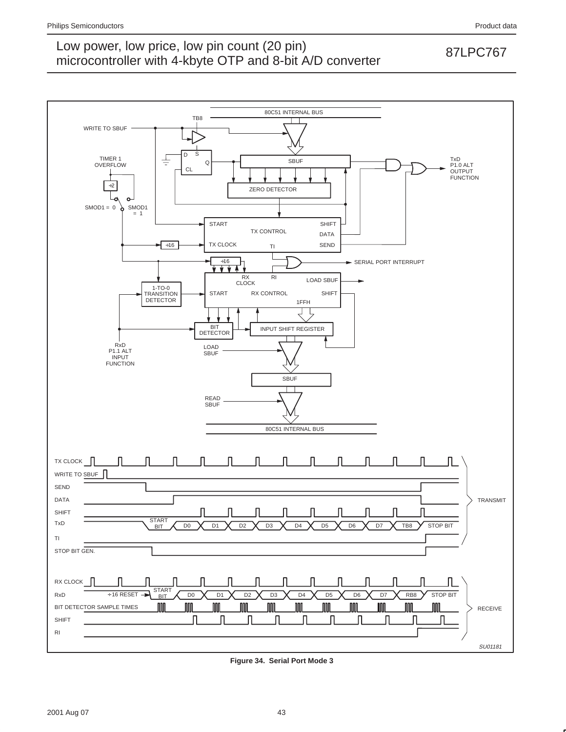80C51 INTERNAL BUS

TB8

WRITE TO SBUF

D S Q CL

SBUF

TxD
P1.0 ALT
OUTPUT
FUNCTION

TIMER 1
OVERFLOW

÷2

ZERO DETECTOR

SMOD1 = 0 SMOD1 = 1

START SHIFT
TX CONTROL DATA
TX CLOCK TI SEND

÷16

÷16

SERIAL PORT INTERRUPT

RX CLOCK RI LOAD SBUF

1-TO-0
TRANSITION
DETECTOR

START RX CONTROL SHIFT
1FFH

BIT
DETECTOR

INPUT SHIFT REGISTER

RxD
P1.1 ALT
INPUT
FUNCTION

LOAD
SBUF

SBUF

READ
SBUF

80C51 INTERNAL BUS

TX CLOCK
WRITE TO SBUF
SEND
DATA
SHIFT
TxD START BIT D0 D1 D2 D3 D4 D5 D6 D7 TB8 STOP BIT
TI
STOP BIT GEN.

TRANSMIT

RX CLOCK
RxD ÷16 RESET START BIT D0 D1 D2 D3 D4 D5 D6 D7 RB8 STOP BIT
BIT DETECTOR SAMPLE TIMES
SHIFT
RI

RECEIVE

SU01181

**Figure 34. Serial Port Mode 3**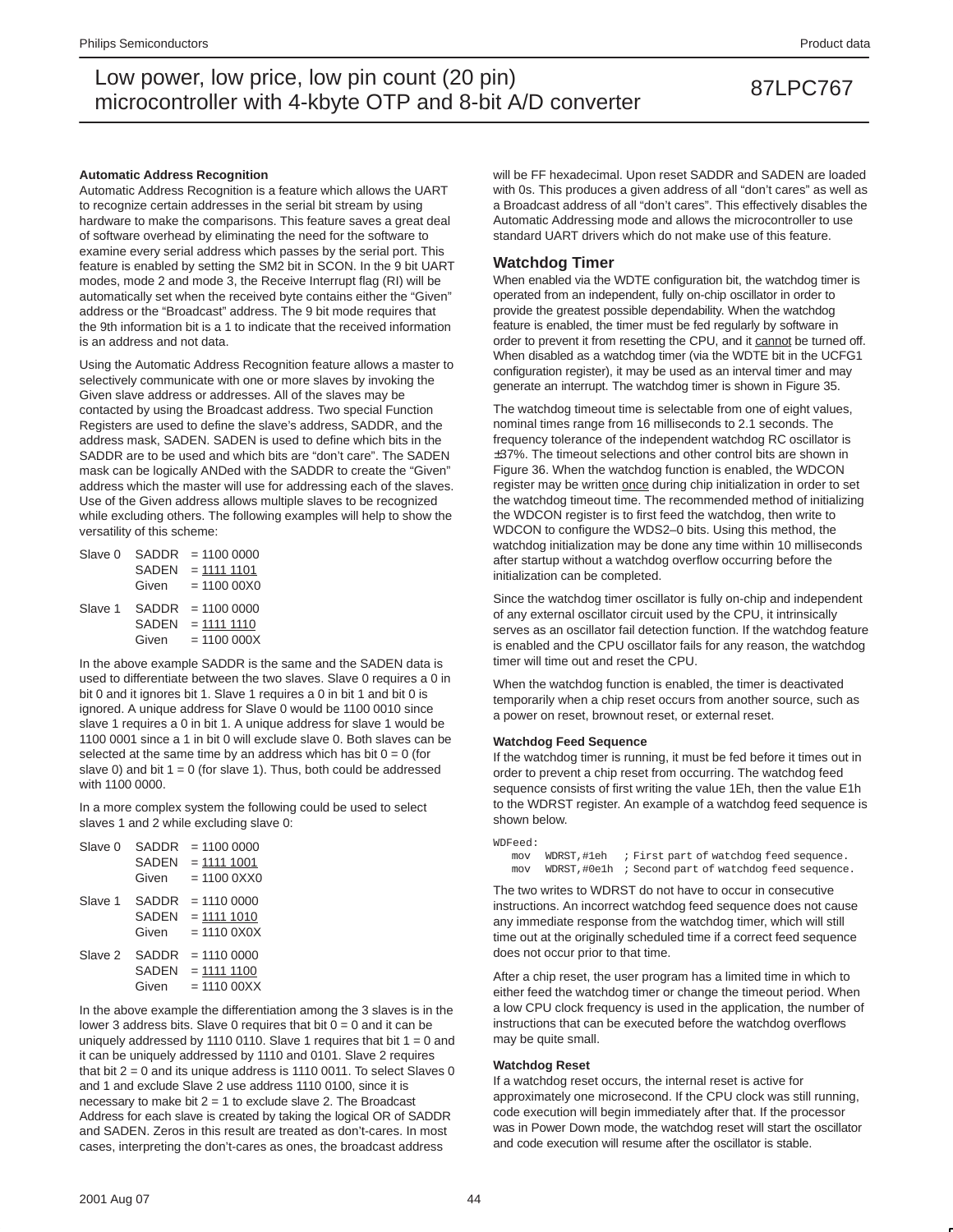### Automatic Address Recognition

Automatic Address Recognition is a feature which allows the UART to recognize certain addresses in the serial bit stream by using hardware to make the comparisons. This feature saves a great deal of software overhead by eliminating the need for the software to examine every serial address which passes by the serial port. This feature is enabled by setting the SM2 bit in SCON. In the 9 bit UART modes, mode 2 and mode 3, the Receive Interrupt flag (RI) will be automatically set when the received byte contains either the "Given" address or the "Broadcast" address. The 9 bit mode requires that the 9th information bit is a 1 to indicate that the received information is an address and not data.

Using the Automatic Address Recognition feature allows a master to selectively communicate with one or more slaves by invoking the Given slave address or addresses. All of the slaves may be contacted by using the Broadcast address. Two special Function Registers are used to define the slave's address, SADDR, and the address mask, SADEN. SADEN is used to define which bits in the SADDR are to be used and which bits are "don't care". The SADEN mask can be logically ANDed with the SADDR to create the "Given" address which the master will use for addressing each of the slaves. Use of the Given address allows multiple slaves to be recognized while excluding others. The following examples will help to show the versatility of this scheme:

| | | |
|---|---|---|
| Slave 0 | SADDR | = 1100 0000 |
| | SADEN | = 1111 1101 |
| | Given | = 1100 00X0 |
| Slave 1 | SADDR | = 1100 0000 |
| | SADEN | = 1111 1110 |
| | Given | = 1100 000X |

In the above example SADDR is the same and the SADEN data is used to differentiate between the two slaves. Slave 0 requires a 0 in bit 0 and it ignores bit 1. Slave 1 requires a 0 in bit 1 and bit 0 is ignored. A unique address for Slave 0 would be 1100 0010 since slave 1 requires a 0 in bit 1. A unique address for slave 1 would be 1100 0001 since a 1 in bit 0 will exclude slave 0. Both slaves can be selected at the same time by an address which has bit 0 = 0 (for slave 0) and bit 1 = 0 (for slave 1). Thus, both could be addressed with 1100 0000.

In a more complex system the following could be used to select slaves 1 and 2 while excluding slave 0:

| | | |
|---|---|---|
| Slave 0 | SADDR | = 1100 0000 |
| | SADEN | = 1111 1001 |
| | Given | = 1100 0XX0 |
| Slave 1 | SADDR | = 1110 0000 |
| | SADEN | = 1111 1010 |
| | Given | = 1110 0X0X |
| Slave 2 | SADDR | = 1110 0000 |
| | SADEN | = 1111 1100 |
| | Given | = 1110 00XX |

In the above example the differentiation among the 3 slaves is in the lower 3 address bits. Slave 0 requires that bit 0 = 0 and it can be uniquely addressed by 1110 0110. Slave 1 requires that bit 1 = 0 and it can be uniquely addressed by 1110 and 0101. Slave 2 requires that bit 2 = 0 and its unique address is 1110 0011. To select Slaves 0 and 1 and exclude Slave 2 use address 1110 0100, since it is necessary to make bit 2 = 1 to exclude slave 2. The Broadcast Address for each slave is created by taking the logical OR of SADDR and SADEN. Zeros in this result are treated as don't-cares. In most cases, interpreting the don't-cares as ones, the broadcast address will be FF hexadecimal. Upon reset SADDR and SADEN are loaded with 0s. This produces a given address of all "don't cares" as well as a Broadcast address of all "don't cares". This effectively disables the Automatic Addressing mode and allows the microcontroller to use standard UART drivers which do not make use of this feature.

## Watchdog Timer

When enabled via the WDTE configuration bit, the watchdog timer is operated from an independent, fully on-chip oscillator in order to provide the greatest possible dependability. When the watchdog feature is enabled, the timer must be fed regularly by software in order to prevent it from resetting the CPU, and it cannot be turned off. When disabled as a watchdog timer (via the WDTE bit in the UCFG1 configuration register), it may be used as an interval timer and may generate an interrupt. The watchdog timer is shown in Figure 35.

The watchdog timeout time is selectable from one of eight values, nominal times range from 16 milliseconds to 2.1 seconds. The frequency tolerance of the independent watchdog RC oscillator is ±37%. The timeout selections and other control bits are shown in Figure 36. When the watchdog function is enabled, the WDCON register may be written once during chip initialization in order to set the watchdog timeout time. The recommended method of initializing the WDCON register is to first feed the watchdog, then write to WDCON to configure the WDS2–0 bits. Using this method, the watchdog initialization may be done any time within 10 milliseconds after startup without a watchdog overflow occurring before the initialization can be completed.

Since the watchdog timer oscillator is fully on-chip and independent of any external oscillator circuit used by the CPU, it intrinsically serves as an oscillator fail detection function. If the watchdog feature is enabled and the CPU oscillator fails for any reason, the watchdog timer will time out and reset the CPU.

When the watchdog function is enabled, the timer is deactivated temporarily when a chip reset occurs from another source, such as a power on reset, brownout reset, or external reset.

### Watchdog Feed Sequence

If the watchdog timer is running, it must be fed before it times out in order to prevent a chip reset from occurring. The watchdog feed sequence consists of first writing the value 1Eh, then the value E1h to the WDRST register. An example of a watchdog feed sequence is shown below.

```
WDFeed:
   mov   WDRST,#1eh   ; First part of watchdog feed sequence.
   mov   WDRST,#0e1h  ; Second part of watchdog feed sequence.
```

The two writes to WDRST do not have to occur in consecutive instructions. An incorrect watchdog feed sequence does not cause any immediate response from the watchdog timer, which will still time out at the originally scheduled time if a correct feed sequence does not occur prior to that time.

After a chip reset, the user program has a limited time in which to either feed the watchdog timer or change the timeout period. When a low CPU clock frequency is used in the application, the number of instructions that can be executed before the watchdog overflows may be quite small.

### Watchdog Reset

If a watchdog reset occurs, the internal reset is active for approximately one microsecond. If the CPU clock was still running, code execution will begin immediately after that. If the processor was in Power Down mode, the watchdog reset will start the oscillator and code execution will resume after the oscillator is stable.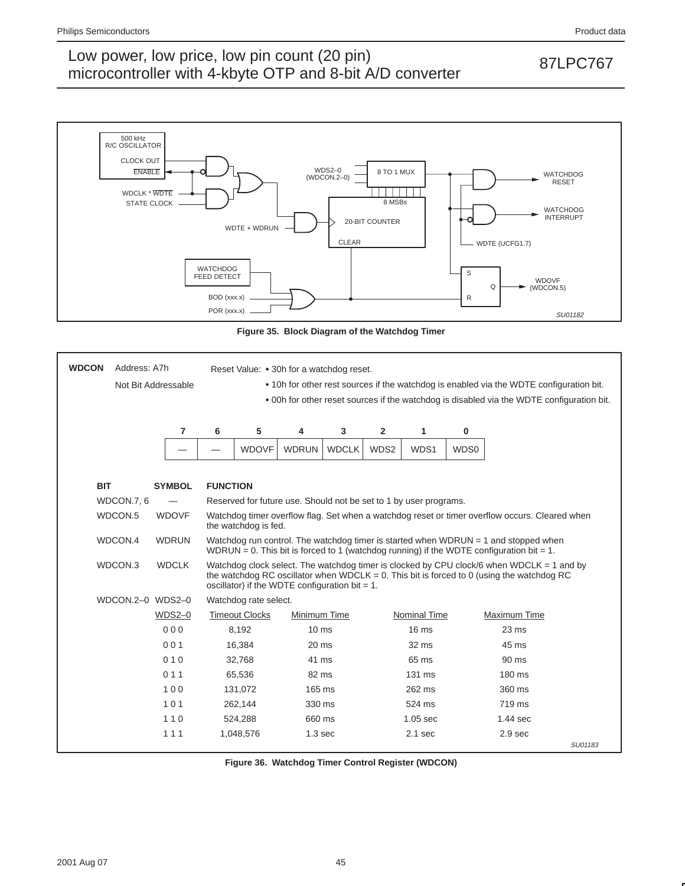**Figure 35. Block Diagram of the Watchdog Timer**

**WDCON** Address: A7h

Not Bit Addressable

Reset Value:
- 30h for a watchdog reset.
- 10h for other rest sources if the watchdog is enabled via the WDTE configuration bit.
- 00h for other reset sources if the watchdog is disabled via the WDTE configuration bit.

| 7 | 6 | 5 | 4 | 3 | 2 | 1 | 0 |
|---|---|---|---|---|---|---|---|
| — | — | WDOVF | WDRUN | WDCLK | WDS2 | WDS1 | WDS0 |

| BIT | SYMBOL | FUNCTION |
|---|---|---|
| WDCON.7, 6 | — | Reserved for future use. Should not be set to 1 by user programs. |
| WDCON.5 | WDOVF | Watchdog timer overflow flag. Set when a watchdog reset or timer overflow occurs. Cleared when the watchdog is fed. |
| WDCON.4 | WDRUN | Watchdog run control. The watchdog timer is started when WDRUN = 1 and stopped when WDRUN = 0. This bit is forced to 1 (watchdog running) if the WDTE configuration bit = 1. |
| WDCON.3 | WDCLK | Watchdog clock select. The watchdog timer is clocked by CPU clock/6 when WDCLK = 1 and by the watchdog RC oscillator when WDCLK = 0. This bit is forced to 0 (using the watchdog RC oscillator) if the WDTE configuration bit = 1. |
| WDCON.2–0 | WDS2–0 | Watchdog rate select. |

| WDS2–0 | Timeout Clocks | Minimum Time | Nominal Time | Maximum Time |
|---|---|---|---|---|
| 0 0 0 | 8,192 | 10 ms | 16 ms | 23 ms |
| 0 0 1 | 16,384 | 20 ms | 32 ms | 45 ms |
| 0 1 0 | 32,768 | 41 ms | 65 ms | 90 ms |
| 0 1 1 | 65,536 | 82 ms | 131 ms | 180 ms |
| 1 0 0 | 131,072 | 165 ms | 262 ms | 360 ms |
| 1 0 1 | 262,144 | 330 ms | 524 ms | 719 ms |
| 1 1 0 | 524,288 | 660 ms | 1.05 sec | 1.44 sec |
| 1 1 1 | 1,048,576 | 1.3 sec | 2.1 sec | 2.9 sec |

SU01183

**Figure 36. Watchdog Timer Control Register (WDCON)**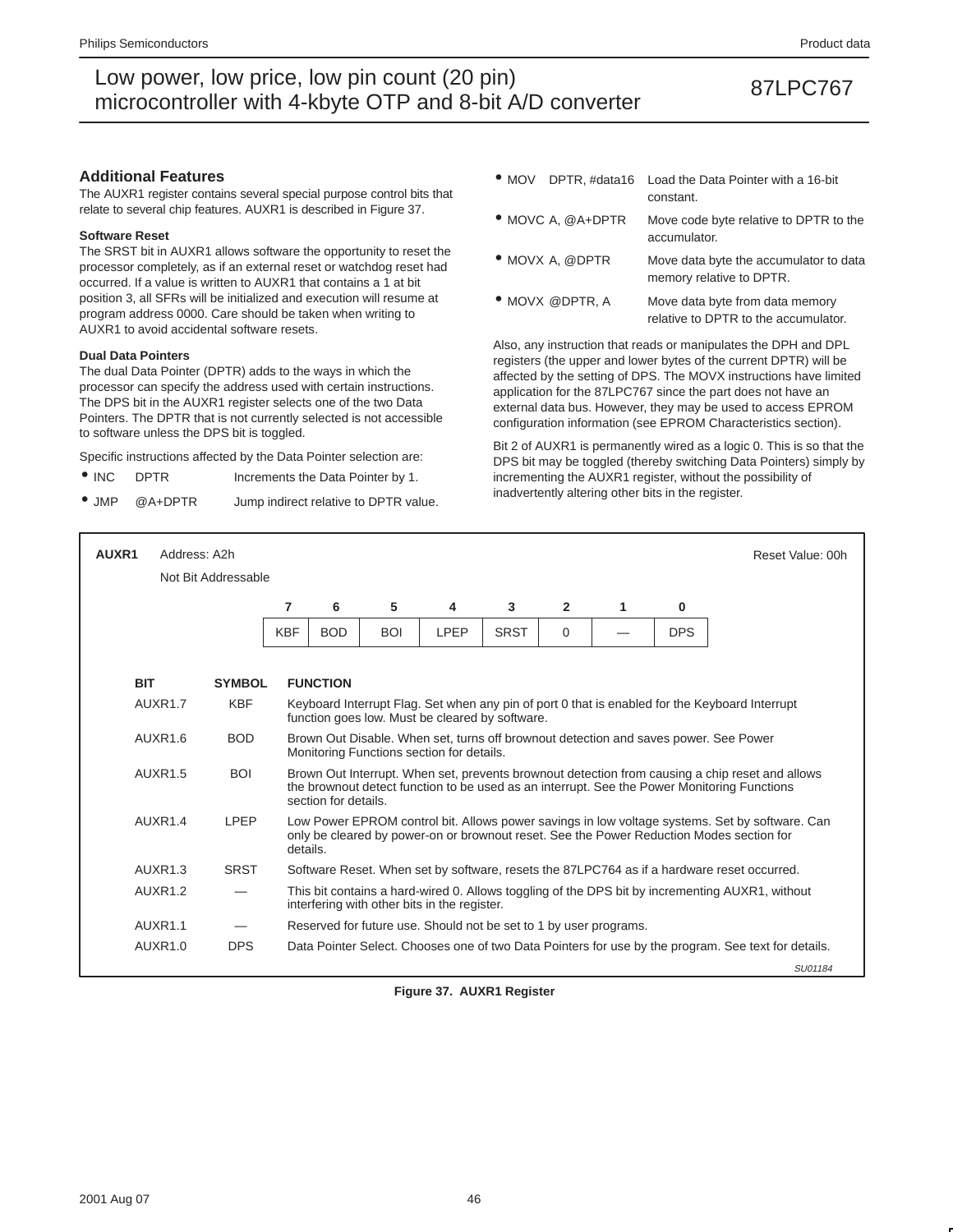## Additional Features

The AUXR1 register contains several special purpose control bits that relate to several chip features. AUXR1 is described in Figure 37.

### Software Reset

The SRST bit in AUXR1 allows software the opportunity to reset the processor completely, as if an external reset or watchdog reset had occurred. If a value is written to AUXR1 that contains a 1 at bit position 3, all SFRs will be initialized and execution will resume at program address 0000. Care should be taken when writing to AUXR1 to avoid accidental software resets.

### Dual Data Pointers

The dual Data Pointer (DPTR) adds to the ways in which the processor can specify the address used with certain instructions. The DPS bit in the AUXR1 register selects one of the two Data Pointers. The DPTR that is not currently selected is not accessible to software unless the DPS bit is toggled.

Specific instructions affected by the Data Pointer selection are:

- INC DPTR — Increments the Data Pointer by 1.
- JMP @A+DPTR — Jump indirect relative to DPTR value.
- MOV DPTR, #data16 — Load the Data Pointer with a 16-bit constant.
- MOVC A, @A+DPTR — Move code byte relative to DPTR to the accumulator.
- MOVX A, @DPTR — Move data byte the accumulator to data memory relative to DPTR.
- MOVX @DPTR, A — Move data byte from data memory relative to DPTR to the accumulator.

Also, any instruction that reads or manipulates the DPH and DPL registers (the upper and lower bytes of the current DPTR) will be affected by the setting of DPS. The MOVX instructions have limited application for the 87LPC767 since the part does not have an external data bus. However, they may be used to access EPROM configuration information (see EPROM Characteristics section).

Bit 2 of AUXR1 is permanently wired as a logic 0. This is so that the DPS bit may be toggled (thereby switching Data Pointers) simply by incrementing the AUXR1 register, without the possibility of inadvertently altering other bits in the register.

**AUXR1** Address: A2h — Not Bit Addressable — Reset Value: 00h

| 7 | 6 | 5 | 4 | 3 | 2 | 1 | 0 |
|---|---|---|---|---|---|---|---|
| KBF | BOD | BOI | LPEP | SRST | 0 | — | DPS |

| BIT | SYMBOL | FUNCTION |
|---|---|---|
| AUXR1.7 | KBF | Keyboard Interrupt Flag. Set when any pin of port 0 that is enabled for the Keyboard Interrupt function goes low. Must be cleared by software. |
| AUXR1.6 | BOD | Brown Out Disable. When set, turns off brownout detection and saves power. See Power Monitoring Functions section for details. |
| AUXR1.5 | BOI | Brown Out Interrupt. When set, prevents brownout detection from causing a chip reset and allows the brownout detect function to be used as an interrupt. See the Power Monitoring Functions section for details. |
| AUXR1.4 | LPEP | Low Power EPROM control bit. Allows power savings in low voltage systems. Set by software. Can only be cleared by power-on or brownout reset. See the Power Reduction Modes section for details. |
| AUXR1.3 | SRST | Software Reset. When set by software, resets the 87LPC764 as if a hardware reset occurred. |
| AUXR1.2 | — | This bit contains a hard-wired 0. Allows toggling of the DPS bit by incrementing AUXR1, without interfering with other bits in the register. |
| AUXR1.1 | — | Reserved for future use. Should not be set to 1 by user programs. |
| AUXR1.0 | DPS | Data Pointer Select. Chooses one of two Data Pointers for use by the program. See text for details. |

SU01184

**Figure 37. AUXR1 Register**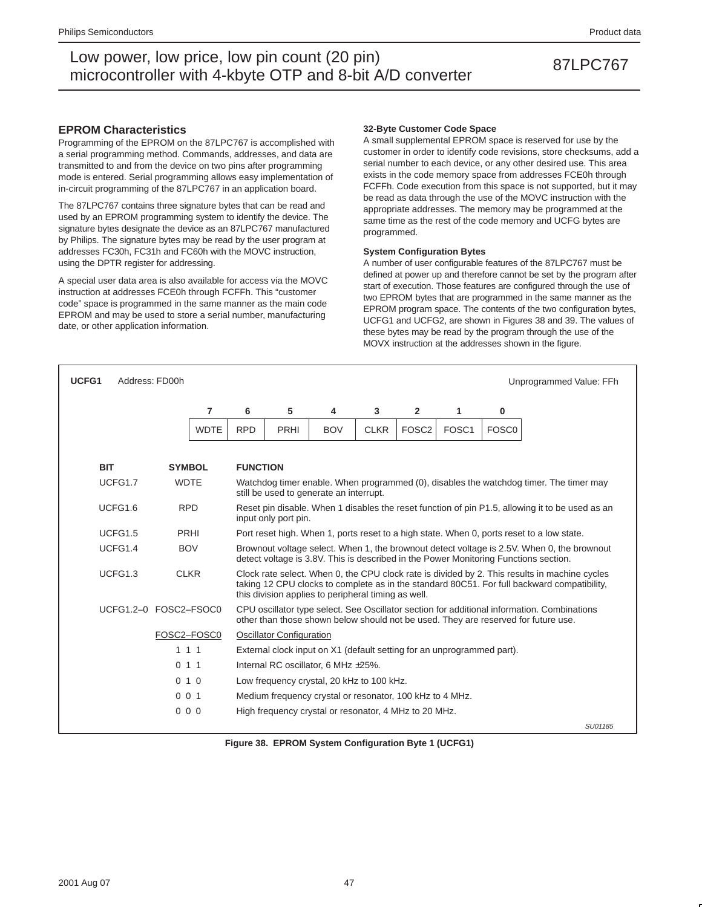## EPROM Characteristics

Programming of the EPROM on the 87LPC767 is accomplished with a serial programming method. Commands, addresses, and data are transmitted to and from the device on two pins after programming mode is entered. Serial programming allows easy implementation of in-circuit programming of the 87LPC767 in an application board.

The 87LPC767 contains three signature bytes that can be read and used by an EPROM programming system to identify the device. The signature bytes designate the device as an 87LPC767 manufactured by Philips. The signature bytes may be read by the user program at addresses FC30h, FC31h and FC60h with the MOVC instruction, using the DPTR register for addressing.

A special user data area is also available for access via the MOVC instruction at addresses FCE0h through FCFFh. This "customer code" space is programmed in the same manner as the main code EPROM and may be used to store a serial number, manufacturing date, or other application information.

#### 32-Byte Customer Code Space

A small supplemental EPROM space is reserved for use by the customer in order to identify code revisions, store checksums, add a serial number to each device, or any other desired use. This area exists in the code memory space from addresses FCE0h through FCFFh. Code execution from this space is not supported, but it may be read as data through the use of the MOVC instruction with the appropriate addresses. The memory may be programmed at the same time as the rest of the code memory and UCFG bytes are programmed.

#### System Configuration Bytes

A number of user configurable features of the 87LPC767 must be defined at power up and therefore cannot be set by the program after start of execution. Those features are configured through the use of two EPROM bytes that are programmed in the same manner as the EPROM program space. The contents of the two configuration bytes, UCFG1 and UCFG2, are shown in Figures 38 and 39. The values of these bytes may be read by the program through the use of the MOVX instruction at the addresses shown in the figure.

**UCFG1** Address: FD00h — Unprogrammed Value: FFh

| 7 | 6 | 5 | 4 | 3 | 2 | 1 | 0 |
|---|---|---|---|---|---|---|---|
| WDTE | RPD | PRHI | BOV | CLKR | FOSC2 | FOSC1 | FOSC0 |

| BIT | SYMBOL | FUNCTION |
|---|---|---|
| UCFG1.7 | WDTE | Watchdog timer enable. When programmed (0), disables the watchdog timer. The timer may still be used to generate an interrupt. |
| UCFG1.6 | RPD | Reset pin disable. When 1 disables the reset function of pin P1.5, allowing it to be used as an input only port pin. |
| UCFG1.5 | PRHI | Port reset high. When 1, ports reset to a high state. When 0, ports reset to a low state. |
| UCFG1.4 | BOV | Brownout voltage select. When 1, the brownout detect voltage is 2.5V. When 0, the brownout detect voltage is 3.8V. This is described in the Power Monitoring Functions section. |
| UCFG1.3 | CLKR | Clock rate select. When 0, the CPU clock rate is divided by 2. This results in machine cycles taking 12 CPU clocks to complete as in the standard 80C51. For full backward compatibility, this division applies to peripheral timing as well. |
| UCFG1.2–0 | FOSC2–FSOC0 | CPU oscillator type select. See Oscillator section for additional information. Combinations other than those shown below should not be used. They are reserved for future use. |

| FOSC2–FOSC0 | Oscillator Configuration |
|---|---|
| 1 1 1 | External clock input on X1 (default setting for an unprogrammed part). |
| 0 1 1 | Internal RC oscillator, 6 MHz ±25%. |
| 0 1 0 | Low frequency crystal, 20 kHz to 100 kHz. |
| 0 0 1 | Medium frequency crystal or resonator, 100 kHz to 4 MHz. |
| 0 0 0 | High frequency crystal or resonator, 4 MHz to 20 MHz. |

SU01185

**Figure 38. EPROM System Configuration Byte 1 (UCFG1)**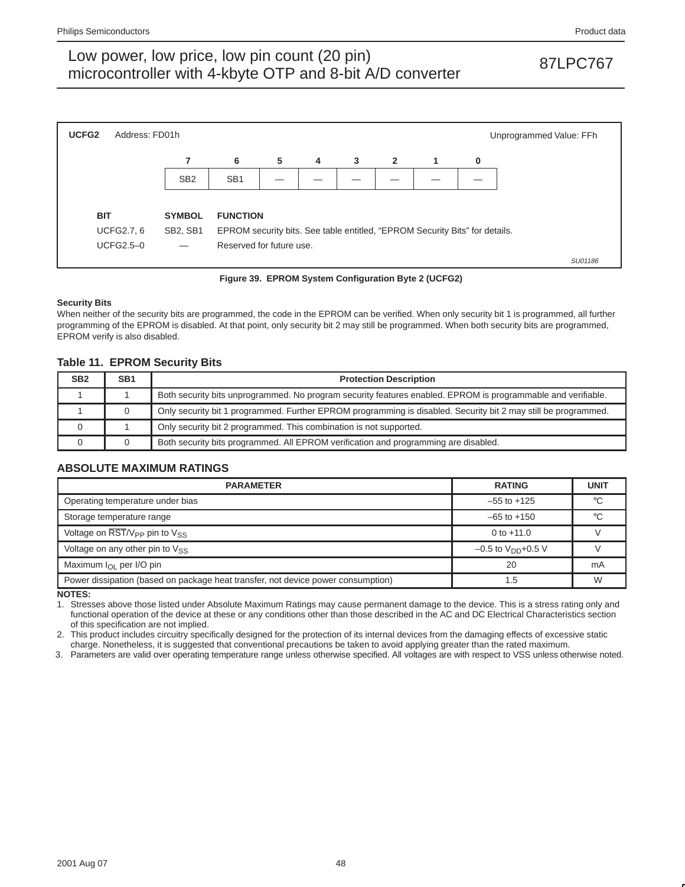**UCFG2** Address: FD01h Unprogrammed Value: FFh

| 7 | 6 | 5 | 4 | 3 | 2 | 1 | 0 |
|---|---|---|---|---|---|---|---|
| SB2 | SB1 | — | — | — | — | — | — |

| BIT | SYMBOL | FUNCTION |
|---|---|---|
| UCFG2.7, 6 | SB2, SB1 | EPROM security bits. See table entitled, “EPROM Security Bits” for details. |
| UCFG2.5–0 | — | Reserved for future use. |

SU01186

**Figure 39. EPROM System Configuration Byte 2 (UCFG2)**

**Security Bits**

When neither of the security bits are programmed, the code in the EPROM can be verified. When only security bit 1 is programmed, all further programming of the EPROM is disabled. At that point, only security bit 2 may still be programmed. When both security bits are programmed, EPROM verify is also disabled.

### Table 11. EPROM Security Bits

| SB2 | SB1 | Protection Description |
|---|---|---|
| 1 | 1 | Both security bits unprogrammed. No program security features enabled. EPROM is programmable and verifiable. |
| 1 | 0 | Only security bit 1 programmed. Further EPROM programming is disabled. Security bit 2 may still be programmed. |
| 0 | 1 | Only security bit 2 programmed. This combination is not supported. |
| 0 | 0 | Both security bits programmed. All EPROM verification and programming are disabled. |

## ABSOLUTE MAXIMUM RATINGS

| PARAMETER | RATING | UNIT |
|---|---|---|
| Operating temperature under bias | –55 to +125 | °C |
| Storage temperature range | –65 to +150 | °C |
| Voltage on $\overline{RST}/V_{PP}$ pin to $V_{SS}$ | 0 to +11.0 | V |
| Voltage on any other pin to $V_{SS}$ | –0.5 to $V_{DD}$+0.5 V | V |
| Maximum $I_{OL}$ per I/O pin | 20 | mA |
| Power dissipation (based on package heat transfer, not device power consumption) | 1.5 | W |

**NOTES:**

1. Stresses above those listed under Absolute Maximum Ratings may cause permanent damage to the device. This is a stress rating only and functional operation of the device at these or any conditions other than those described in the AC and DC Electrical Characteristics section of this specification are not implied.
2. This product includes circuitry specifically designed for the protection of its internal devices from the damaging effects of excessive static charge. Nonetheless, it is suggested that conventional precautions be taken to avoid applying greater than the rated maximum.
3. Parameters are valid over operating temperature range unless otherwise specified. All voltages are with respect to VSS unless otherwise noted.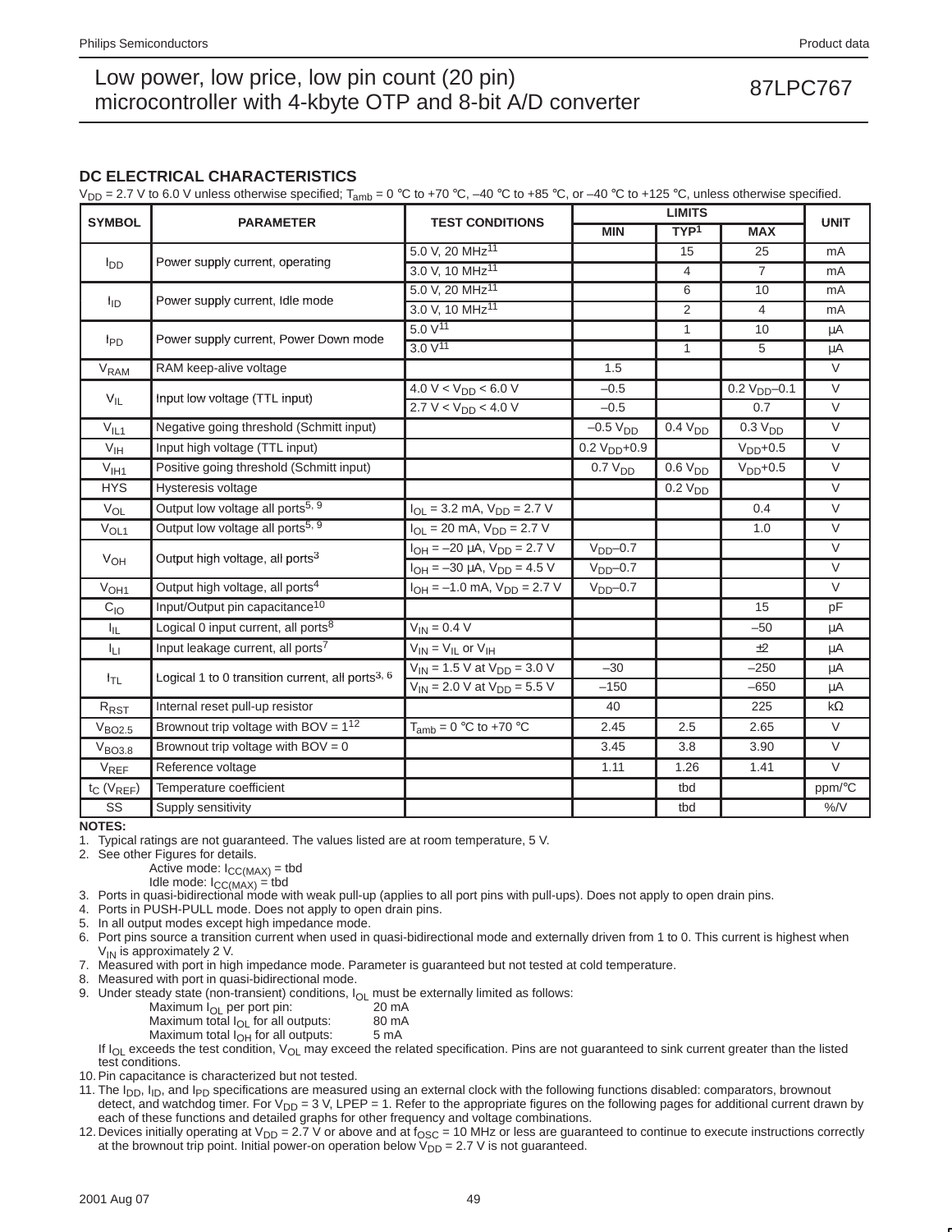## DC ELECTRICAL CHARACTERISTICS

$V_{DD}$ = 2.7 V to 6.0 V unless otherwise specified; $T_{amb}$ = 0 °C to +70 °C, –40 °C to +85 °C, or –40 °C to +125 °C, unless otherwise specified.

| SYMBOL | PARAMETER | TEST CONDITIONS | LIMITS | | | UNIT |
|---|---|---|---|---|---|---|
| | | | MIN | TYP[1] | MAX | |
| $I_{DD}$ | Power supply current, operating | 5.0 V, 20 MHz[11] | | 15 | 25 | mA |
| | | 3.0 V, 10 MHz[11] | | 4 | 7 | mA |
| $I_{ID}$ | Power supply current, Idle mode | 5.0 V, 20 MHz[11] | | 6 | 10 | mA |
| | | 3.0 V, 10 MHz[11] | | 2 | 4 | mA |
| $I_{PD}$ | Power supply current, Power Down mode | 5.0 V[11] | | 1 | 10 | µA |
| | | 3.0 V[11] | | 1 | 5 | µA |
| $V_{RAM}$ | RAM keep-alive voltage | | 1.5 | | | V |
| $V_{IL}$ | Input low voltage (TTL input) | 4.0 V < $V_{DD}$ < 6.0 V | –0.5 | | 0.2 $V_{DD}$–0.1 | V |
| | | 2.7 V < $V_{DD}$ < 4.0 V | –0.5 | | 0.7 | V |
| $V_{IL1}$ | Negative going threshold (Schmitt input) | | –0.5 $V_{DD}$ | 0.4 $V_{DD}$ | 0.3 $V_{DD}$ | V |
| $V_{IH}$ | Input high voltage (TTL input) | | 0.2 $V_{DD}$+0.9 | | $V_{DD}$+0.5 | V |
| $V_{IH1}$ | Positive going threshold (Schmitt input) | | 0.7 $V_{DD}$ | 0.6 $V_{DD}$ | $V_{DD}$+0.5 | V |
| HYS | Hysteresis voltage | | | 0.2 $V_{DD}$ | | V |
| $V_{OL}$ | Output low voltage all ports[5, 9] | $I_{OL}$ = 3.2 mA, $V_{DD}$ = 2.7 V | | | 0.4 | V |
| $V_{OL1}$ | Output low voltage all ports[5, 9] | $I_{OL}$ = 20 mA, $V_{DD}$ = 2.7 V | | | 1.0 | V |
| $V_{OH}$ | Output high voltage, all ports[3] | $I_{OH}$ = –20 µA, $V_{DD}$ = 2.7 V | $V_{DD}$–0.7 | | | V |
| | | $I_{OH}$ = –30 µA, $V_{DD}$ = 4.5 V | $V_{DD}$–0.7 | | | V |
| $V_{OH1}$ | Output high voltage, all ports[4] | $I_{OH}$ = –1.0 mA, $V_{DD}$ = 2.7 V | $V_{DD}$–0.7 | | | V |
| $C_{IO}$ | Input/Output pin capacitance[10] | | | | 15 | pF |
| $I_{IL}$ | Logical 0 input current, all ports[8] | $V_{IN}$ = 0.4 V | | | –50 | µA |
| $I_{LI}$ | Input leakage current, all ports[7] | $V_{IN}$ = $V_{IL}$ or $V_{IH}$ | | | ±2 | µA |
| $I_{TL}$ | Logical 1 to 0 transition current, all ports[3, 6] | $V_{IN}$ = 1.5 V at $V_{DD}$ = 3.0 V | –30 | | –250 | µA |
| | | $V_{IN}$ = 2.0 V at $V_{DD}$ = 5.5 V | –150 | | –650 | µA |
| $R_{RST}$ | Internal reset pull-up resistor | | 40 | | 225 | kΩ |
| $V_{BO2.5}$ | Brownout trip voltage with BOV = 1[12] | $T_{amb}$ = 0 °C to +70 °C | 2.45 | 2.5 | 2.65 | V |
| $V_{BO3.8}$ | Brownout trip voltage with BOV = 0 | | 3.45 | 3.8 | 3.90 | V |
| $V_{REF}$ | Reference voltage | | 1.11 | 1.26 | 1.41 | V |
| $t_C$ ($V_{REF}$) | Temperature coefficient | | | tbd | | ppm/°C |
| SS | Supply sensitivity | | | tbd | | %/V |

**NOTES:**

1. Typical ratings are not guaranteed. The values listed are at room temperature, 5 V.
2. See other Figures for details.
   Active mode: $I_{CC(MAX)}$ = tbd
   Idle mode: $I_{CC(MAX)}$ = tbd
3. Ports in quasi-bidirectional mode with weak pull-up (applies to all port pins with pull-ups). Does not apply to open drain pins.
4. Ports in PUSH-PULL mode. Does not apply to open drain pins.
5. In all output modes except high impedance mode.
6. Port pins source a transition current when used in quasi-bidirectional mode and externally driven from 1 to 0. This current is highest when $V_{IN}$ is approximately 2 V.
7. Measured with port in high impedance mode. Parameter is guaranteed but not tested at cold temperature.
8. Measured with port in quasi-bidirectional mode.
9. Under steady state (non-transient) conditions, $I_{OL}$ must be externally limited as follows:
   Maximum $I_{OL}$ per port pin: 20 mA
   Maximum total $I_{OL}$ for all outputs: 80 mA
   Maximum total $I_{OH}$ for all outputs: 5 mA
   If $I_{OL}$ exceeds the test condition, $V_{OL}$ may exceed the related specification. Pins are not guaranteed to sink current greater than the listed test conditions.
10. Pin capacitance is characterized but not tested.
11. The $I_{DD}$, $I_{ID}$, and $I_{PD}$ specifications are measured using an external clock with the following functions disabled: comparators, brownout detect, and watchdog timer. For $V_{DD}$ = 3 V, LPEP = 1. Refer to the appropriate figures on the following pages for additional current drawn by each of these functions and detailed graphs for other frequency and voltage combinations.
12. Devices initially operating at $V_{DD}$ = 2.7 V or above and at $f_{OSC}$ = 10 MHz or less are guaranteed to continue to execute instructions correctly at the brownout trip point. Initial power-on operation below $V_{DD}$ = 2.7 V is not guaranteed.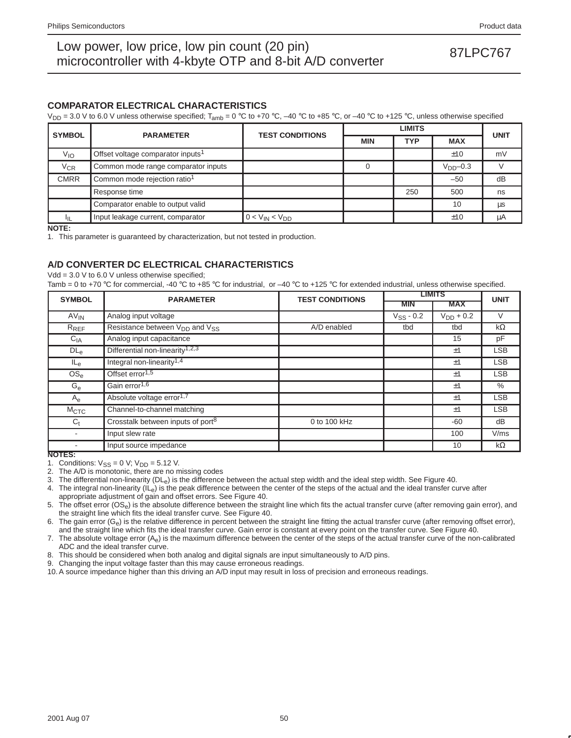## COMPARATOR ELECTRICAL CHARACTERISTICS

$V_{DD}$ = 3.0 V to 6.0 V unless otherwise specified; $T_{amb}$ = 0 °C to +70 °C, –40 °C to +85 °C, or –40 °C to +125 °C, unless otherwise specified

| SYMBOL | PARAMETER | TEST CONDITIONS | LIMITS | | | UNIT |
|---|---|---|---|---|---|---|
| | | | MIN | TYP | MAX | |
| $V_{IO}$ | Offset voltage comparator inputs[1] | | | | ±10 | mV |
| $V_{CR}$ | Common mode range comparator inputs | | 0 | | $V_{DD}$–0.3 | V |
| CMRR | Common mode rejection ratio[1] | | | | –50 | dB |
| | Response time | | | 250 | 500 | ns |
| | Comparator enable to output valid | | | | 10 | µs |
| $I_{IL}$ | Input leakage current, comparator | $0 < V_{IN} < V_{DD}$ | | | ±10 | µA |

**NOTE:**

1. This parameter is guaranteed by characterization, but not tested in production.

## A/D CONVERTER DC ELECTRICAL CHARACTERISTICS

Vdd = 3.0 V to 6.0 V unless otherwise specified;
Tamb = 0 to +70 °C for commercial, -40 °C to +85 °C for industrial, or –40 °C to +125 °C for extended industrial, unless otherwise specified.

| SYMBOL | PARAMETER | TEST CONDITIONS | LIMITS | | UNIT |
|---|---|---|---|---|---|
| | | | MIN | MAX | |
| $AV_{IN}$ | Analog input voltage | | $V_{SS}$ - 0.2 | $V_{DD}$ + 0.2 | V |
| $R_{REF}$ | Resistance between $V_{DD}$ and $V_{SS}$ | A/D enabled | tbd | tbd | kΩ |
| $C_{IA}$ | Analog input capacitance | | | 15 | pF |
| $DL_e$ | Differential non-linearity[1,2,3] | | | ±1 | LSB |
| $IL_e$ | Integral non-linearity[1,4] | | | ±1 | LSB |
| $OS_e$ | Offset error[1,5] | | | ±1 | LSB |
| $G_e$ | Gain error[1,6] | | | ±1 | % |
| $A_e$ | Absolute voltage error[1,7] | | | ±1 | LSB |
| $M_{CTC}$ | Channel-to-channel matching | | | ±1 | LSB |
| $C_t$ | Crosstalk between inputs of port[8] | 0 to 100 kHz | | -60 | dB |
| - | Input slew rate | | | 100 | V/ms |
| - | Input source impedance | | | 10 | kΩ |

**NOTES:**

1. Conditions: $V_{SS}$ = 0 V; $V_{DD}$ = 5.12 V.
2. The A/D is monotonic, there are no missing codes
3. The differential non-linearity ($DL_e$) is the difference between the actual step width and the ideal step width. See Figure 40.
4. The integral non-linearity ($IL_e$) is the peak difference between the center of the steps of the actual and the ideal transfer curve after appropriate adjustment of gain and offset errors. See Figure 40.
5. The offset error ($OS_e$) is the absolute difference between the straight line which fits the actual transfer curve (after removing gain error), and the straight line which fits the ideal transfer curve. See Figure 40.
6. The gain error ($G_e$) is the relative difference in percent between the straight line fitting the actual transfer curve (after removing offset error), and the straight line which fits the ideal transfer curve. Gain error is constant at every point on the transfer curve. See Figure 40.
7. The absolute voltage error ($A_e$) is the maximum difference between the center of the steps of the actual transfer curve of the non-calibrated ADC and the ideal transfer curve.
8. This should be considered when both analog and digital signals are input simultaneously to A/D pins.
9. Changing the input voltage faster than this may cause erroneous readings.
10. A source impedance higher than this driving an A/D input may result in loss of precision and erroneous readings.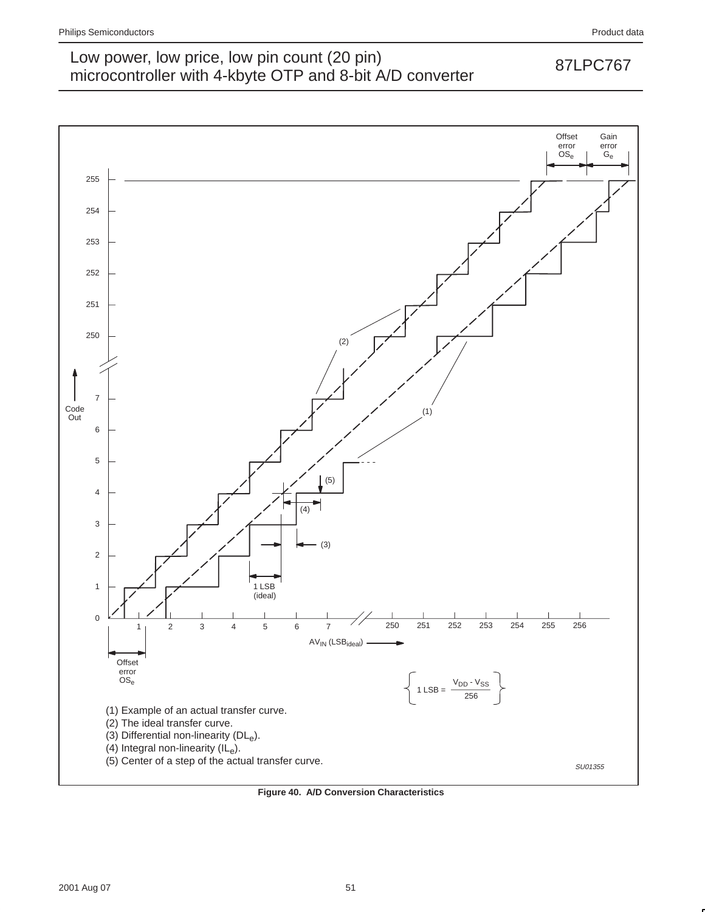Offset error $OS_e$

Gain error $G_e$

255

254

253

252

251

250

7

6

5

4

3

2

1

0

Code Out

(2)

(1)

(5)

(4)

(3)

1 LSB (ideal)

1 2 3 4 5 6 7 250 251 252 253 254 255 256

$AV_{IN}$ ($LSB_{ideal}$)

Offset error $OS_e$

$$1\ \text{LSB} = \frac{V_{DD} - V_{SS}}{256}$$

(1) Example of an actual transfer curve.
(2) The ideal transfer curve.
(3) Differential non-linearity ($DL_e$).
(4) Integral non-linearity ($IL_e$).
(5) Center of a step of the actual transfer curve.

SU01355

**Figure 40. A/D Conversion Characteristics**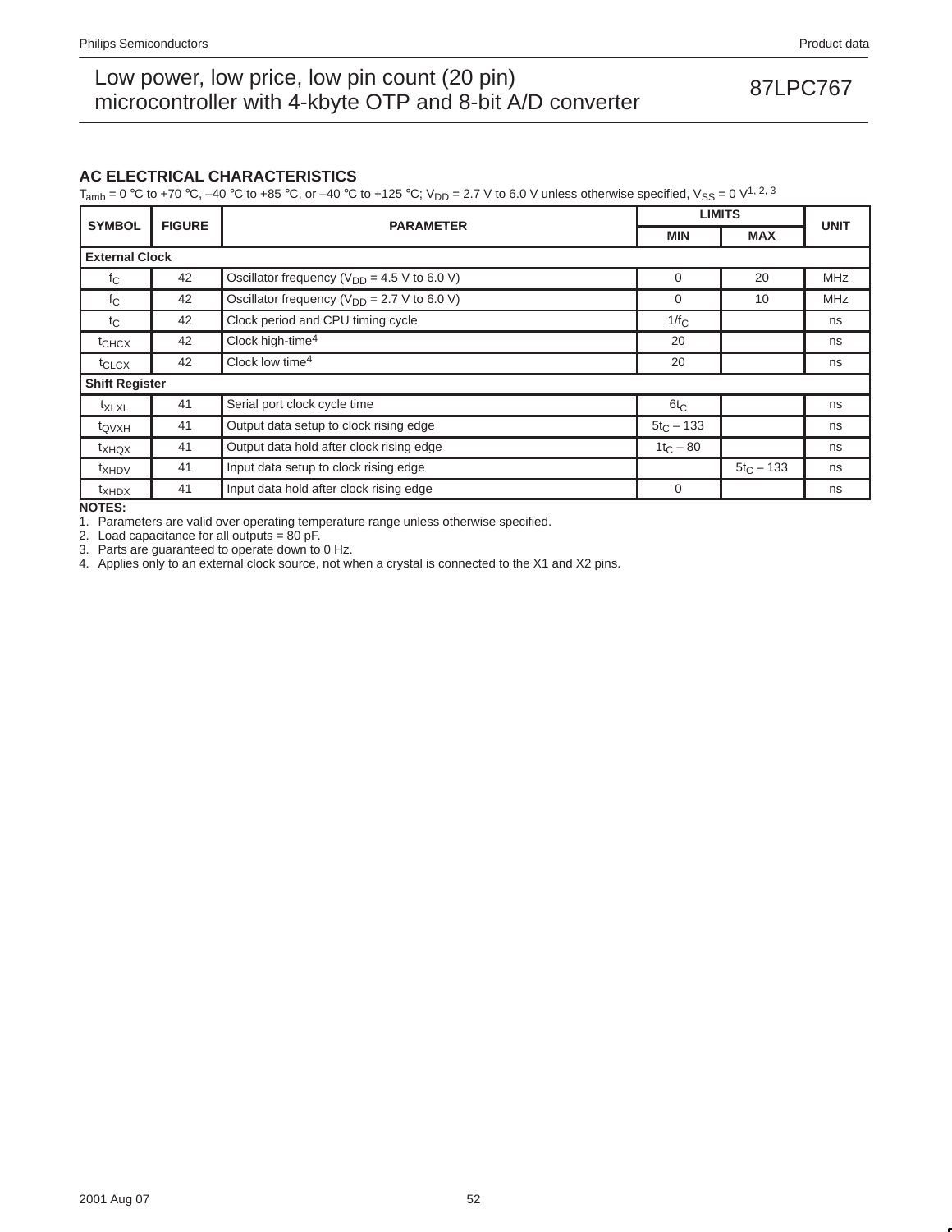## AC ELECTRICAL CHARACTERISTICS

$T_{amb}$ = 0 °C to +70 °C, –40 °C to +85 °C, or –40 °C to +125 °C; $V_{DD}$ = 2.7 V to 6.0 V unless otherwise specified, $V_{SS}$ = 0 V[1, 2, 3]

| SYMBOL | FIGURE | PARAMETER | LIMITS | | UNIT |
|---|---|---|---|---|---|
| | | | MIN | MAX | |
| **External Clock** | | | | | |
| $f_C$ | 42 | Oscillator frequency ($V_{DD}$ = 4.5 V to 6.0 V) | 0 | 20 | MHz |
| $f_C$ | 42 | Oscillator frequency ($V_{DD}$ = 2.7 V to 6.0 V) | 0 | 10 | MHz |
| $t_C$ | 42 | Clock period and CPU timing cycle | $1/f_C$ | | ns |
| $t_{CHCX}$ | 42 | Clock high-time[4] | 20 | | ns |
| $t_{CLCX}$ | 42 | Clock low time[4] | 20 | | ns |
| **Shift Register** | | | | | |
| $t_{XLXL}$ | 41 | Serial port clock cycle time | $6t_C$ | | ns |
| $t_{QVXH}$ | 41 | Output data setup to clock rising edge | $5t_C – 133$ | | ns |
| $t_{XHQX}$ | 41 | Output data hold after clock rising edge | $1t_C – 80$ | | ns |
| $t_{XHDV}$ | 41 | Input data setup to clock rising edge | | $5t_C – 133$ | ns |
| $t_{XHDX}$ | 41 | Input data hold after clock rising edge | 0 | | ns |

**NOTES:**

1. Parameters are valid over operating temperature range unless otherwise specified.
2. Load capacitance for all outputs = 80 pF.
3. Parts are guaranteed to operate down to 0 Hz.
4. Applies only to an external clock source, not when a crystal is connected to the X1 and X2 pins.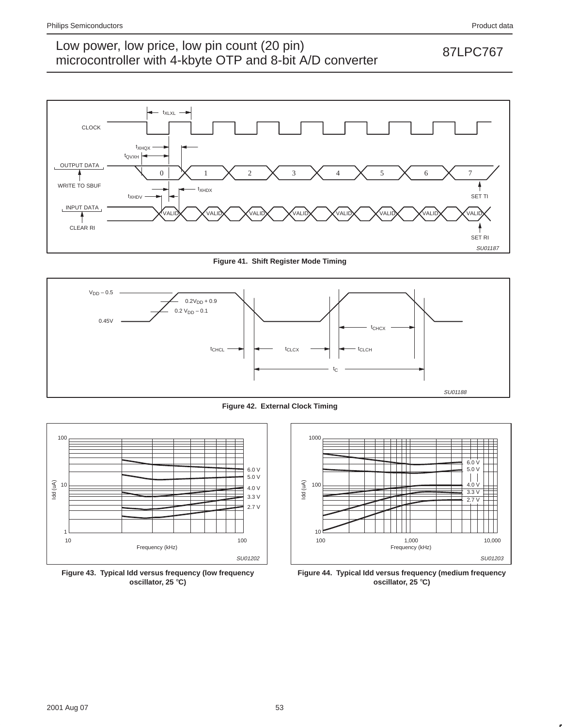CLOCK

$t_{XLXL}$

$t_{XHQX}$

$t_{QVXH}$

OUTPUT DATA

WRITE TO SBUF

0 1 2 3 4 5 6 7

$t_{XHDV}$

$t_{XHDX}$

SET TI

INPUT DATA

CLEAR RI

VALID VALID VALID VALID VALID VALID VALID VALID

SET RI

SU01187

**Figure 41. Shift Register Mode Timing**

$V_{DD} - 0.5$

$0.2V_{DD} + 0.9$

$0.2\ V_{DD} - 0.1$

0.45V

$t_{CHCX}$

$t_{CHCL}$ $t_{CLCX}$ $t_{CLCH}$

$t_C$

SU01188

**Figure 42. External Clock Timing**

100

10

1

Idd (uA)

10 100

Frequency (kHz)

6.0 V
5.0 V
4.0 V
3.3 V
2.7 V

SU01202

**Figure 43. Typical Idd versus frequency (low frequency oscillator, 25 °C)**

1000

100

10

Idd (uA)

100 1,000 10,000

Frequency (kHz)

6.0 V
5.0 V
4.0 V
3.3 V
2.7 V

SU01203

**Figure 44. Typical Idd versus frequency (medium frequency oscillator, 25 °C)**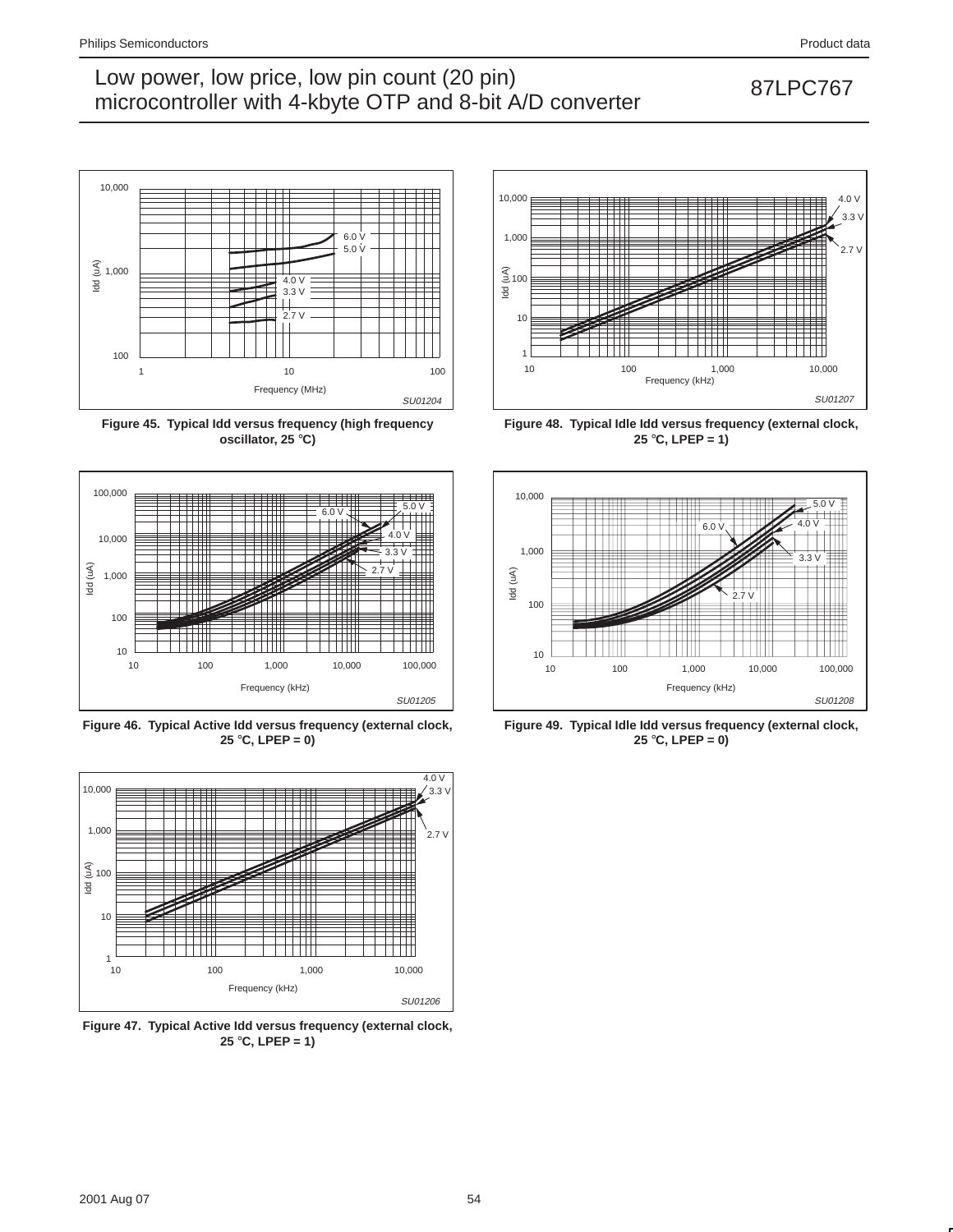10,000
6.0 V
5.0 V
Idd (uA) 1,000
4.0 V
3.3 V
2.7 V
100
1
10
100
Frequency (MHz)
SU01204

**Figure 45. Typical Idd versus frequency (high frequency oscillator, 25 °C)**

100,000
6.0 V
5.0 V
10,000
4.0 V
3.3 V
Idd (uA) 1,000
2.7 V
100
10
10
100
1,000
10,000
100,000
Frequency (kHz)
SU01205

**Figure 46. Typical Active Idd versus frequency (external clock, 25 °C, LPEP = 0)**

4.0 V
10,000
3.3 V
1,000
2.7 V
Idd (uA) 100
10
1
10
100
1,000
10,000
Frequency (kHz)
SU01206

**Figure 47. Typical Active Idd versus frequency (external clock, 25 °C, LPEP = 1)**

10,000
4.0 V
3.3 V
1,000
2.7 V
Idd (uA) 100
10
1
10
100
1,000
10,000
Frequency (kHz)
SU01207

**Figure 48. Typical Idle Idd versus frequency (external clock, 25 °C, LPEP = 1)**

10,000
5.0 V
6.0 V
4.0 V
1,000
3.3 V
Idd (uA)
100
2.7 V
10
10
100
1,000
10,000
100,000
Frequency (kHz)
SU01208

**Figure 49. Typical Idle Idd versus frequency (external clock, 25 °C, LPEP = 0)**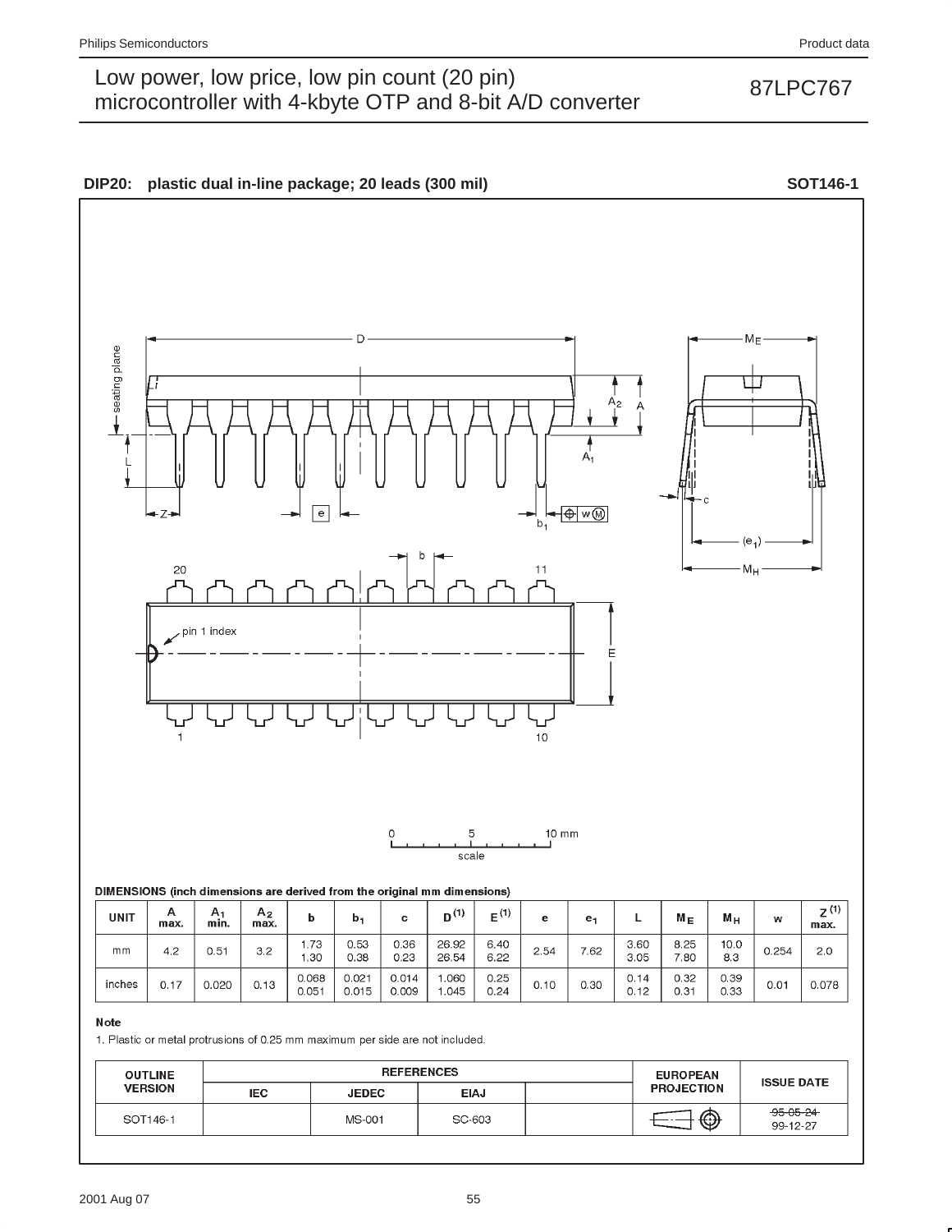## DIP20: plastic dual in-line package; 20 leads (300 mil) SOT146-1

seating plane
D
$A_2$
A
$A_1$
L
Z
e
$b_1$
w M
$M_E$
c
$(e_1)$
$M_H$
b
20
11
pin 1 index
E
1
10

0 5 10 mm
scale

**DIMENSIONS (inch dimensions are derived from the original mm dimensions)**

| UNIT | A max. | $A_1$ min. | $A_2$ max. | b | $b_1$ | c | D [(1)] | E [(1)] | e | $e_1$ | L | $M_E$ | $M_H$ | w | Z [(1)] max. |
|---|---|---|---|---|---|---|---|---|---|---|---|---|---|---|---|
| mm | 4.2 | 0.51 | 3.2 | 1.73<br>1.30 | 0.53<br>0.38 | 0.36<br>0.23 | 26.92<br>26.54 | 6.40<br>6.22 | 2.54 | 7.62 | 3.60<br>3.05 | 8.25<br>7.80 | 10.0<br>8.3 | 0.254 | 2.0 |
| inches | 0.17 | 0.020 | 0.13 | 0.068<br>0.051 | 0.021<br>0.015 | 0.014<br>0.009 | 1.060<br>1.045 | 0.25<br>0.24 | 0.10 | 0.30 | 0.14<br>0.12 | 0.32<br>0.31 | 0.39<br>0.33 | 0.01 | 0.078 |

**Note**

1. Plastic or metal protrusions of 0.25 mm maximum per side are not included.

| OUTLINE VERSION | REFERENCES | | | | EUROPEAN PROJECTION | ISSUE DATE |
|---|---|---|---|---|---|---|
| | IEC | JEDEC | EIAJ | | | |
| SOT146-1 | | MS-001 | SC-603 | | | ~~95-05-24~~<br>99-12-27 |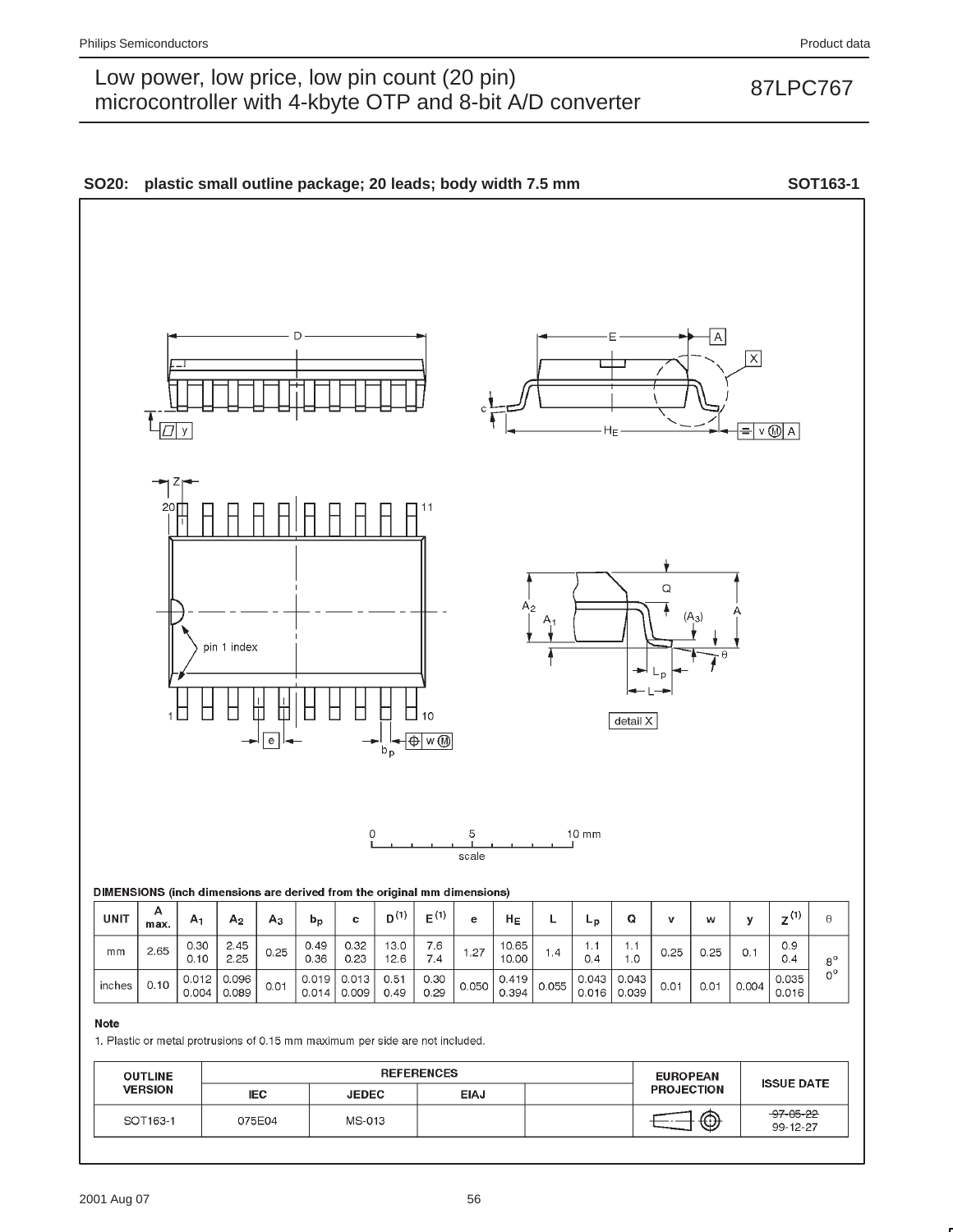## SO20: plastic small outline package; 20 leads; body width 7.5 mm — SOT163-1

D

E

A

X

c

y

$H_E$

v Ⓜ A

Z

20

11

pin 1 index

1

10

e

$b_p$

w Ⓜ

Q

$A_2$

$A_1$

$(A_3)$

A

θ

$L_p$

L

detail X

0 5 10 mm

scale

**DIMENSIONS (inch dimensions are derived from the original mm dimensions)**

| UNIT | A max. | $A_1$ | $A_2$ | $A_3$ | $b_p$ | c | $D^{(1)}$ | $E^{(1)}$ | e | $H_E$ | L | $L_p$ | Q | v | w | y | $Z^{(1)}$ | θ |
|---|---|---|---|---|---|---|---|---|---|---|---|---|---|---|---|---|---|---|
| mm | 2.65 | 0.30<br>0.10 | 2.45<br>2.25 | 0.25 | 0.49<br>0.36 | 0.32<br>0.23 | 13.0<br>12.6 | 7.6<br>7.4 | 1.27 | 10.65<br>10.00 | 1.4 | 1.1<br>0.4 | 1.1<br>1.0 | 0.25 | 0.25 | 0.1 | 0.9<br>0.4 | 8°<br>0° |
| inches | 0.10 | 0.012<br>0.004 | 0.096<br>0.089 | 0.01 | 0.019<br>0.014 | 0.013<br>0.009 | 0.51<br>0.49 | 0.30<br>0.29 | 0.050 | 0.419<br>0.394 | 0.055 | 0.043<br>0.016 | 0.043<br>0.039 | 0.01 | 0.01 | 0.004 | 0.035<br>0.016 | |

**Note**

1. Plastic or metal protrusions of 0.15 mm maximum per side are not included.

| OUTLINE VERSION | REFERENCES | | | | EUROPEAN PROJECTION | ISSUE DATE |
|---|---|---|---|---|---|---|
| | IEC | JEDEC | EIAJ | | | |
| SOT163-1 | 075E04 | MS-013 | | | | ~~97-05-22~~<br>99-12-27 |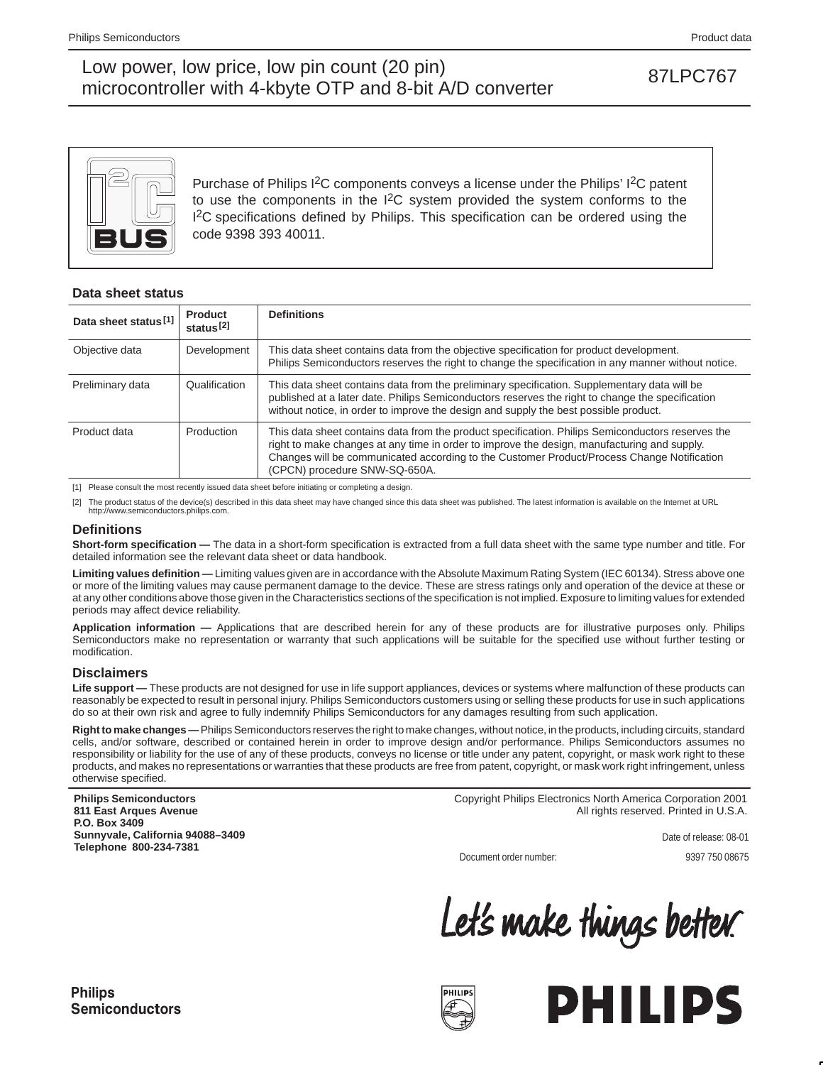Purchase of Philips I2C components conveys a license under the Philips' I2C patent to use the components in the I2C system provided the system conforms to the I2C specifications defined by Philips. This specification can be ordered using the code 9398 393 40011.

## Data sheet status

| Data sheet status [1] | Product status [2] | Definitions |
|---|---|---|
| Objective data | Development | This data sheet contains data from the objective specification for product development. Philips Semiconductors reserves the right to change the specification in any manner without notice. |
| Preliminary data | Qualification | This data sheet contains data from the preliminary specification. Supplementary data will be published at a later date. Philips Semiconductors reserves the right to change the specification without notice, in order to improve the design and supply the best possible product. |
| Product data | Production | This data sheet contains data from the product specification. Philips Semiconductors reserves the right to make changes at any time in order to improve the design, manufacturing and supply. Changes will be communicated according to the Customer Product/Process Change Notification (CPCN) procedure SNW-SQ-650A. |

[1] Please consult the most recently issued data sheet before initiating or completing a design.

[2] The product status of the device(s) described in this data sheet may have changed since this data sheet was published. The latest information is available on the Internet at URL http://www.semiconductors.philips.com.

## Definitions

**Short-form specification —** The data in a short-form specification is extracted from a full data sheet with the same type number and title. For detailed information see the relevant data sheet or data handbook.

**Limiting values definition —** Limiting values given are in accordance with the Absolute Maximum Rating System (IEC 60134). Stress above one or more of the limiting values may cause permanent damage to the device. These are stress ratings only and operation of the device at these or at any other conditions above those given in the Characteristics sections of the specification is not implied. Exposure to limiting values for extended periods may affect device reliability.

**Application information —** Applications that are described herein for any of these products are for illustrative purposes only. Philips Semiconductors make no representation or warranty that such applications will be suitable for the specified use without further testing or modification.

## Disclaimers

**Life support —** These products are not designed for use in life support appliances, devices or systems where malfunction of these products can reasonably be expected to result in personal injury. Philips Semiconductors customers using or selling these products for use in such applications do so at their own risk and agree to fully indemnify Philips Semiconductors for any damages resulting from such application.

**Right to make changes —** Philips Semiconductors reserves the right to make changes, without notice, in the products, including circuits, standard cells, and/or software, described or contained herein in order to improve design and/or performance. Philips Semiconductors assumes no responsibility or liability for the use of any of these products, conveys no license or title under any patent, copyright, or mask work right to these products, and makes no representations or warranties that these products are free from patent, copyright, or mask work right infringement, unless otherwise specified.

**Philips Semiconductors**
**811 East Arques Avenue**
**P.O. Box 3409**
**Sunnyvale, California 94088–3409**
**Telephone 800-234-7381**

Copyright Philips Electronics North America Corporation 2001
All rights reserved. Printed in U.S.A.

Date of release: 08-01

Document order number: 9397 750 08675

Let's make things better.

**Philips Semiconductors**

PHILIPS